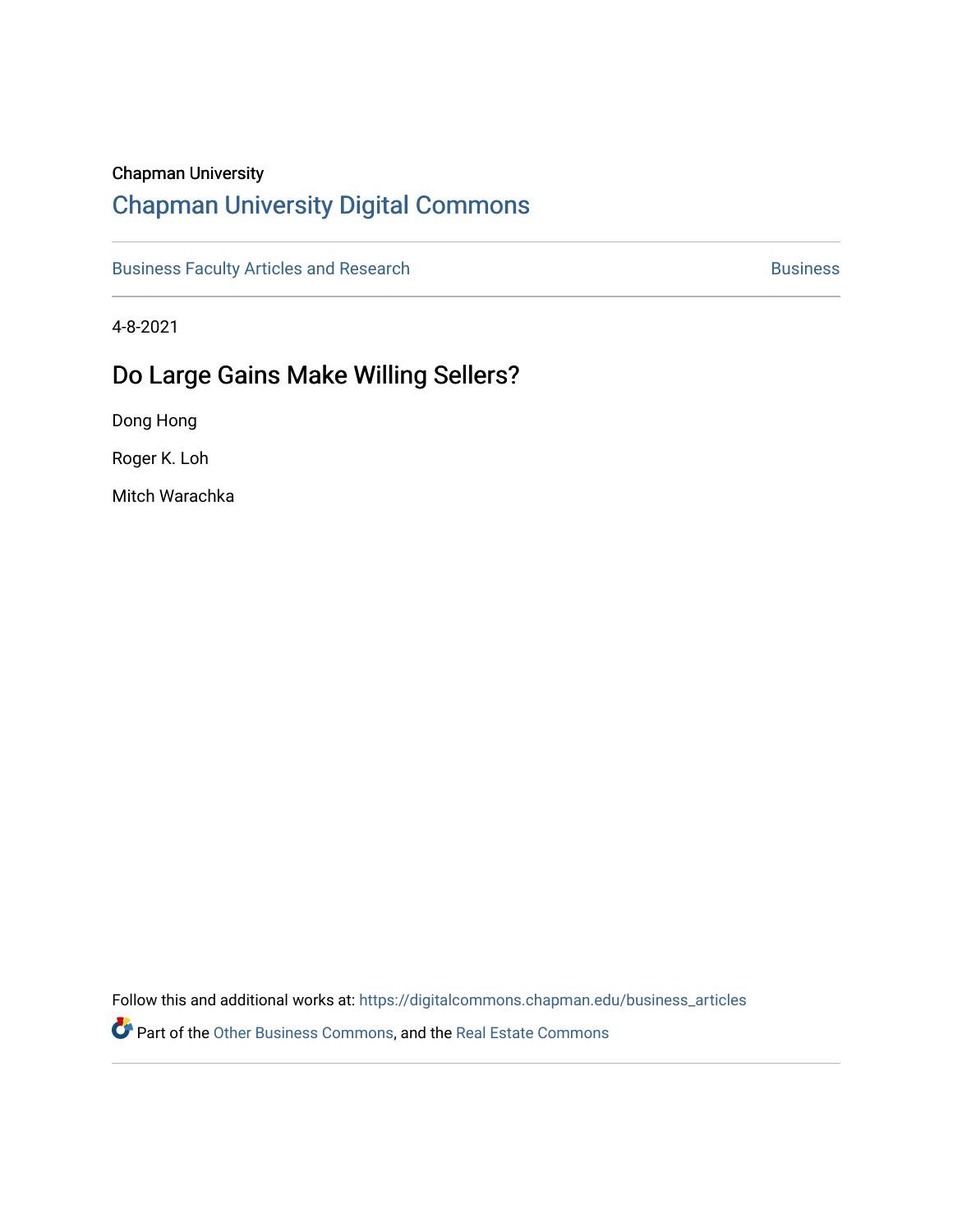Chapman University

# Chapman University Digital Commons

Business Faculty Articles and Research | Business

4-8-2021

## Do Large Gains Make Willing Sellers?

Dong Hong

Roger K. Loh

Mitch Warachka

Follow this and additional works at: https://digitalcommons.chapman.edu/business_articles

Part of the Other Business Commons, and the Real Estate Commons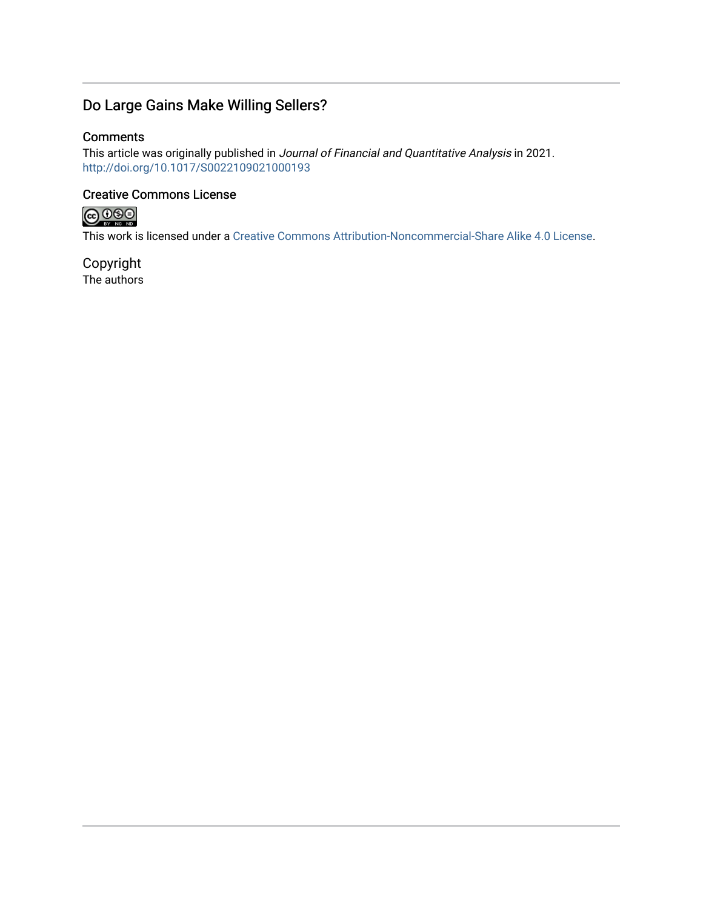## Do Large Gains Make Willing Sellers?

### Comments

This article was originally published in *Journal of Financial and Quantitative Analysis* in 2021. http://doi.org/10.1017/S0022109021000193

### Creative Commons License

This work is licensed under a Creative Commons Attribution-Noncommercial-Share Alike 4.0 License.

### Copyright

The authors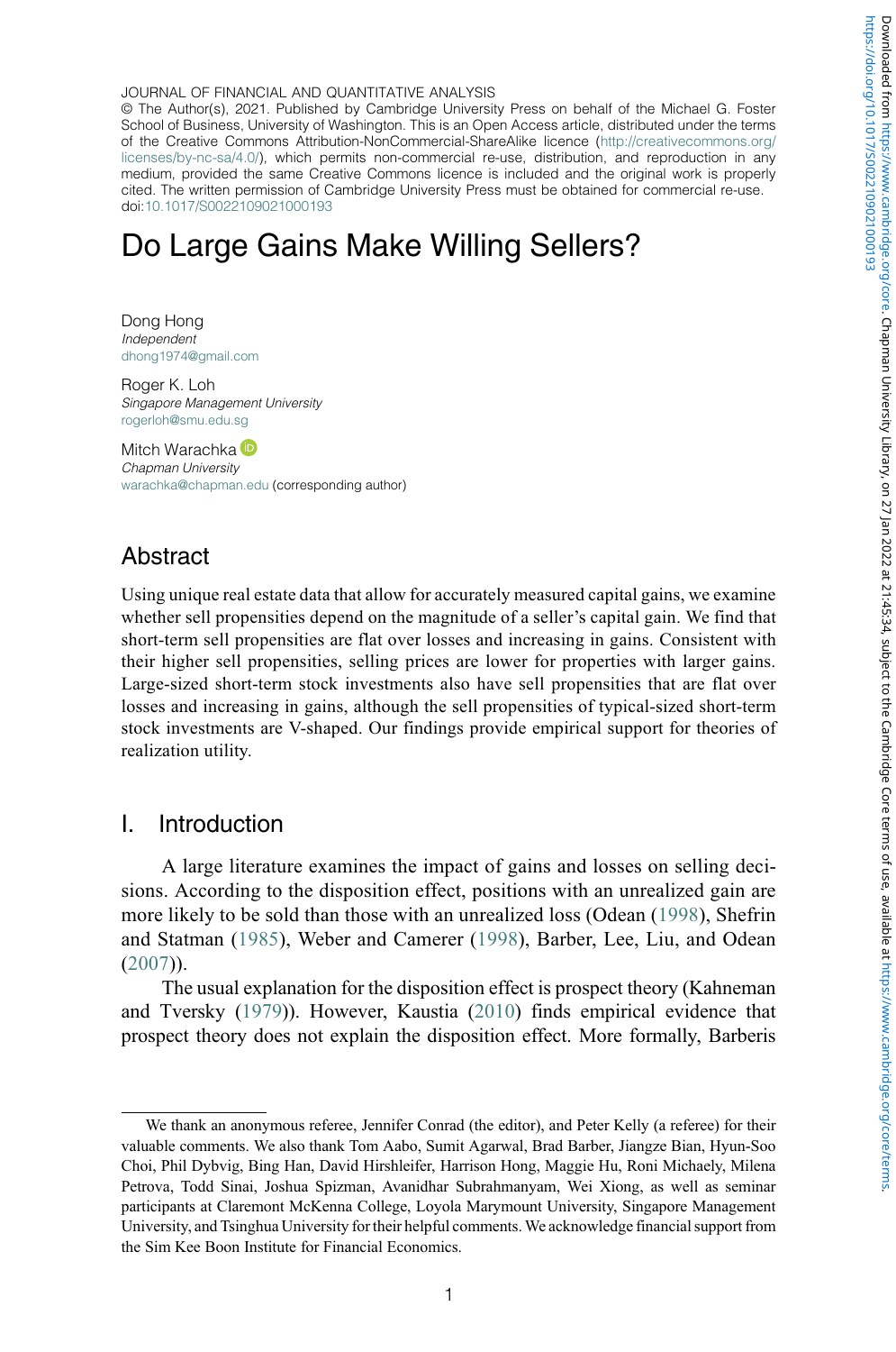JOURNAL OF FINANCIAL AND QUANTITATIVE ANALYSIS
© The Author(s), 2021. Published by Cambridge University Press on behalf of the Michael G. Foster School of Business, University of Washington. This is an Open Access article, distributed under the terms of the Creative Commons Attribution-NonCommercial-ShareAlike licence (http://creativecommons.org/licenses/by-nc-sa/4.0/), which permits non-commercial re-use, distribution, and reproduction in any medium, provided the same Creative Commons licence is included and the original work is properly cited. The written permission of Cambridge University Press must be obtained for commercial re-use.
doi:10.1017/S0022109021000193

# Do Large Gains Make Willing Sellers?

Dong Hong
*Independent*
dhong1974@gmail.com

Roger K. Loh
*Singapore Management University*
rogerloh@smu.edu.sg

Mitch Warachka
*Chapman University*
warachka@chapman.edu (corresponding author)

## Abstract

Using unique real estate data that allow for accurately measured capital gains, we examine whether sell propensities depend on the magnitude of a seller's capital gain. We find that short-term sell propensities are flat over losses and increasing in gains. Consistent with their higher sell propensities, selling prices are lower for properties with larger gains. Large-sized short-term stock investments also have sell propensities that are flat over losses and increasing in gains, although the sell propensities of typical-sized short-term stock investments are V-shaped. Our findings provide empirical support for theories of realization utility.

## I. Introduction

A large literature examines the impact of gains and losses on selling decisions. According to the disposition effect, positions with an unrealized gain are more likely to be sold than those with an unrealized loss (Odean (1998), Shefrin and Statman (1985), Weber and Camerer (1998), Barber, Lee, Liu, and Odean (2007)).

The usual explanation for the disposition effect is prospect theory (Kahneman and Tversky (1979)). However, Kaustia (2010) finds empirical evidence that prospect theory does not explain the disposition effect. More formally, Barberis

---

We thank an anonymous referee, Jennifer Conrad (the editor), and Peter Kelly (a referee) for their valuable comments. We also thank Tom Aabo, Sumit Agarwal, Brad Barber, Jiangze Bian, Hyun-Soo Choi, Phil Dybvig, Bing Han, David Hirshleifer, Harrison Hong, Maggie Hu, Roni Michaely, Milena Petrova, Todd Sinai, Joshua Spizman, Avanidhar Subrahmanyam, Wei Xiong, as well as seminar participants at Claremont McKenna College, Loyola Marymount University, Singapore Management University, and Tsinghua University for their helpful comments. We acknowledge financial support from the Sim Kee Boon Institute for Financial Economics.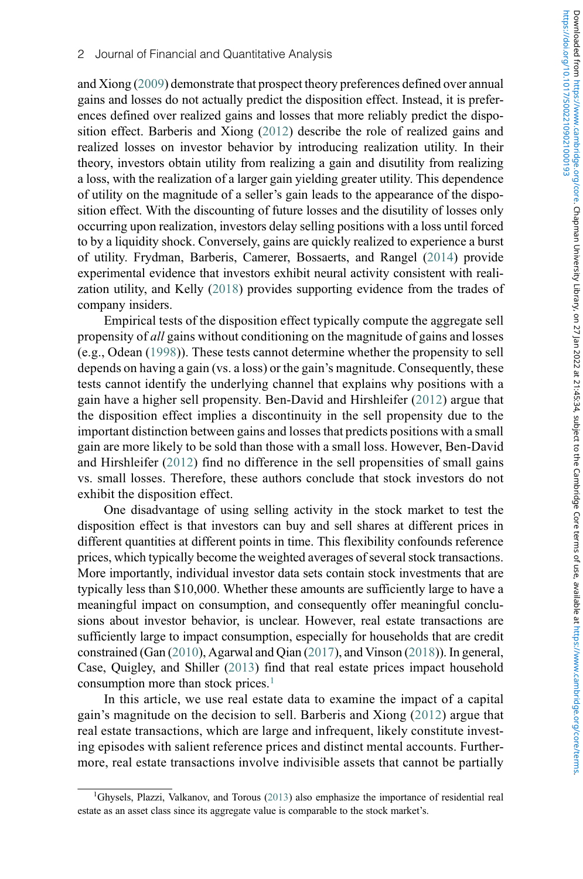and Xiong (2009) demonstrate that prospect theory preferences defined over annual gains and losses do not actually predict the disposition effect. Instead, it is preferences defined over realized gains and losses that more reliably predict the disposition effect. Barberis and Xiong (2012) describe the role of realized gains and realized losses on investor behavior by introducing realization utility. In their theory, investors obtain utility from realizing a gain and disutility from realizing a loss, with the realization of a larger gain yielding greater utility. This dependence of utility on the magnitude of a seller's gain leads to the appearance of the disposition effect. With the discounting of future losses and the disutility of losses only occurring upon realization, investors delay selling positions with a loss until forced to by a liquidity shock. Conversely, gains are quickly realized to experience a burst of utility. Frydman, Barberis, Camerer, Bossaerts, and Rangel (2014) provide experimental evidence that investors exhibit neural activity consistent with realization utility, and Kelly (2018) provides supporting evidence from the trades of company insiders.

Empirical tests of the disposition effect typically compute the aggregate sell propensity of *all* gains without conditioning on the magnitude of gains and losses (e.g., Odean (1998)). These tests cannot determine whether the propensity to sell depends on having a gain (vs. a loss) or the gain's magnitude. Consequently, these tests cannot identify the underlying channel that explains why positions with a gain have a higher sell propensity. Ben-David and Hirshleifer (2012) argue that the disposition effect implies a discontinuity in the sell propensity due to the important distinction between gains and losses that predicts positions with a small gain are more likely to be sold than those with a small loss. However, Ben-David and Hirshleifer (2012) find no difference in the sell propensities of small gains vs. small losses. Therefore, these authors conclude that stock investors do not exhibit the disposition effect.

One disadvantage of using selling activity in the stock market to test the disposition effect is that investors can buy and sell shares at different prices in different quantities at different points in time. This flexibility confounds reference prices, which typically become the weighted averages of several stock transactions. More importantly, individual investor data sets contain stock investments that are typically less than \$10,000. Whether these amounts are sufficiently large to have a meaningful impact on consumption, and consequently offer meaningful conclusions about investor behavior, is unclear. However, real estate transactions are sufficiently large to impact consumption, especially for households that are credit constrained (Gan (2010), Agarwal and Qian (2017), and Vinson (2018)). In general, Case, Quigley, and Shiller (2013) find that real estate prices impact household consumption more than stock prices.[1]

In this article, we use real estate data to examine the impact of a capital gain's magnitude on the decision to sell. Barberis and Xiong (2012) argue that real estate transactions, which are large and infrequent, likely constitute investing episodes with salient reference prices and distinct mental accounts. Furthermore, real estate transactions involve indivisible assets that cannot be partially

[1]Ghysels, Plazzi, Valkanov, and Torous (2013) also emphasize the importance of residential real estate as an asset class since its aggregate value is comparable to the stock market's.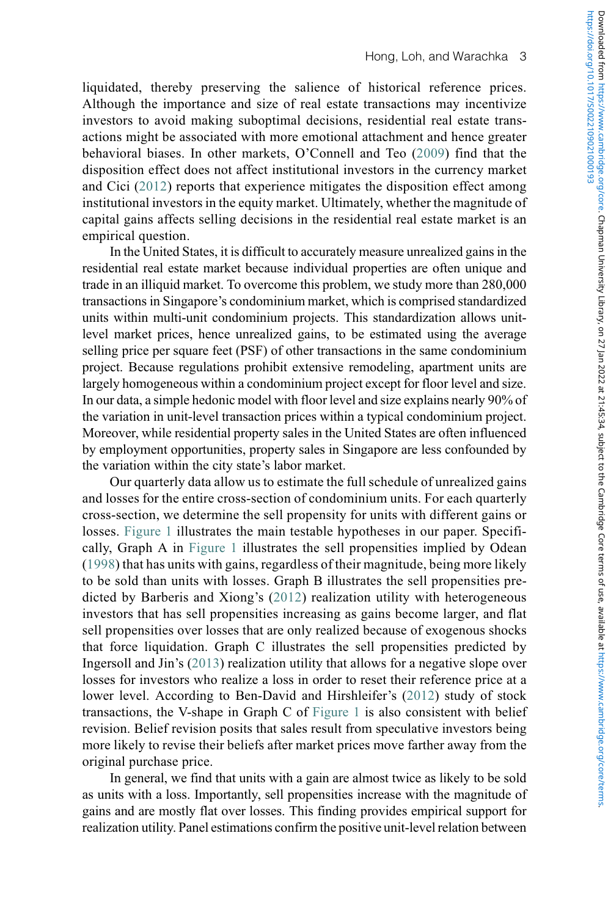liquidated, thereby preserving the salience of historical reference prices. Although the importance and size of real estate transactions may incentivize investors to avoid making suboptimal decisions, residential real estate transactions might be associated with more emotional attachment and hence greater behavioral biases. In other markets, O'Connell and Teo (2009) find that the disposition effect does not affect institutional investors in the currency market and Cici (2012) reports that experience mitigates the disposition effect among institutional investors in the equity market. Ultimately, whether the magnitude of capital gains affects selling decisions in the residential real estate market is an empirical question.

In the United States, it is difficult to accurately measure unrealized gains in the residential real estate market because individual properties are often unique and trade in an illiquid market. To overcome this problem, we study more than 280,000 transactions in Singapore's condominium market, which is comprised standardized units within multi-unit condominium projects. This standardization allows unit-level market prices, hence unrealized gains, to be estimated using the average selling price per square feet (PSF) of other transactions in the same condominium project. Because regulations prohibit extensive remodeling, apartment units are largely homogeneous within a condominium project except for floor level and size. In our data, a simple hedonic model with floor level and size explains nearly 90% of the variation in unit-level transaction prices within a typical condominium project. Moreover, while residential property sales in the United States are often influenced by employment opportunities, property sales in Singapore are less confounded by the variation within the city state's labor market.

Our quarterly data allow us to estimate the full schedule of unrealized gains and losses for the entire cross-section of condominium units. For each quarterly cross-section, we determine the sell propensity for units with different gains or losses. Figure 1 illustrates the main testable hypotheses in our paper. Specifically, Graph A in Figure 1 illustrates the sell propensities implied by Odean (1998) that has units with gains, regardless of their magnitude, being more likely to be sold than units with losses. Graph B illustrates the sell propensities predicted by Barberis and Xiong's (2012) realization utility with heterogeneous investors that has sell propensities increasing as gains become larger, and flat sell propensities over losses that are only realized because of exogenous shocks that force liquidation. Graph C illustrates the sell propensities predicted by Ingersoll and Jin's (2013) realization utility that allows for a negative slope over losses for investors who realize a loss in order to reset their reference price at a lower level. According to Ben-David and Hirshleifer's (2012) study of stock transactions, the V-shape in Graph C of Figure 1 is also consistent with belief revision. Belief revision posits that sales result from speculative investors being more likely to revise their beliefs after market prices move farther away from the original purchase price.

In general, we find that units with a gain are almost twice as likely to be sold as units with a loss. Importantly, sell propensities increase with the magnitude of gains and are mostly flat over losses. This finding provides empirical support for realization utility. Panel estimations confirm the positive unit-level relation between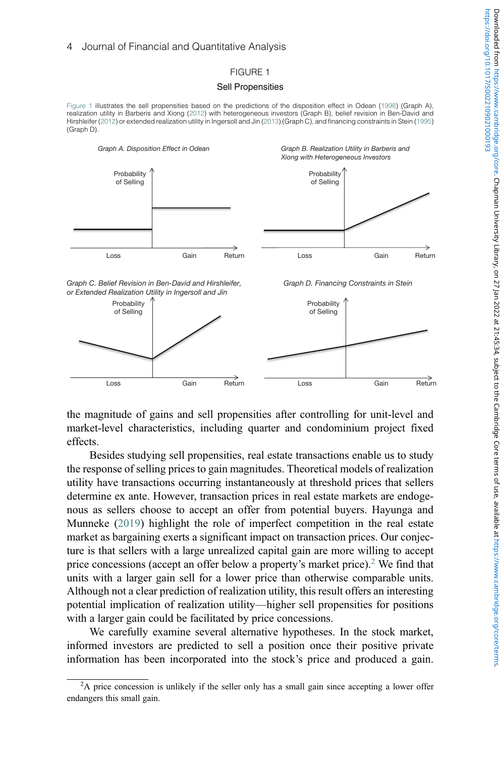FIGURE 1

Sell Propensities

Figure 1 illustrates the sell propensities based on the predictions of the disposition effect in Odean (1998) (Graph A), realization utility in Barberis and Xiong (2012) with heterogeneous investors (Graph B), belief revision in Ben-David and Hirshleifer (2012) or extended realization utility in Ingersoll and Jin (2013) (Graph C), and financing constraints in Stein (1995) (Graph D).

*Graph A. Disposition Effect in Odean*

*Graph B. Realization Utility in Barberis and Xiong with Heterogeneous Investors*

*Graph C. Belief Revision in Ben-David and Hirshleifer, or Extended Realization Utility in Ingersoll and Jin*

*Graph D. Financing Constraints in Stein*

the magnitude of gains and sell propensities after controlling for unit-level and market-level characteristics, including quarter and condominium project fixed effects.

Besides studying sell propensities, real estate transactions enable us to study the response of selling prices to gain magnitudes. Theoretical models of realization utility have transactions occurring instantaneously at threshold prices that sellers determine ex ante. However, transaction prices in real estate markets are endogenous as sellers choose to accept an offer from potential buyers. Hayunga and Munneke (2019) highlight the role of imperfect competition in the real estate market as bargaining exerts a significant impact on transaction prices. Our conjecture is that sellers with a large unrealized capital gain are more willing to accept price concessions (accept an offer below a property's market price).[2] We find that units with a larger gain sell for a lower price than otherwise comparable units. Although not a clear prediction of realization utility, this result offers an interesting potential implication of realization utility—higher sell propensities for positions with a larger gain could be facilitated by price concessions.

We carefully examine several alternative hypotheses. In the stock market, informed investors are predicted to sell a position once their positive private information has been incorporated into the stock's price and produced a gain.

[2]A price concession is unlikely if the seller only has a small gain since accepting a lower offer endangers this small gain.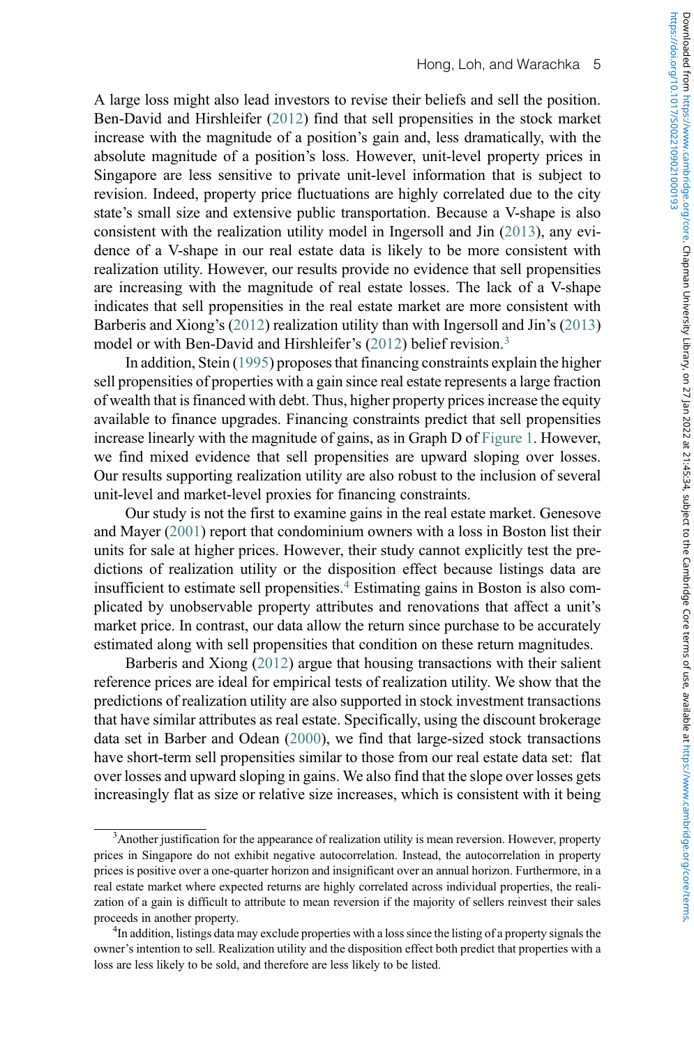A large loss might also lead investors to revise their beliefs and sell the position. Ben-David and Hirshleifer (2012) find that sell propensities in the stock market increase with the magnitude of a position's gain and, less dramatically, with the absolute magnitude of a position's loss. However, unit-level property prices in Singapore are less sensitive to private unit-level information that is subject to revision. Indeed, property price fluctuations are highly correlated due to the city state's small size and extensive public transportation. Because a V-shape is also consistent with the realization utility model in Ingersoll and Jin (2013), any evidence of a V-shape in our real estate data is likely to be more consistent with realization utility. However, our results provide no evidence that sell propensities are increasing with the magnitude of real estate losses. The lack of a V-shape indicates that sell propensities in the real estate market are more consistent with Barberis and Xiong's (2012) realization utility than with Ingersoll and Jin's (2013) model or with Ben-David and Hirshleifer's (2012) belief revision.[3]

In addition, Stein (1995) proposes that financing constraints explain the higher sell propensities of properties with a gain since real estate represents a large fraction of wealth that is financed with debt. Thus, higher property prices increase the equity available to finance upgrades. Financing constraints predict that sell propensities increase linearly with the magnitude of gains, as in Graph D of Figure 1. However, we find mixed evidence that sell propensities are upward sloping over losses. Our results supporting realization utility are also robust to the inclusion of several unit-level and market-level proxies for financing constraints.

Our study is not the first to examine gains in the real estate market. Genesove and Mayer (2001) report that condominium owners with a loss in Boston list their units for sale at higher prices. However, their study cannot explicitly test the predictions of realization utility or the disposition effect because listings data are insufficient to estimate sell propensities.[4] Estimating gains in Boston is also complicated by unobservable property attributes and renovations that affect a unit's market price. In contrast, our data allow the return since purchase to be accurately estimated along with sell propensities that condition on these return magnitudes.

Barberis and Xiong (2012) argue that housing transactions with their salient reference prices are ideal for empirical tests of realization utility. We show that the predictions of realization utility are also supported in stock investment transactions that have similar attributes as real estate. Specifically, using the discount brokerage data set in Barber and Odean (2000), we find that large-sized stock transactions have short-term sell propensities similar to those from our real estate data set: flat over losses and upward sloping in gains. We also find that the slope over losses gets increasingly flat as size or relative size increases, which is consistent with it being

---

[3] Another justification for the appearance of realization utility is mean reversion. However, property prices in Singapore do not exhibit negative autocorrelation. Instead, the autocorrelation in property prices is positive over a one-quarter horizon and insignificant over an annual horizon. Furthermore, in a real estate market where expected returns are highly correlated across individual properties, the realization of a gain is difficult to attribute to mean reversion if the majority of sellers reinvest their sales proceeds in another property.

[4] In addition, listings data may exclude properties with a loss since the listing of a property signals the owner's intention to sell. Realization utility and the disposition effect both predict that properties with a loss are less likely to be sold, and therefore are less likely to be listed.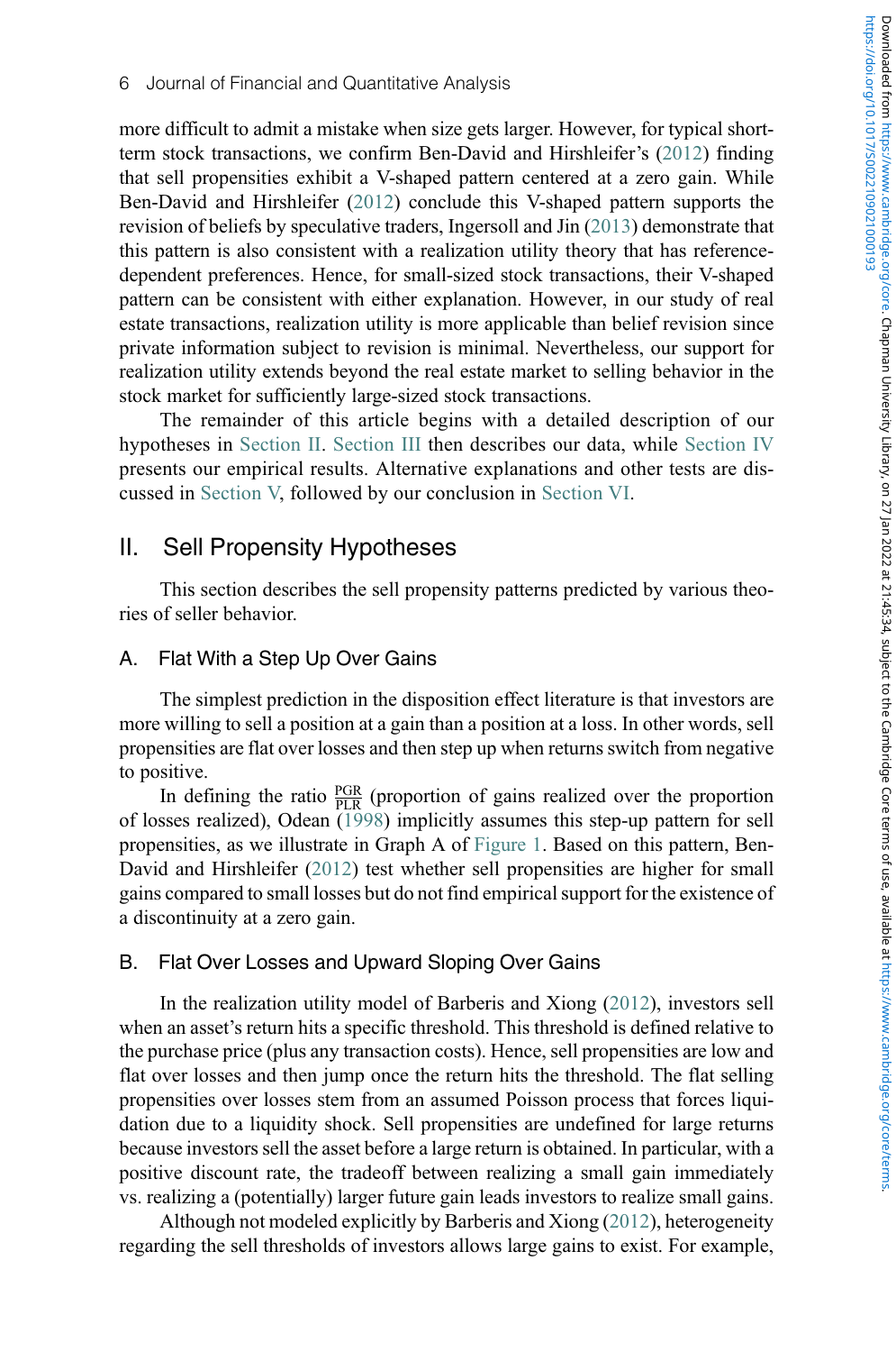more difficult to admit a mistake when size gets larger. However, for typical short-term stock transactions, we confirm Ben-David and Hirshleifer's (2012) finding that sell propensities exhibit a V-shaped pattern centered at a zero gain. While Ben-David and Hirshleifer (2012) conclude this V-shaped pattern supports the revision of beliefs by speculative traders, Ingersoll and Jin (2013) demonstrate that this pattern is also consistent with a realization utility theory that has reference-dependent preferences. Hence, for small-sized stock transactions, their V-shaped pattern can be consistent with either explanation. However, in our study of real estate transactions, realization utility is more applicable than belief revision since private information subject to revision is minimal. Nevertheless, our support for realization utility extends beyond the real estate market to selling behavior in the stock market for sufficiently large-sized stock transactions.

The remainder of this article begins with a detailed description of our hypotheses in Section II. Section III then describes our data, while Section IV presents our empirical results. Alternative explanations and other tests are discussed in Section V, followed by our conclusion in Section VI.

## II. Sell Propensity Hypotheses

This section describes the sell propensity patterns predicted by various theories of seller behavior.

### A. Flat With a Step Up Over Gains

The simplest prediction in the disposition effect literature is that investors are more willing to sell a position at a gain than a position at a loss. In other words, sell propensities are flat over losses and then step up when returns switch from negative to positive.

In defining the ratio $\frac{\text{PGR}}{\text{PLR}}$ (proportion of gains realized over the proportion of losses realized), Odean (1998) implicitly assumes this step-up pattern for sell propensities, as we illustrate in Graph A of Figure 1. Based on this pattern, Ben-David and Hirshleifer (2012) test whether sell propensities are higher for small gains compared to small losses but do not find empirical support for the existence of a discontinuity at a zero gain.

### B. Flat Over Losses and Upward Sloping Over Gains

In the realization utility model of Barberis and Xiong (2012), investors sell when an asset's return hits a specific threshold. This threshold is defined relative to the purchase price (plus any transaction costs). Hence, sell propensities are low and flat over losses and then jump once the return hits the threshold. The flat selling propensities over losses stem from an assumed Poisson process that forces liquidation due to a liquidity shock. Sell propensities are undefined for large returns because investors sell the asset before a large return is obtained. In particular, with a positive discount rate, the tradeoff between realizing a small gain immediately vs. realizing a (potentially) larger future gain leads investors to realize small gains.

Although not modeled explicitly by Barberis and Xiong (2012), heterogeneity regarding the sell thresholds of investors allows large gains to exist. For example,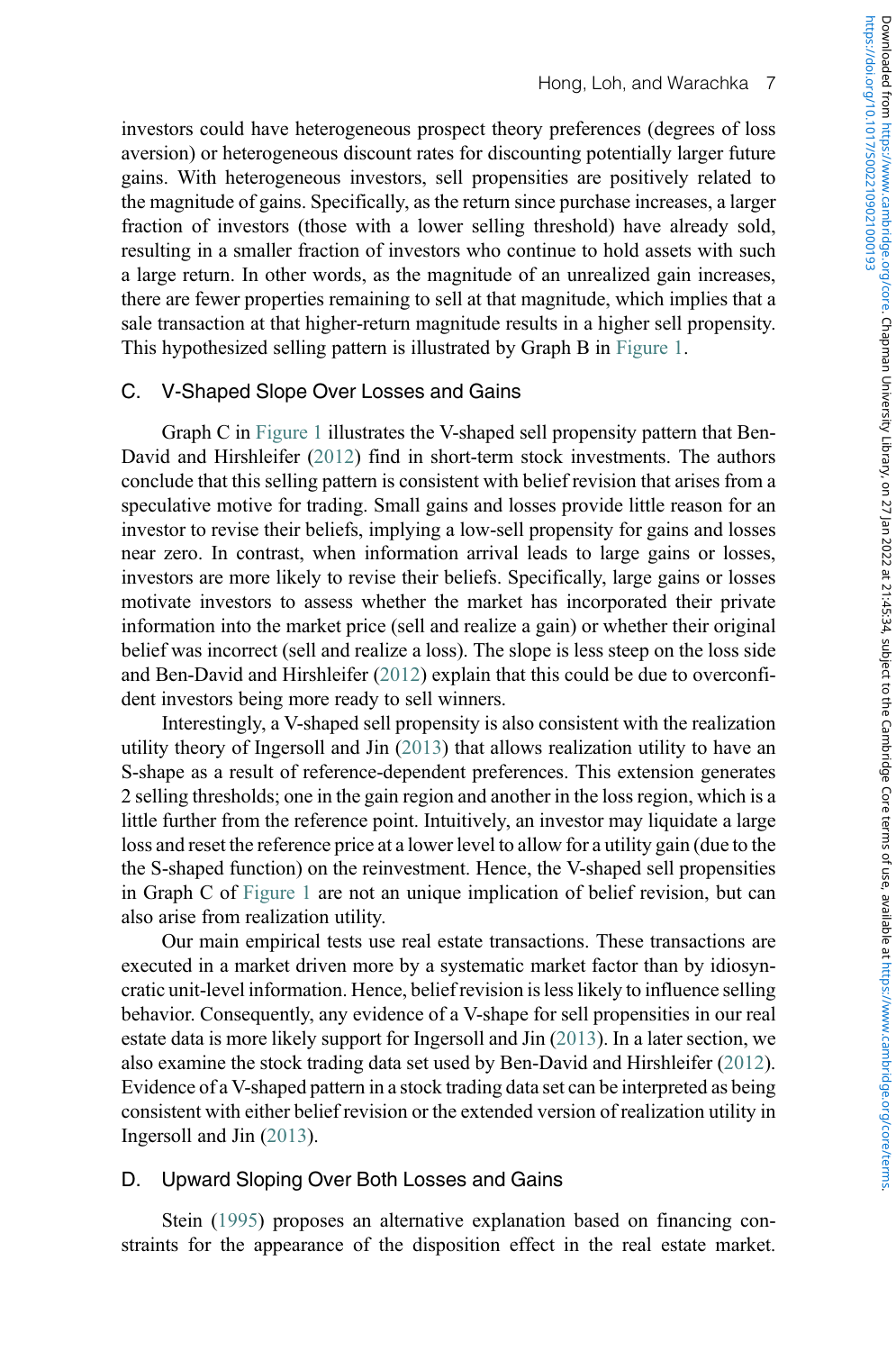investors could have heterogeneous prospect theory preferences (degrees of loss aversion) or heterogeneous discount rates for discounting potentially larger future gains. With heterogeneous investors, sell propensities are positively related to the magnitude of gains. Specifically, as the return since purchase increases, a larger fraction of investors (those with a lower selling threshold) have already sold, resulting in a smaller fraction of investors who continue to hold assets with such a large return. In other words, as the magnitude of an unrealized gain increases, there are fewer properties remaining to sell at that magnitude, which implies that a sale transaction at that higher-return magnitude results in a higher sell propensity. This hypothesized selling pattern is illustrated by Graph B in Figure 1.

## C. V-Shaped Slope Over Losses and Gains

Graph C in Figure 1 illustrates the V-shaped sell propensity pattern that Ben-David and Hirshleifer (2012) find in short-term stock investments. The authors conclude that this selling pattern is consistent with belief revision that arises from a speculative motive for trading. Small gains and losses provide little reason for an investor to revise their beliefs, implying a low-sell propensity for gains and losses near zero. In contrast, when information arrival leads to large gains or losses, investors are more likely to revise their beliefs. Specifically, large gains or losses motivate investors to assess whether the market has incorporated their private information into the market price (sell and realize a gain) or whether their original belief was incorrect (sell and realize a loss). The slope is less steep on the loss side and Ben-David and Hirshleifer (2012) explain that this could be due to overconfident investors being more ready to sell winners.

Interestingly, a V-shaped sell propensity is also consistent with the realization utility theory of Ingersoll and Jin (2013) that allows realization utility to have an S-shape as a result of reference-dependent preferences. This extension generates 2 selling thresholds; one in the gain region and another in the loss region, which is a little further from the reference point. Intuitively, an investor may liquidate a large loss and reset the reference price at a lower level to allow for a utility gain (due to the the S-shaped function) on the reinvestment. Hence, the V-shaped sell propensities in Graph C of Figure 1 are not an unique implication of belief revision, but can also arise from realization utility.

Our main empirical tests use real estate transactions. These transactions are executed in a market driven more by a systematic market factor than by idiosyncratic unit-level information. Hence, belief revision is less likely to influence selling behavior. Consequently, any evidence of a V-shape for sell propensities in our real estate data is more likely support for Ingersoll and Jin (2013). In a later section, we also examine the stock trading data set used by Ben-David and Hirshleifer (2012). Evidence of a V-shaped pattern in a stock trading data set can be interpreted as being consistent with either belief revision or the extended version of realization utility in Ingersoll and Jin (2013).

## D. Upward Sloping Over Both Losses and Gains

Stein (1995) proposes an alternative explanation based on financing constraints for the appearance of the disposition effect in the real estate market.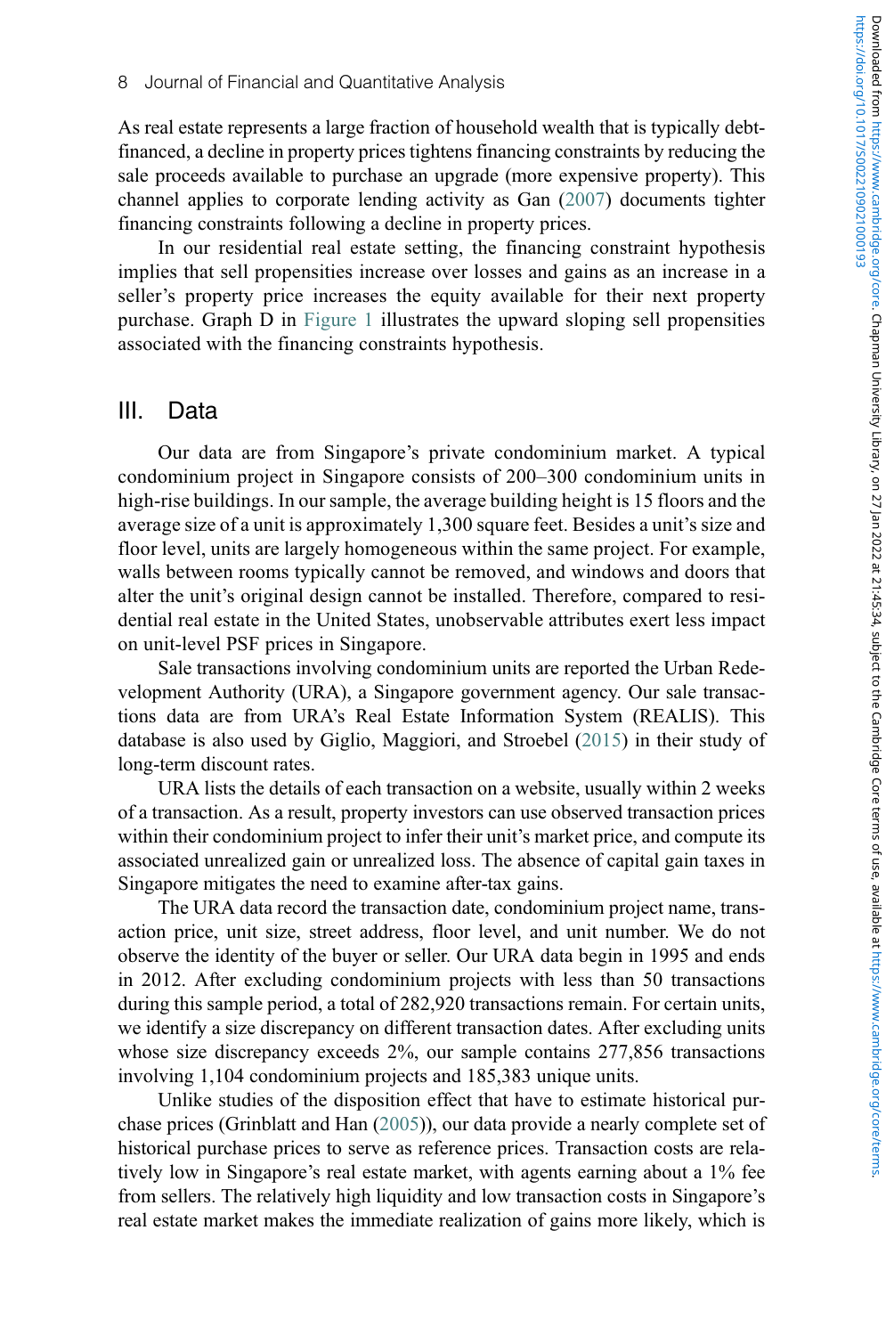As real estate represents a large fraction of household wealth that is typically debt-financed, a decline in property prices tightens financing constraints by reducing the sale proceeds available to purchase an upgrade (more expensive property). This channel applies to corporate lending activity as Gan (2007) documents tighter financing constraints following a decline in property prices.

In our residential real estate setting, the financing constraint hypothesis implies that sell propensities increase over losses and gains as an increase in a seller's property price increases the equity available for their next property purchase. Graph D in Figure 1 illustrates the upward sloping sell propensities associated with the financing constraints hypothesis.

## III. Data

Our data are from Singapore's private condominium market. A typical condominium project in Singapore consists of 200–300 condominium units in high-rise buildings. In our sample, the average building height is 15 floors and the average size of a unit is approximately 1,300 square feet. Besides a unit's size and floor level, units are largely homogeneous within the same project. For example, walls between rooms typically cannot be removed, and windows and doors that alter the unit's original design cannot be installed. Therefore, compared to residential real estate in the United States, unobservable attributes exert less impact on unit-level PSF prices in Singapore.

Sale transactions involving condominium units are reported the Urban Redevelopment Authority (URA), a Singapore government agency. Our sale transactions data are from URA's Real Estate Information System (REALIS). This database is also used by Giglio, Maggiori, and Stroebel (2015) in their study of long-term discount rates.

URA lists the details of each transaction on a website, usually within 2 weeks of a transaction. As a result, property investors can use observed transaction prices within their condominium project to infer their unit's market price, and compute its associated unrealized gain or unrealized loss. The absence of capital gain taxes in Singapore mitigates the need to examine after-tax gains.

The URA data record the transaction date, condominium project name, transaction price, unit size, street address, floor level, and unit number. We do not observe the identity of the buyer or seller. Our URA data begin in 1995 and ends in 2012. After excluding condominium projects with less than 50 transactions during this sample period, a total of 282,920 transactions remain. For certain units, we identify a size discrepancy on different transaction dates. After excluding units whose size discrepancy exceeds 2%, our sample contains 277,856 transactions involving 1,104 condominium projects and 185,383 unique units.

Unlike studies of the disposition effect that have to estimate historical purchase prices (Grinblatt and Han (2005)), our data provide a nearly complete set of historical purchase prices to serve as reference prices. Transaction costs are relatively low in Singapore's real estate market, with agents earning about a 1% fee from sellers. The relatively high liquidity and low transaction costs in Singapore's real estate market makes the immediate realization of gains more likely, which is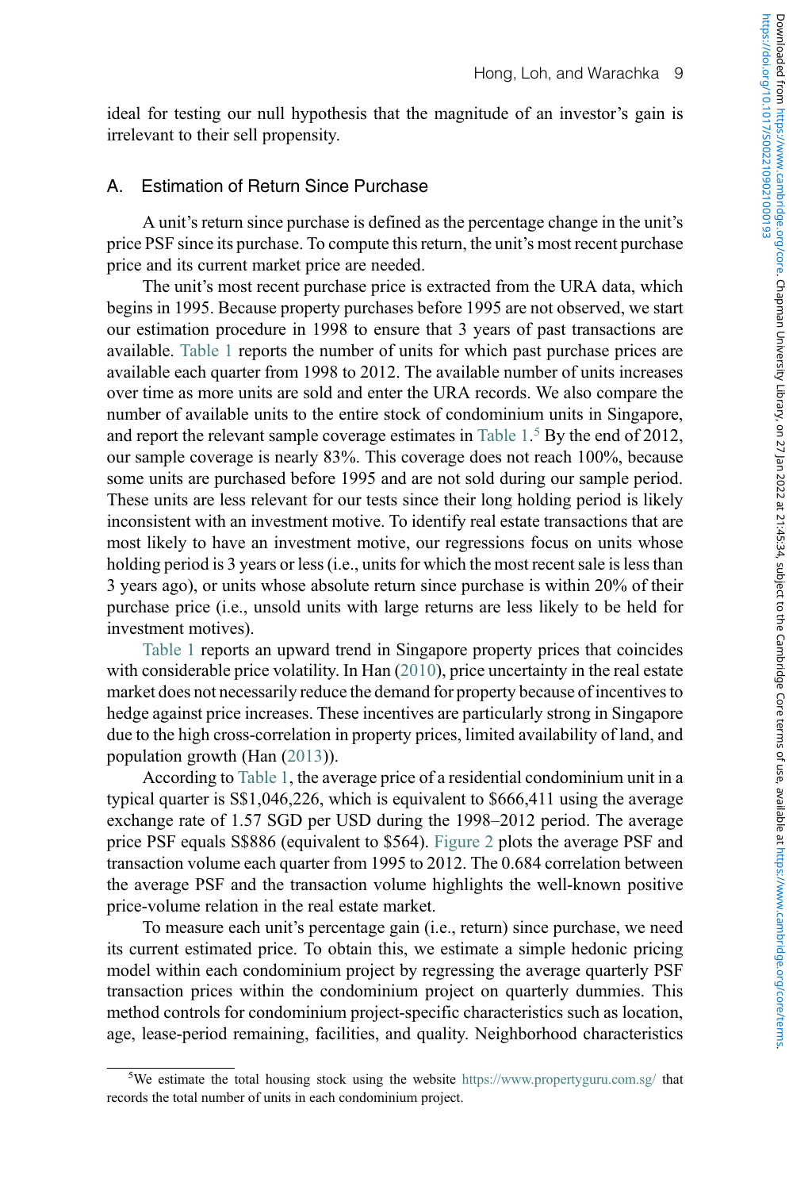ideal for testing our null hypothesis that the magnitude of an investor's gain is irrelevant to their sell propensity.

## A. Estimation of Return Since Purchase

A unit's return since purchase is defined as the percentage change in the unit's price PSF since its purchase. To compute this return, the unit's most recent purchase price and its current market price are needed.

The unit's most recent purchase price is extracted from the URA data, which begins in 1995. Because property purchases before 1995 are not observed, we start our estimation procedure in 1998 to ensure that 3 years of past transactions are available. Table 1 reports the number of units for which past purchase prices are available each quarter from 1998 to 2012. The available number of units increases over time as more units are sold and enter the URA records. We also compare the number of available units to the entire stock of condominium units in Singapore, and report the relevant sample coverage estimates in Table 1.[5] By the end of 2012, our sample coverage is nearly 83%. This coverage does not reach 100%, because some units are purchased before 1995 and are not sold during our sample period. These units are less relevant for our tests since their long holding period is likely inconsistent with an investment motive. To identify real estate transactions that are most likely to have an investment motive, our regressions focus on units whose holding period is 3 years or less (i.e., units for which the most recent sale is less than 3 years ago), or units whose absolute return since purchase is within 20% of their purchase price (i.e., unsold units with large returns are less likely to be held for investment motives).

Table 1 reports an upward trend in Singapore property prices that coincides with considerable price volatility. In Han (2010), price uncertainty in the real estate market does not necessarily reduce the demand for property because of incentives to hedge against price increases. These incentives are particularly strong in Singapore due to the high cross-correlation in property prices, limited availability of land, and population growth (Han (2013)).

According to Table 1, the average price of a residential condominium unit in a typical quarter is S$1,046,226, which is equivalent to $666,411 using the average exchange rate of 1.57 SGD per USD during the 1998–2012 period. The average price PSF equals S$886 (equivalent to $564). Figure 2 plots the average PSF and transaction volume each quarter from 1995 to 2012. The 0.684 correlation between the average PSF and the transaction volume highlights the well-known positive price-volume relation in the real estate market.

To measure each unit's percentage gain (i.e., return) since purchase, we need its current estimated price. To obtain this, we estimate a simple hedonic pricing model within each condominium project by regressing the average quarterly PSF transaction prices within the condominium project on quarterly dummies. This method controls for condominium project-specific characteristics such as location, age, lease-period remaining, facilities, and quality. Neighborhood characteristics

[5]We estimate the total housing stock using the website https://www.propertyguru.com.sg/ that records the total number of units in each condominium project.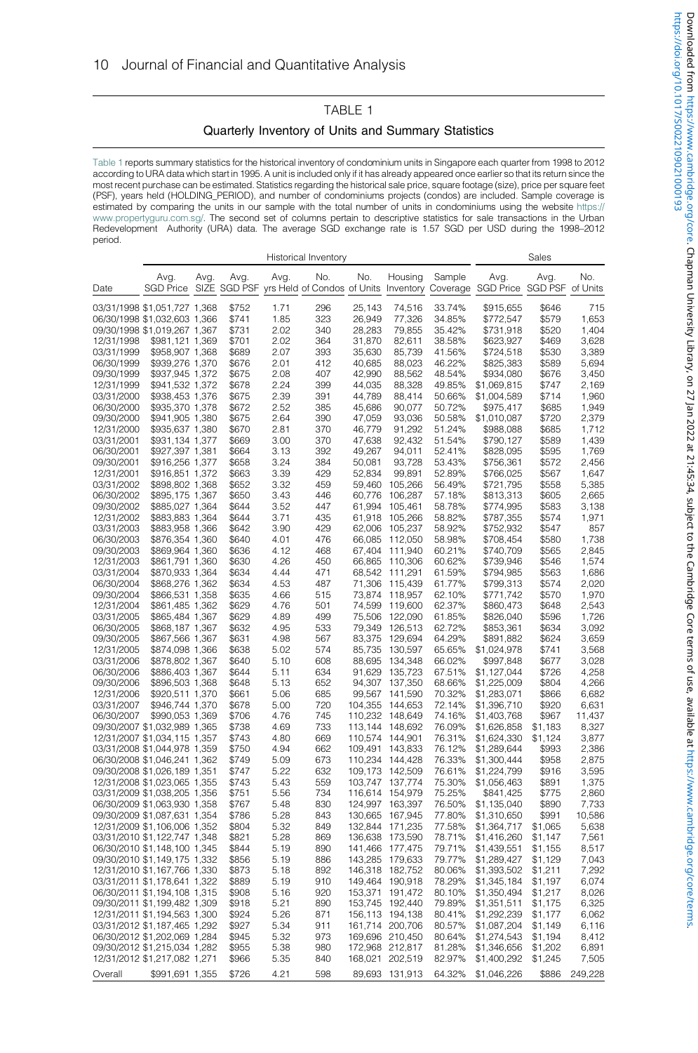## TABLE 1

### Quarterly Inventory of Units and Summary Statistics

Table 1 reports summary statistics for the historical inventory of condominium units in Singapore each quarter from 1998 to 2012 according to URA data which start in 1995. A unit is included only if it has already appeared once earlier so that its return since the most recent purchase can be estimated. Statistics regarding the historical sale price, square footage (size), price per square feet (PSF), years held (HOLDING_PERIOD), and number of condominiums projects (condos) are included. Sample coverage is estimated by comparing the units in our sample with the total number of units in condominiums using the website https://www.propertyguru.com.sg/. The second set of columns pertain to descriptive statistics for sale transactions in the Urban Redevelopment Authority (URA) data. The average SGD exchange rate is 1.57 SGD per USD during the 1998–2012 period.

| | Historical Inventory | | | | | | | | Sales | | |
|---|---|---|---|---|---|---|---|---|---|---|---|
| Date | Avg. SGD Price | Avg. SIZE | Avg. SGD PSF | Avg. yrs Held | No. of Condos | No. of Units | Housing Inventory | Sample Coverage | Avg. SGD Price | Avg. SGD PSF | No. of Units |
| 03/31/1998 | $1,051,727 | 1,368 | $752 | 1.71 | 296 | 25,143 | 74,516 | 33.74% | $915,655 | $646 | 715 |
| 06/30/1998 | $1,032,603 | 1,366 | $741 | 1.85 | 323 | 26,949 | 77,326 | 34.85% | $772,547 | $579 | 1,653 |
| 09/30/1998 | $1,019,267 | 1,367 | $731 | 2.02 | 340 | 28,283 | 79,855 | 35.42% | $731,918 | $520 | 1,404 |
| 12/31/1998 | $981,121 | 1,369 | $701 | 2.02 | 364 | 31,870 | 82,611 | 38.58% | $623,927 | $469 | 3,628 |
| 03/31/1999 | $958,907 | 1,368 | $689 | 2.07 | 393 | 35,630 | 85,739 | 41.56% | $724,518 | $530 | 3,389 |
| 06/30/1999 | $939,276 | 1,370 | $676 | 2.01 | 412 | 40,685 | 88,023 | 46.22% | $825,383 | $589 | 5,694 |
| 09/30/1999 | $937,945 | 1,372 | $675 | 2.08 | 407 | 42,990 | 88,562 | 48.54% | $934,080 | $676 | 3,450 |
| 12/31/1999 | $941,532 | 1,372 | $678 | 2.24 | 399 | 44,035 | 88,328 | 49.85% | $1,069,815 | $747 | 2,169 |
| 03/31/2000 | $938,453 | 1,376 | $675 | 2.39 | 391 | 44,789 | 88,414 | 50.66% | $1,004,589 | $714 | 1,960 |
| 06/30/2000 | $935,370 | 1,378 | $672 | 2.52 | 385 | 45,686 | 90,077 | 50.72% | $975,417 | $685 | 1,949 |
| 09/30/2000 | $941,905 | 1,380 | $675 | 2.64 | 390 | 47,059 | 93,036 | 50.58% | $1,010,087 | $720 | 2,379 |
| 12/31/2000 | $935,637 | 1,380 | $670 | 2.81 | 370 | 46,779 | 91,292 | 51.24% | $988,088 | $685 | 1,712 |
| 03/31/2001 | $931,134 | 1,377 | $669 | 3.00 | 370 | 47,638 | 92,432 | 51.54% | $790,127 | $589 | 1,439 |
| 06/30/2001 | $927,397 | 1,381 | $664 | 3.13 | 392 | 49,267 | 94,011 | 52.41% | $828,095 | $595 | 1,769 |
| 09/30/2001 | $916,256 | 1,377 | $658 | 3.24 | 384 | 50,081 | 93,728 | 53.43% | $756,361 | $572 | 2,456 |
| 12/31/2001 | $916,851 | 1,372 | $663 | 3.39 | 429 | 52,834 | 99,891 | 52.89% | $766,025 | $567 | 1,647 |
| 03/31/2002 | $898,802 | 1,368 | $652 | 3.32 | 459 | 59,460 | 105,266 | 56.49% | $721,795 | $558 | 5,385 |
| 06/30/2002 | $895,175 | 1,367 | $650 | 3.43 | 446 | 60,776 | 106,287 | 57.18% | $813,313 | $605 | 2,665 |
| 09/30/2002 | $885,027 | 1,364 | $644 | 3.52 | 447 | 61,994 | 105,461 | 58.78% | $774,995 | $583 | 3,138 |
| 12/31/2002 | $883,883 | 1,364 | $644 | 3.71 | 435 | 61,918 | 105,266 | 58.82% | $787,355 | $574 | 1,971 |
| 03/31/2003 | $883,958 | 1,366 | $642 | 3.90 | 429 | 62,006 | 105,237 | 58.92% | $752,932 | $547 | 857 |
| 06/30/2003 | $876,354 | 1,360 | $640 | 4.01 | 476 | 66,085 | 112,050 | 58.98% | $708,454 | $580 | 1,738 |
| 09/30/2003 | $869,964 | 1,360 | $636 | 4.12 | 468 | 67,404 | 111,940 | 60.21% | $740,709 | $565 | 2,845 |
| 12/31/2003 | $861,791 | 1,360 | $630 | 4.26 | 450 | 66,865 | 110,306 | 60.62% | $739,946 | $546 | 1,574 |
| 03/31/2004 | $870,933 | 1,364 | $634 | 4.44 | 471 | 68,542 | 111,291 | 61.59% | $794,985 | $563 | 1,686 |
| 06/30/2004 | $868,276 | 1,362 | $634 | 4.53 | 487 | 71,306 | 115,439 | 61.77% | $799,313 | $574 | 2,020 |
| 09/30/2004 | $866,531 | 1,358 | $635 | 4.66 | 515 | 73,874 | 118,957 | 62.10% | $771,742 | $570 | 1,970 |
| 12/31/2004 | $861,485 | 1,362 | $629 | 4.76 | 501 | 74,599 | 119,600 | 62.37% | $860,473 | $648 | 2,543 |
| 03/31/2005 | $865,484 | 1,367 | $629 | 4.89 | 499 | 75,506 | 122,090 | 61.85% | $826,040 | $596 | 1,726 |
| 06/30/2005 | $868,187 | 1,367 | $632 | 4.95 | 533 | 79,349 | 126,513 | 62.72% | $853,361 | $634 | 3,092 |
| 09/30/2005 | $867,566 | 1,367 | $631 | 4.98 | 567 | 83,375 | 129,694 | 64.29% | $891,882 | $624 | 3,659 |
| 12/31/2005 | $874,098 | 1,366 | $638 | 5.02 | 574 | 85,735 | 130,597 | 65.65% | $1,024,978 | $741 | 3,568 |
| 03/31/2006 | $878,802 | 1,367 | $640 | 5.10 | 608 | 88,695 | 134,348 | 66.02% | $997,848 | $677 | 3,028 |
| 06/30/2006 | $886,403 | 1,367 | $644 | 5.11 | 634 | 91,629 | 135,723 | 67.51% | $1,127,044 | $726 | 4,258 |
| 09/30/2006 | $896,503 | 1,368 | $648 | 5.13 | 652 | 94,307 | 137,350 | 68.66% | $1,225,009 | $804 | 4,266 |
| 12/31/2006 | $920,511 | 1,370 | $661 | 5.06 | 685 | 99,567 | 141,590 | 70.32% | $1,283,071 | $866 | 6,682 |
| 03/31/2007 | $946,744 | 1,370 | $678 | 5.00 | 720 | 104,355 | 144,653 | 72.14% | $1,396,710 | $920 | 6,631 |
| 06/30/2007 | $990,053 | 1,369 | $706 | 4.76 | 745 | 110,232 | 148,649 | 74.16% | $1,403,768 | $967 | 11,437 |
| 09/30/2007 | $1,032,989 | 1,365 | $738 | 4.69 | 733 | 113,144 | 148,692 | 76.09% | $1,626,858 | $1,183 | 8,327 |
| 12/31/2007 | $1,034,115 | 1,357 | $743 | 4.80 | 669 | 110,574 | 144,901 | 76.31% | $1,624,330 | $1,124 | 3,877 |
| 03/31/2008 | $1,044,978 | 1,359 | $750 | 4.94 | 662 | 109,491 | 143,833 | 76.12% | $1,289,644 | $993 | 2,386 |
| 06/30/2008 | $1,046,241 | 1,362 | $749 | 5.09 | 673 | 110,234 | 144,428 | 76.33% | $1,300,444 | $958 | 2,875 |
| 09/30/2008 | $1,026,189 | 1,351 | $747 | 5.22 | 632 | 109,173 | 142,509 | 76.61% | $1,224,799 | $916 | 3,595 |
| 12/31/2008 | $1,023,065 | 1,355 | $743 | 5.43 | 559 | 103,747 | 137,774 | 75.30% | $1,056,463 | $891 | 1,375 |
| 03/31/2009 | $1,038,205 | 1,356 | $751 | 5.56 | 734 | 116,614 | 154,979 | 75.25% | $841,425 | $775 | 2,860 |
| 06/30/2009 | $1,063,930 | 1,358 | $767 | 5.48 | 830 | 124,997 | 163,397 | 76.50% | $1,135,040 | $890 | 7,733 |
| 09/30/2009 | $1,087,631 | 1,354 | $786 | 5.28 | 843 | 130,665 | 167,945 | 77.80% | $1,310,650 | $991 | 10,586 |
| 12/31/2009 | $1,106,006 | 1,352 | $804 | 5.32 | 849 | 132,844 | 171,235 | 77.58% | $1,364,717 | $1,065 | 5,638 |
| 03/31/2010 | $1,122,747 | 1,348 | $821 | 5.28 | 869 | 136,638 | 173,590 | 78.71% | $1,416,260 | $1,147 | 7,561 |
| 06/30/2010 | $1,148,100 | 1,345 | $844 | 5.19 | 890 | 141,466 | 177,475 | 79.71% | $1,439,551 | $1,155 | 8,517 |
| 09/30/2010 | $1,149,175 | 1,332 | $856 | 5.19 | 886 | 143,285 | 179,633 | 79.77% | $1,289,427 | $1,129 | 7,043 |
| 12/31/2010 | $1,167,766 | 1,330 | $873 | 5.18 | 892 | 146,318 | 182,752 | 80.06% | $1,393,502 | $1,211 | 7,292 |
| 03/31/2011 | $1,178,641 | 1,322 | $889 | 5.19 | 910 | 149,464 | 190,918 | 78.29% | $1,345,184 | $1,197 | 6,074 |
| 06/30/2011 | $1,194,108 | 1,315 | $908 | 5.16 | 920 | 153,371 | 191,472 | 80.10% | $1,350,494 | $1,217 | 8,026 |
| 09/30/2011 | $1,199,482 | 1,309 | $918 | 5.21 | 890 | 153,745 | 192,440 | 79.89% | $1,351,511 | $1,175 | 6,325 |
| 12/31/2011 | $1,194,563 | 1,300 | $924 | 5.26 | 871 | 156,113 | 194,138 | 80.41% | $1,292,239 | $1,177 | 6,062 |
| 03/31/2012 | $1,187,465 | 1,292 | $927 | 5.34 | 911 | 161,714 | 200,706 | 80.57% | $1,087,204 | $1,149 | 6,116 |
| 06/30/2012 | $1,202,069 | 1,284 | $945 | 5.32 | 973 | 169,696 | 210,450 | 80.64% | $1,274,543 | $1,194 | 8,412 |
| 09/30/2012 | $1,215,034 | 1,282 | $955 | 5.38 | 980 | 172,968 | 212,817 | 81.28% | $1,346,656 | $1,202 | 6,891 |
| 12/31/2012 | $1,217,082 | 1,271 | $966 | 5.35 | 840 | 168,021 | 202,519 | 82.97% | $1,400,292 | $1,245 | 7,505 |
| Overall | $991,691 | 1,355 | $726 | 4.21 | 598 | 89,693 | 131,913 | 64.32% | $1,046,226 | $886 | 249,228 |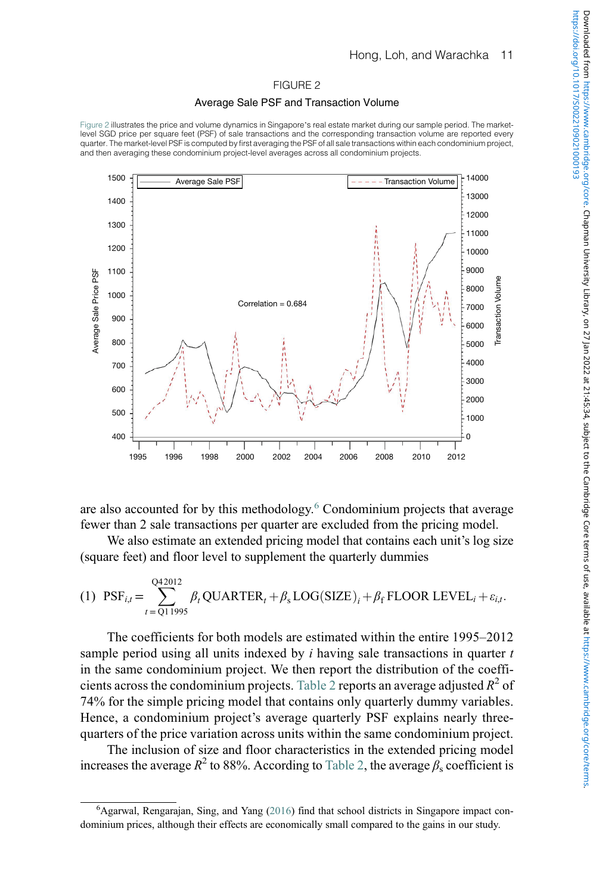FIGURE 2

Average Sale PSF and Transaction Volume

Figure 2 illustrates the price and volume dynamics in Singapore's real estate market during our sample period. The market-level SGD price per square feet (PSF) of sale transactions and the corresponding transaction volume are reported every quarter. The market-level PSF is computed by first averaging the PSF of all sale transactions within each condominium project, and then averaging these condominium project-level averages across all condominium projects.

are also accounted for by this methodology.[6] Condominium projects that average fewer than 2 sale transactions per quarter are excluded from the pricing model.

We also estimate an extended pricing model that contains each unit's log size (square feet) and floor level to supplement the quarterly dummies

$$(1)\quad \text{PSF}_{i,t} = \sum_{t=\text{Q1 1995}}^{\text{Q4 2012}} \beta_t \,\text{QUARTER}_t + \beta_s \,\text{LOG(SIZE)}_i + \beta_f \,\text{FLOOR LEVEL}_i + \varepsilon_{i,t}.$$

The coefficients for both models are estimated within the entire 1995–2012 sample period using all units indexed by $i$ having sale transactions in quarter $t$ in the same condominium project. We then report the distribution of the coefficients across the condominium projects. Table 2 reports an average adjusted $R^2$ of 74% for the simple pricing model that contains only quarterly dummy variables. Hence, a condominium project's average quarterly PSF explains nearly three-quarters of the price variation across units within the same condominium project.

The inclusion of size and floor characteristics in the extended pricing model increases the average $R^2$ to 88%. According to Table 2, the average $\beta_s$ coefficient is

[6] Agarwal, Rengarajan, Sing, and Yang (2016) find that school districts in Singapore impact condominium prices, although their effects are economically small compared to the gains in our study.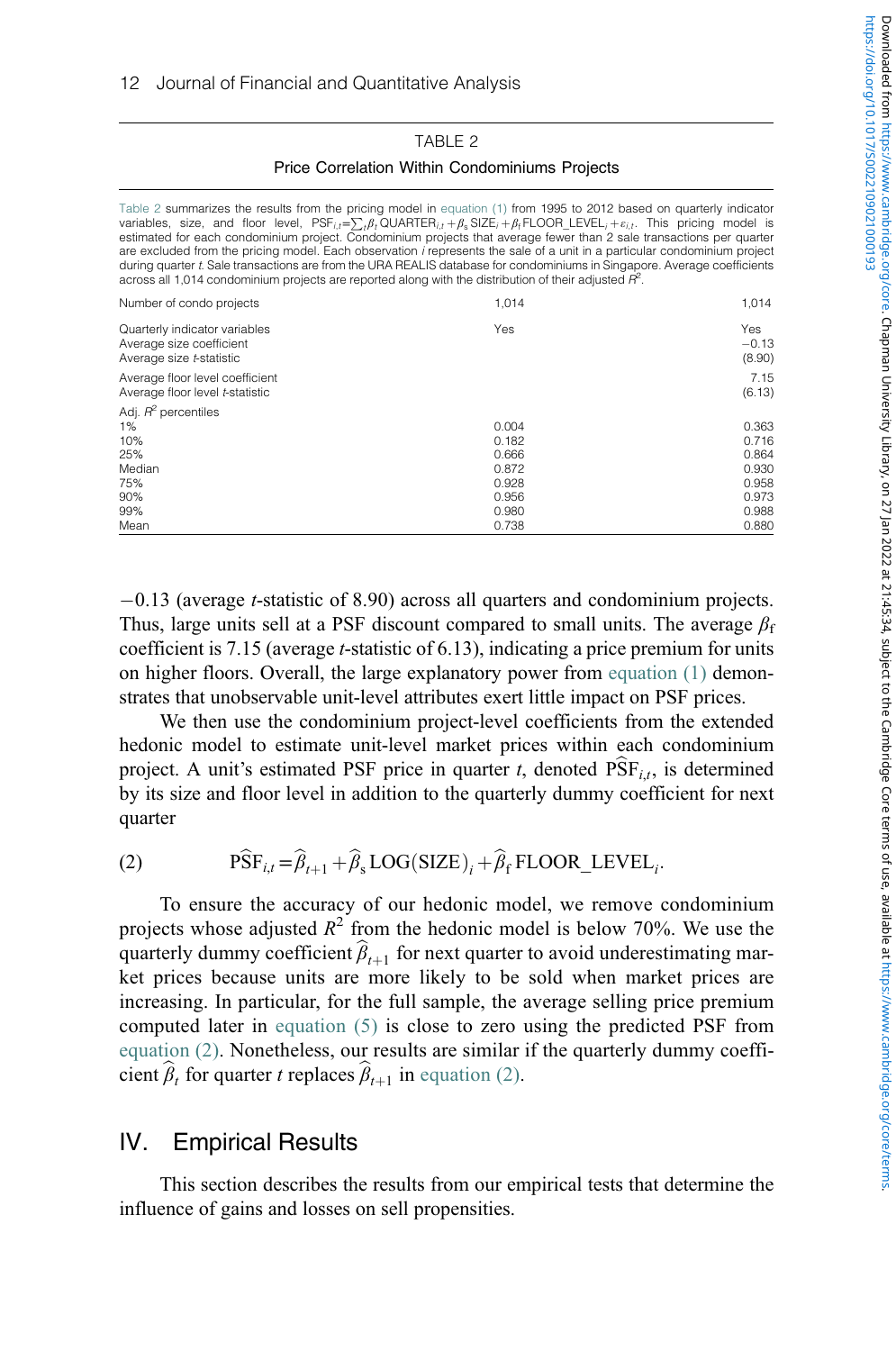TABLE 2

Price Correlation Within Condominiums Projects

Table 2 summarizes the results from the pricing model in equation (1) from 1995 to 2012 based on quarterly indicator variables, size, and floor level, $PSF_{i,t} = \sum_t \beta_t QUARTER_{i,t} + \beta_s SIZE_i + \beta_f FLOOR\_LEVEL_i + \varepsilon_{i,t}$. This pricing model is estimated for each condominium project. Condominium projects that average fewer than 2 sale transactions per quarter are excluded from the pricing model. Each observation $i$ represents the sale of a unit in a particular condominium project during quarter $t$. Sale transactions are from the URA REALIS database for condominiums in Singapore. Average coefficients across all 1,014 condominium projects are reported along with the distribution of their adjusted $R^2$.

| | | |
|---|---|---|
| Number of condo projects | 1,014 | 1,014 |
| Quarterly indicator variables | Yes | Yes |
| Average size coefficient | | −0.13 |
| Average size $t$-statistic | | (8.90) |
| Average floor level coefficient | | 7.15 |
| Average floor level $t$-statistic | | (6.13) |
| Adj. $R^2$ percentiles | | |
| 1% | 0.004 | 0.363 |
| 10% | 0.182 | 0.716 |
| 25% | 0.666 | 0.864 |
| Median | 0.872 | 0.930 |
| 75% | 0.928 | 0.958 |
| 90% | 0.956 | 0.973 |
| 99% | 0.980 | 0.988 |
| Mean | 0.738 | 0.880 |

−0.13 (average $t$-statistic of 8.90) across all quarters and condominium projects. Thus, large units sell at a PSF discount compared to small units. The average $\beta_f$ coefficient is 7.15 (average $t$-statistic of 6.13), indicating a price premium for units on higher floors. Overall, the large explanatory power from equation (1) demonstrates that unobservable unit-level attributes exert little impact on PSF prices.

We then use the condominium project-level coefficients from the extended hedonic model to estimate unit-level market prices within each condominium project. A unit's estimated PSF price in quarter $t$, denoted $\widehat{PSF}_{i,t}$, is determined by its size and floor level in addition to the quarterly dummy coefficient for next quarter

$$(2) \qquad \widehat{PSF}_{i,t} = \widehat{\beta}_{t+1} + \widehat{\beta}_s LOG(SIZE)_i + \widehat{\beta}_f FLOOR\_LEVEL_i.$$

To ensure the accuracy of our hedonic model, we remove condominium projects whose adjusted $R^2$ from the hedonic model is below 70%. We use the quarterly dummy coefficient $\widehat{\beta}_{t+1}$ for next quarter to avoid underestimating market prices because units are more likely to be sold when market prices are increasing. In particular, for the full sample, the average selling price premium computed later in equation (5) is close to zero using the predicted PSF from equation (2). Nonetheless, our results are similar if the quarterly dummy coefficient $\widehat{\beta}_t$ for quarter $t$ replaces $\widehat{\beta}_{t+1}$ in equation (2).

## IV. Empirical Results

This section describes the results from our empirical tests that determine the influence of gains and losses on sell propensities.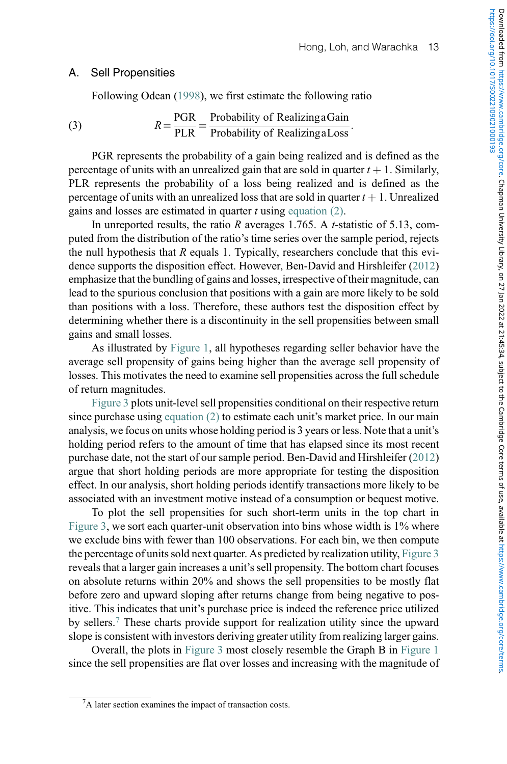## A. Sell Propensities

Following Odean (1998), we first estimate the following ratio

$$R = \frac{\text{PGR}}{\text{PLR}} = \frac{\text{Probability of Realizing a Gain}}{\text{Probability of Realizing a Loss}}. \tag{3}$$

PGR represents the probability of a gain being realized and is defined as the percentage of units with an unrealized gain that are sold in quarter $t+1$. Similarly, PLR represents the probability of a loss being realized and is defined as the percentage of units with an unrealized loss that are sold in quarter $t+1$. Unrealized gains and losses are estimated in quarter $t$ using equation (2).

In unreported results, the ratio $R$ averages 1.765. A $t$-statistic of 5.13, computed from the distribution of the ratio's time series over the sample period, rejects the null hypothesis that $R$ equals 1. Typically, researchers conclude that this evidence supports the disposition effect. However, Ben-David and Hirshleifer (2012) emphasize that the bundling of gains and losses, irrespective of their magnitude, can lead to the spurious conclusion that positions with a gain are more likely to be sold than positions with a loss. Therefore, these authors test the disposition effect by determining whether there is a discontinuity in the sell propensities between small gains and small losses.

As illustrated by Figure 1, all hypotheses regarding seller behavior have the average sell propensity of gains being higher than the average sell propensity of losses. This motivates the need to examine sell propensities across the full schedule of return magnitudes.

Figure 3 plots unit-level sell propensities conditional on their respective return since purchase using equation (2) to estimate each unit's market price. In our main analysis, we focus on units whose holding period is 3 years or less. Note that a unit's holding period refers to the amount of time that has elapsed since its most recent purchase date, not the start of our sample period. Ben-David and Hirshleifer (2012) argue that short holding periods are more appropriate for testing the disposition effect. In our analysis, short holding periods identify transactions more likely to be associated with an investment motive instead of a consumption or bequest motive.

To plot the sell propensities for such short-term units in the top chart in Figure 3, we sort each quarter-unit observation into bins whose width is 1% where we exclude bins with fewer than 100 observations. For each bin, we then compute the percentage of units sold next quarter. As predicted by realization utility, Figure 3 reveals that a larger gain increases a unit's sell propensity. The bottom chart focuses on absolute returns within 20% and shows the sell propensities to be mostly flat before zero and upward sloping after returns change from being negative to positive. This indicates that unit's purchase price is indeed the reference price utilized by sellers.[7] These charts provide support for realization utility since the upward slope is consistent with investors deriving greater utility from realizing larger gains.

Overall, the plots in Figure 3 most closely resemble the Graph B in Figure 1 since the sell propensities are flat over losses and increasing with the magnitude of

[7] A later section examines the impact of transaction costs.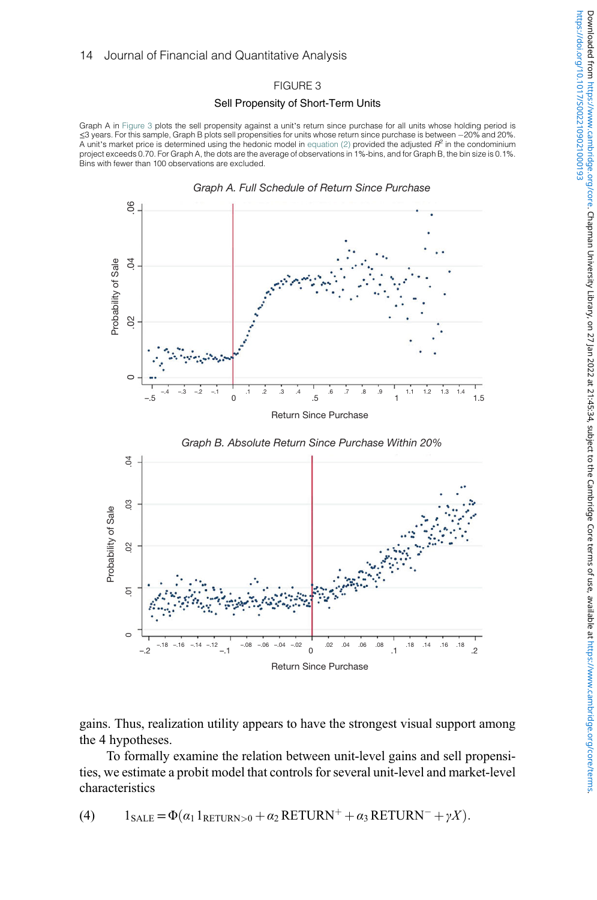FIGURE 3

Sell Propensity of Short-Term Units

Graph A in Figure 3 plots the sell propensity against a unit's return since purchase for all units whose holding period is ≤3 years. For this sample, Graph B plots sell propensities for units whose return since purchase is between −20% and 20%. A unit's market price is determined using the hedonic model in equation (2) provided the adjusted $R^2$ in the condominium project exceeds 0.70. For Graph A, the dots are the average of observations in 1%-bins, and for Graph B, the bin size is 0.1%. Bins with fewer than 100 observations are excluded.

*Graph A. Full Schedule of Return Since Purchase*

*Graph B. Absolute Return Since Purchase Within 20%*

gains. Thus, realization utility appears to have the strongest visual support among the 4 hypotheses.

To formally examine the relation between unit-level gains and sell propensities, we estimate a probit model that controls for several unit-level and market-level characteristics

$$1_{\text{SALE}} = \Phi(\alpha_1 1_{\text{RETURN}>0} + \alpha_2 \text{RETURN}^+ + \alpha_3 \text{RETURN}^- + \gamma X). \tag{4}$$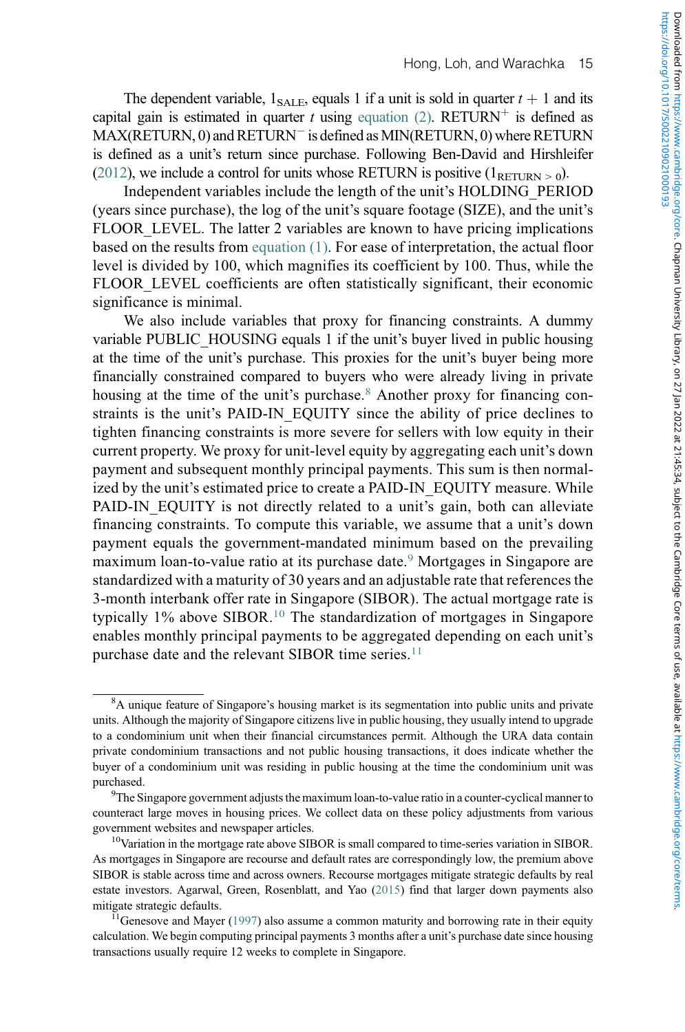The dependent variable, $1_{\text{SALE}}$, equals 1 if a unit is sold in quarter $t+1$ and its capital gain is estimated in quarter $t$ using equation (2). $\text{RETURN}^{+}$ is defined as MAX(RETURN, 0) and $\text{RETURN}^{-}$ is defined as MIN(RETURN, 0) where RETURN is defined as a unit's return since purchase. Following Ben-David and Hirshleifer (2012), we include a control for units whose RETURN is positive ($1_{\text{RETURN} > 0}$).

Independent variables include the length of the unit's HOLDING_PERIOD (years since purchase), the log of the unit's square footage (SIZE), and the unit's FLOOR_LEVEL. The latter 2 variables are known to have pricing implications based on the results from equation (1). For ease of interpretation, the actual floor level is divided by 100, which magnifies its coefficient by 100. Thus, while the FLOOR_LEVEL coefficients are often statistically significant, their economic significance is minimal.

We also include variables that proxy for financing constraints. A dummy variable PUBLIC_HOUSING equals 1 if the unit's buyer lived in public housing at the time of the unit's purchase. This proxies for the unit's buyer being more financially constrained compared to buyers who were already living in private housing at the time of the unit's purchase.[8] Another proxy for financing constraints is the unit's PAID-IN_EQUITY since the ability of price declines to tighten financing constraints is more severe for sellers with low equity in their current property. We proxy for unit-level equity by aggregating each unit's down payment and subsequent monthly principal payments. This sum is then normalized by the unit's estimated price to create a PAID-IN_EQUITY measure. While PAID-IN_EQUITY is not directly related to a unit's gain, both can alleviate financing constraints. To compute this variable, we assume that a unit's down payment equals the government-mandated minimum based on the prevailing maximum loan-to-value ratio at its purchase date.[9] Mortgages in Singapore are standardized with a maturity of 30 years and an adjustable rate that references the 3-month interbank offer rate in Singapore (SIBOR). The actual mortgage rate is typically 1% above SIBOR.[10] The standardization of mortgages in Singapore enables monthly principal payments to be aggregated depending on each unit's purchase date and the relevant SIBOR time series.[11]

---

[8]A unique feature of Singapore's housing market is its segmentation into public units and private units. Although the majority of Singapore citizens live in public housing, they usually intend to upgrade to a condominium unit when their financial circumstances permit. Although the URA data contain private condominium transactions and not public housing transactions, it does indicate whether the buyer of a condominium unit was residing in public housing at the time the condominium unit was purchased.

[9]The Singapore government adjusts the maximum loan-to-value ratio in a counter-cyclical manner to counteract large moves in housing prices. We collect data on these policy adjustments from various government websites and newspaper articles.

[10]Variation in the mortgage rate above SIBOR is small compared to time-series variation in SIBOR. As mortgages in Singapore are recourse and default rates are correspondingly low, the premium above SIBOR is stable across time and across owners. Recourse mortgages mitigate strategic defaults by real estate investors. Agarwal, Green, Rosenblatt, and Yao (2015) find that larger down payments also mitigate strategic defaults.

[11]Genesove and Mayer (1997) also assume a common maturity and borrowing rate in their equity calculation. We begin computing principal payments 3 months after a unit's purchase date since housing transactions usually require 12 weeks to complete in Singapore.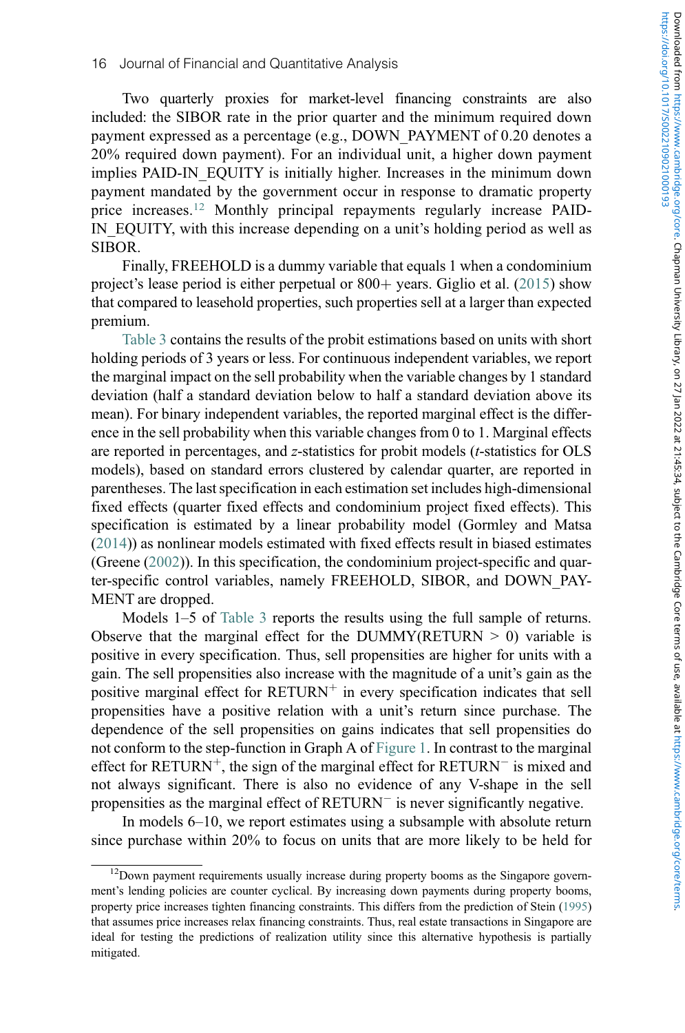Two quarterly proxies for market-level financing constraints are also included: the SIBOR rate in the prior quarter and the minimum required down payment expressed as a percentage (e.g., DOWN_PAYMENT of 0.20 denotes a 20% required down payment). For an individual unit, a higher down payment implies PAID-IN_EQUITY is initially higher. Increases in the minimum down payment mandated by the government occur in response to dramatic property price increases.[12] Monthly principal repayments regularly increase PAID-IN_EQUITY, with this increase depending on a unit's holding period as well as SIBOR.

Finally, FREEHOLD is a dummy variable that equals 1 when a condominium project's lease period is either perpetual or 800+ years. Giglio et al. (2015) show that compared to leasehold properties, such properties sell at a larger than expected premium.

Table 3 contains the results of the probit estimations based on units with short holding periods of 3 years or less. For continuous independent variables, we report the marginal impact on the sell probability when the variable changes by 1 standard deviation (half a standard deviation below to half a standard deviation above its mean). For binary independent variables, the reported marginal effect is the difference in the sell probability when this variable changes from 0 to 1. Marginal effects are reported in percentages, and *z*-statistics for probit models (*t*-statistics for OLS models), based on standard errors clustered by calendar quarter, are reported in parentheses. The last specification in each estimation set includes high-dimensional fixed effects (quarter fixed effects and condominium project fixed effects). This specification is estimated by a linear probability model (Gormley and Matsa (2014)) as nonlinear models estimated with fixed effects result in biased estimates (Greene (2002)). In this specification, the condominium project-specific and quarter-specific control variables, namely FREEHOLD, SIBOR, and DOWN_PAYMENT are dropped.

Models 1–5 of Table 3 reports the results using the full sample of returns. Observe that the marginal effect for the DUMMY(RETURN > 0) variable is positive in every specification. Thus, sell propensities are higher for units with a gain. The sell propensities also increase with the magnitude of a unit's gain as the positive marginal effect for $\text{RETURN}^{+}$ in every specification indicates that sell propensities have a positive relation with a unit's return since purchase. The dependence of the sell propensities on gains indicates that sell propensities do not conform to the step-function in Graph A of Figure 1. In contrast to the marginal effect for $\text{RETURN}^{+}$, the sign of the marginal effect for $\text{RETURN}^{-}$ is mixed and not always significant. There is also no evidence of any V-shape in the sell propensities as the marginal effect of $\text{RETURN}^{-}$ is never significantly negative.

In models 6–10, we report estimates using a subsample with absolute return since purchase within 20% to focus on units that are more likely to be held for

[12] Down payment requirements usually increase during property booms as the Singapore government's lending policies are counter cyclical. By increasing down payments during property booms, property price increases tighten financing constraints. This differs from the prediction of Stein (1995) that assumes price increases relax financing constraints. Thus, real estate transactions in Singapore are ideal for testing the predictions of realization utility since this alternative hypothesis is partially mitigated.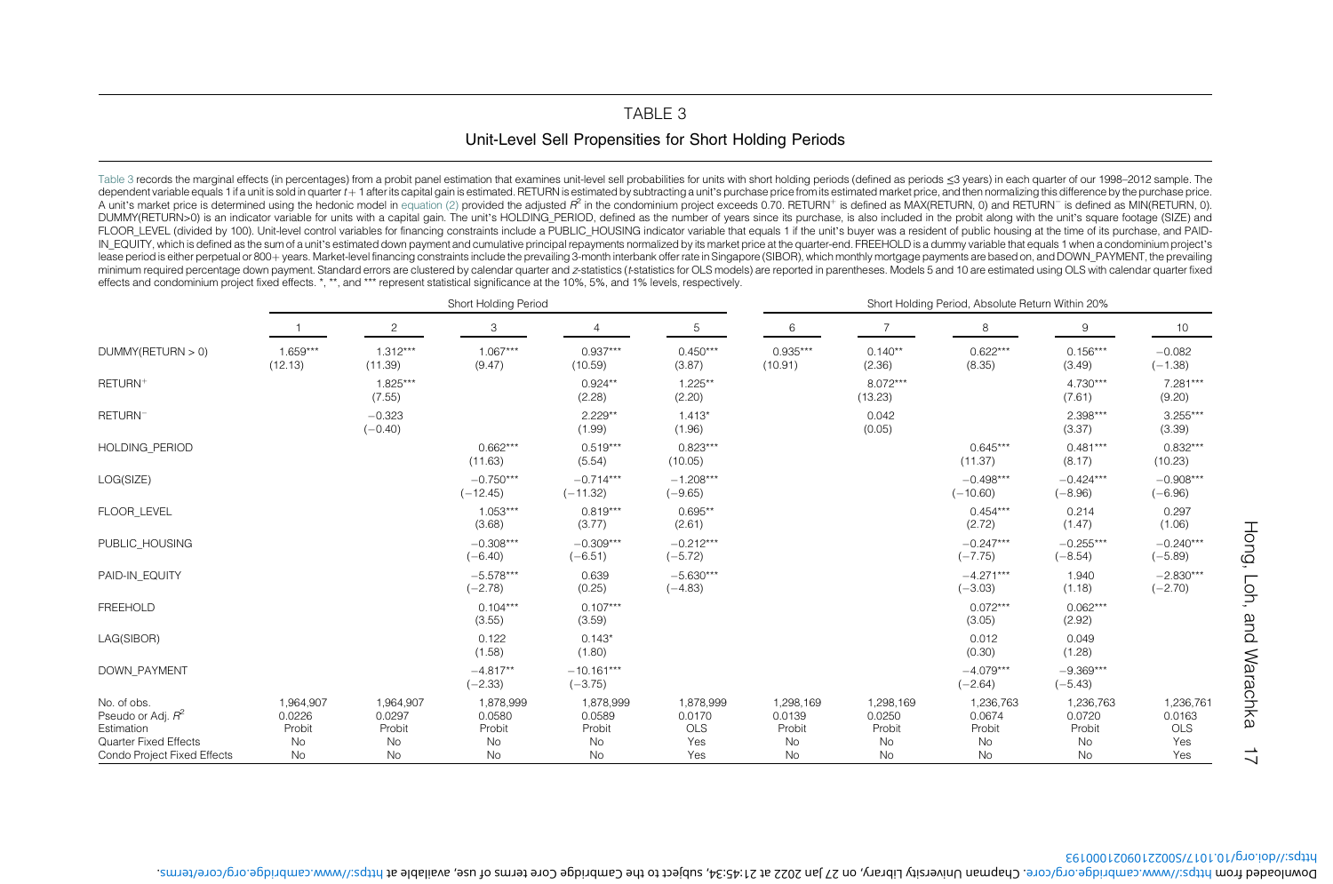## TABLE 3

### Unit-Level Sell Propensities for Short Holding Periods

Table 3 records the marginal effects (in percentages) from a probit panel estimation that examines unit-level sell probabilities for units with short holding periods (defined as periods ≤3 years) in each quarter of our 1998–2012 sample. The dependent variable equals 1 if a unit is sold in quarter $t+1$ after its capital gain is estimated. RETURN is estimated by subtracting a unit's purchase price from its estimated market price, and then normalizing this difference by the purchase price. A unit's market price is determined using the hedonic model in equation (2) provided the adjusted $R^2$ in the condominium project exceeds 0.70. $\text{RETURN}^+$ is defined as MAX(RETURN, 0) and $\text{RETURN}^-$ is defined as MIN(RETURN, 0). DUMMY(RETURN>0) is an indicator variable for units with a capital gain. The unit's HOLDING_PERIOD, defined as the number of years since its purchase, is also included in the probit along with the unit's square footage (SIZE) and FLOOR_LEVEL (divided by 100). Unit-level control variables for financing constraints include a PUBLIC_HOUSING indicator variable that equals 1 if the unit's buyer was a resident of public housing at the time of its purchase, and PAID-IN_EQUITY, which is defined as the sum of a unit's estimated down payment and cumulative principal repayments normalized by its market price at the quarter-end. FREEHOLD is a dummy variable that equals 1 when a condominium project's lease period is either perpetual or 800+ years. Market-level financing constraints include the prevailing 3-month interbank offer rate in Singapore (SIBOR), which monthly mortgage payments are based on, and DOWN_PAYMENT, the prevailing minimum required percentage down payment. Standard errors are clustered by calendar quarter and $z$-statistics ($t$-statistics for OLS models) are reported in parentheses. Models 5 and 10 are estimated using OLS with calendar quarter fixed effects and condominium project fixed effects. *, **, and *** represent statistical significance at the 10%, 5%, and 1% levels, respectively.

| | Short Holding Period | | | | | Short Holding Period, Absolute Return Within 20% | | | | |
|---|---|---|---|---|---|---|---|---|---|---|
| | 1 | 2 | 3 | 4 | 5 | 6 | 7 | 8 | 9 | 10 |
| DUMMY(RETURN > 0) | 1.659*** | 1.312*** | 1.067*** | 0.937*** | 0.450*** | 0.935*** | 0.140** | 0.622*** | 0.156*** | −0.082 |
| | (12.13) | (11.39) | (9.47) | (10.59) | (3.87) | (10.91) | (2.36) | (8.35) | (3.49) | (−1.38) |
| $\text{RETURN}^+$ | | 1.825*** | | 0.924** | 1.225** | | 8.072*** | | 4.730*** | 7.281*** |
| | | (7.55) | | (2.28) | (2.20) | | (13.23) | | (7.61) | (9.20) |
| $\text{RETURN}^-$ | | −0.323 | | 2.229** | 1.413* | | 0.042 | | 2.398*** | 3.255*** |
| | | (−0.40) | | (1.99) | (1.96) | | (0.05) | | (3.37) | (3.39) |
| HOLDING_PERIOD | | | 0.662*** | 0.519*** | 0.823*** | | | 0.645*** | 0.481*** | 0.832*** |
| | | | (11.63) | (5.54) | (10.05) | | | (11.37) | (8.17) | (10.23) |
| LOG(SIZE) | | | −0.750*** | −0.714*** | −1.208*** | | | −0.498*** | −0.424*** | −0.908*** |
| | | | (−12.45) | (−11.32) | (−9.65) | | | (−10.60) | (−8.96) | (−6.96) |
| FLOOR_LEVEL | | | 1.053*** | 0.819*** | 0.695** | | | 0.454*** | 0.214 | 0.297 |
| | | | (3.68) | (3.77) | (2.61) | | | (2.72) | (1.47) | (1.06) |
| PUBLIC_HOUSING | | | −0.308*** | −0.309*** | −0.212*** | | | −0.247*** | −0.255*** | −0.240*** |
| | | | (−6.40) | (−6.51) | (−5.72) | | | (−7.75) | (−8.54) | (−5.89) |
| PAID-IN_EQUITY | | | −5.578*** | 0.639 | −5.630*** | | | −4.271*** | 1.940 | −2.830*** |
| | | | (−2.78) | (0.25) | (−4.83) | | | (−3.03) | (1.18) | (−2.70) |
| FREEHOLD | | | 0.104*** | 0.107*** | | | | 0.072*** | 0.062*** | |
| | | | (3.55) | (3.59) | | | | (3.05) | (2.92) | |
| LAG(SIBOR) | | | 0.122 | 0.143* | | | | 0.012 | 0.049 | |
| | | | (1.58) | (1.80) | | | | (0.30) | (1.28) | |
| DOWN_PAYMENT | | | −4.817** | −10.161*** | | | | −4.079*** | −9.369*** | |
| | | | (−2.33) | (−3.75) | | | | (−2.64) | (−5.43) | |
| No. of obs. | 1,964,907 | 1,964,907 | 1,878,999 | 1,878,999 | 1,878,999 | 1,298,169 | 1,298,169 | 1,236,763 | 1,236,763 | 1,236,761 |
| Pseudo or Adj. $R^2$ | 0.0226 | 0.0297 | 0.0580 | 0.0589 | 0.0170 | 0.0139 | 0.0250 | 0.0674 | 0.0720 | 0.0163 |
| Estimation | Probit | Probit | Probit | Probit | OLS | Probit | Probit | Probit | Probit | OLS |
| Quarter Fixed Effects | No | No | No | No | Yes | No | No | No | No | Yes |
| Condo Project Fixed Effects | No | No | No | No | Yes | No | No | No | No | Yes |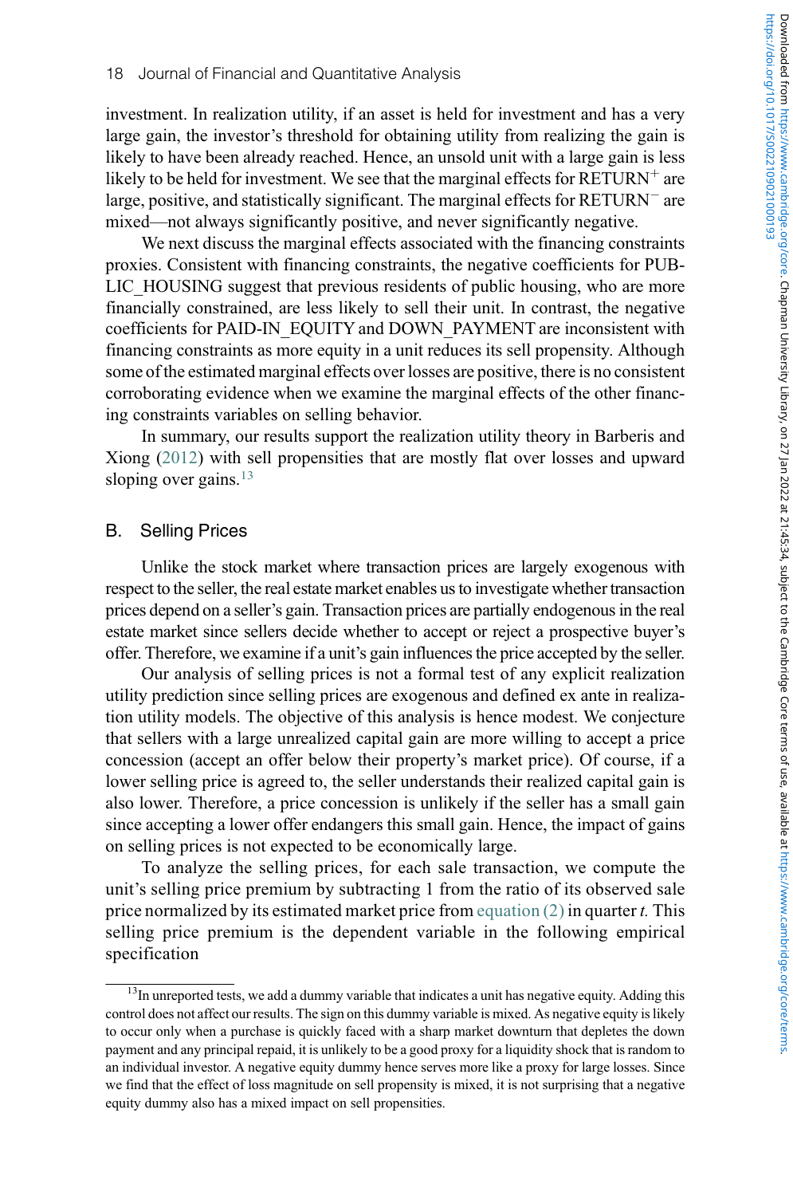investment. In realization utility, if an asset is held for investment and has a very large gain, the investor's threshold for obtaining utility from realizing the gain is likely to have been already reached. Hence, an unsold unit with a large gain is less likely to be held for investment. We see that the marginal effects for $\text{RETURN}^{+}$ are large, positive, and statistically significant. The marginal effects for $\text{RETURN}^{-}$ are mixed—not always significantly positive, and never significantly negative.

We next discuss the marginal effects associated with the financing constraints proxies. Consistent with financing constraints, the negative coefficients for PUBLIC_HOUSING suggest that previous residents of public housing, who are more financially constrained, are less likely to sell their unit. In contrast, the negative coefficients for PAID-IN_EQUITY and DOWN_PAYMENT are inconsistent with financing constraints as more equity in a unit reduces its sell propensity. Although some of the estimated marginal effects over losses are positive, there is no consistent corroborating evidence when we examine the marginal effects of the other financing constraints variables on selling behavior.

In summary, our results support the realization utility theory in Barberis and Xiong (2012) with sell propensities that are mostly flat over losses and upward sloping over gains.[13]

## B. Selling Prices

Unlike the stock market where transaction prices are largely exogenous with respect to the seller, the real estate market enables us to investigate whether transaction prices depend on a seller's gain. Transaction prices are partially endogenous in the real estate market since sellers decide whether to accept or reject a prospective buyer's offer. Therefore, we examine if a unit's gain influences the price accepted by the seller.

Our analysis of selling prices is not a formal test of any explicit realization utility prediction since selling prices are exogenous and defined ex ante in realization utility models. The objective of this analysis is hence modest. We conjecture that sellers with a large unrealized capital gain are more willing to accept a price concession (accept an offer below their property's market price). Of course, if a lower selling price is agreed to, the seller understands their realized capital gain is also lower. Therefore, a price concession is unlikely if the seller has a small gain since accepting a lower offer endangers this small gain. Hence, the impact of gains on selling prices is not expected to be economically large.

To analyze the selling prices, for each sale transaction, we compute the unit's selling price premium by subtracting 1 from the ratio of its observed sale price normalized by its estimated market price from equation (2) in quarter $t$. This selling price premium is the dependent variable in the following empirical specification

---

[13] In unreported tests, we add a dummy variable that indicates a unit has negative equity. Adding this control does not affect our results. The sign on this dummy variable is mixed. As negative equity is likely to occur only when a purchase is quickly faced with a sharp market downturn that depletes the down payment and any principal repaid, it is unlikely to be a good proxy for a liquidity shock that is random to an individual investor. A negative equity dummy hence serves more like a proxy for large losses. Since we find that the effect of loss magnitude on sell propensity is mixed, it is not surprising that a negative equity dummy also has a mixed impact on sell propensities.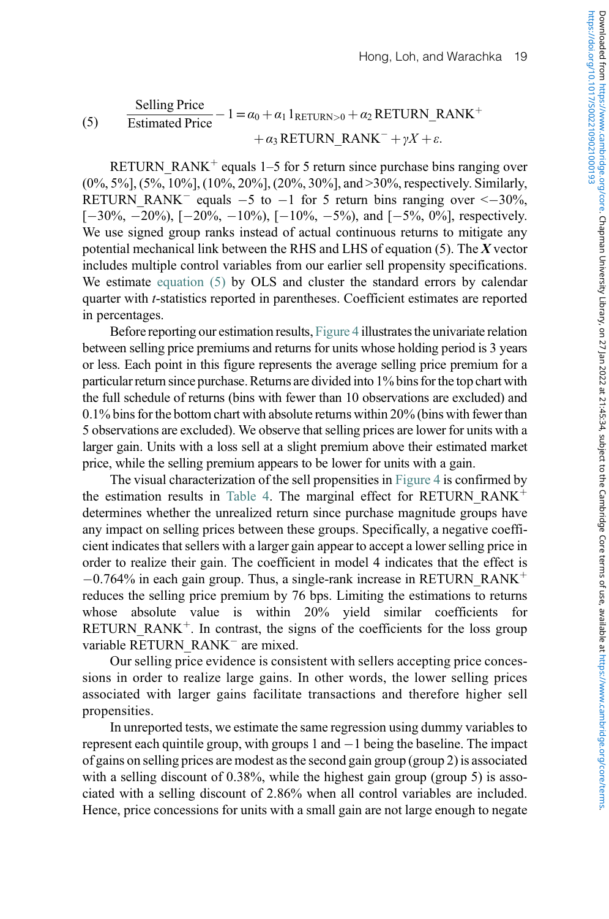$$\frac{\text{Selling Price}}{\text{Estimated Price}} - 1 = \alpha_0 + \alpha_1 1_{\text{RETURN}>0} + \alpha_2 \text{RETURN\_RANK}^{+} + \alpha_3 \text{RETURN\_RANK}^{-} + \gamma X + \varepsilon. \tag{5}$$

RETURN_RANK$^{+}$ equals 1–5 for 5 return since purchase bins ranging over (0%, 5%], (5%, 10%], (10%, 20%], (20%, 30%], and >30%, respectively. Similarly, RETURN_RANK$^{-}$ equals −5 to −1 for 5 return bins ranging over <−30%, [−30%, −20%), [−20%, −10%), [−10%, −5%), and [−5%, 0%], respectively. We use signed group ranks instead of actual continuous returns to mitigate any potential mechanical link between the RHS and LHS of equation (5). The $\boldsymbol{X}$ vector includes multiple control variables from our earlier sell propensity specifications. We estimate equation (5) by OLS and cluster the standard errors by calendar quarter with $t$-statistics reported in parentheses. Coefficient estimates are reported in percentages.

Before reporting our estimation results, Figure 4 illustrates the univariate relation between selling price premiums and returns for units whose holding period is 3 years or less. Each point in this figure represents the average selling price premium for a particular return since purchase. Returns are divided into 1% bins for the top chart with the full schedule of returns (bins with fewer than 10 observations are excluded) and 0.1% bins for the bottom chart with absolute returns within 20% (bins with fewer than 5 observations are excluded). We observe that selling prices are lower for units with a larger gain. Units with a loss sell at a slight premium above their estimated market price, while the selling premium appears to be lower for units with a gain.

The visual characterization of the sell propensities in Figure 4 is confirmed by the estimation results in Table 4. The marginal effect for RETURN_RANK$^{+}$ determines whether the unrealized return since purchase magnitude groups have any impact on selling prices between these groups. Specifically, a negative coefficient indicates that sellers with a larger gain appear to accept a lower selling price in order to realize their gain. The coefficient in model 4 indicates that the effect is −0.764% in each gain group. Thus, a single-rank increase in RETURN_RANK$^{+}$ reduces the selling price premium by 76 bps. Limiting the estimations to returns whose absolute value is within 20% yield similar coefficients for RETURN_RANK$^{+}$. In contrast, the signs of the coefficients for the loss group variable RETURN_RANK$^{-}$ are mixed.

Our selling price evidence is consistent with sellers accepting price concessions in order to realize large gains. In other words, the lower selling prices associated with larger gains facilitate transactions and therefore higher sell propensities.

In unreported tests, we estimate the same regression using dummy variables to represent each quintile group, with groups 1 and −1 being the baseline. The impact of gains on selling prices are modest as the second gain group (group 2) is associated with a selling discount of 0.38%, while the highest gain group (group 5) is associated with a selling discount of 2.86% when all control variables are included. Hence, price concessions for units with a small gain are not large enough to negate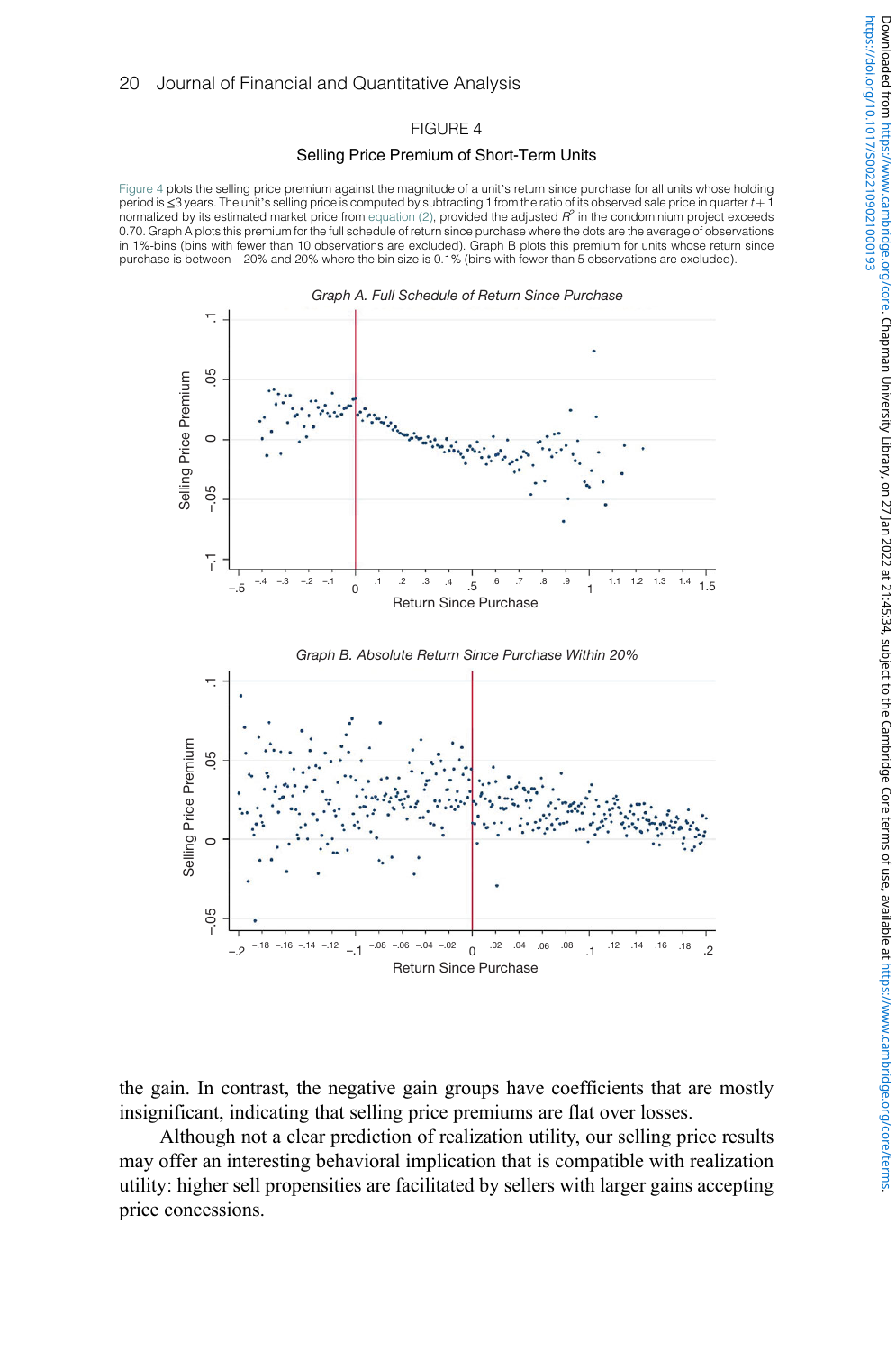FIGURE 4

Selling Price Premium of Short-Term Units

Figure 4 plots the selling price premium against the magnitude of a unit's return since purchase for all units whose holding period is ≤3 years. The unit's selling price is computed by subtracting 1 from the ratio of its observed sale price in quarter $t+1$ normalized by its estimated market price from equation (2), provided the adjusted $R^2$ in the condominium project exceeds 0.70. Graph A plots this premium for the full schedule of return since purchase where the dots are the average of observations in 1%-bins (bins with fewer than 10 observations are excluded). Graph B plots this premium for units whose return since purchase is between −20% and 20% where the bin size is 0.1% (bins with fewer than 5 observations are excluded).

the gain. In contrast, the negative gain groups have coefficients that are mostly insignificant, indicating that selling price premiums are flat over losses.

Although not a clear prediction of realization utility, our selling price results may offer an interesting behavioral implication that is compatible with realization utility: higher sell propensities are facilitated by sellers with larger gains accepting price concessions.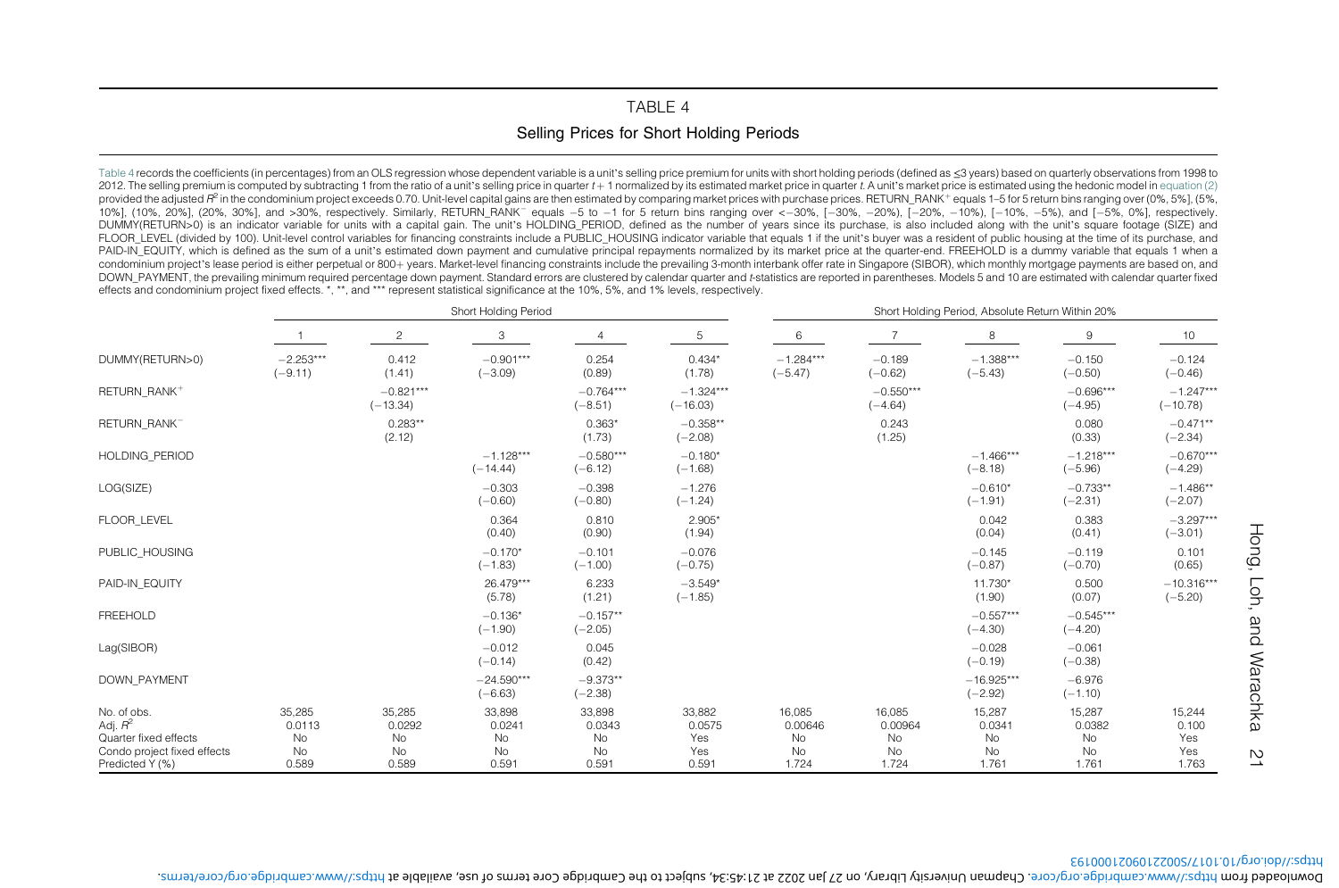## TABLE 4

### Selling Prices for Short Holding Periods

Table 4 records the coefficients (in percentages) from an OLS regression whose dependent variable is a unit's selling price premium for units with short holding periods (defined as ≤3 years) based on quarterly observations from 1998 to 2012. The selling premium is computed by subtracting 1 from the ratio of a unit's selling price in quarter $t+1$ normalized by its estimated market price in quarter $t$. A unit's market price is estimated using the hedonic model in equation (2) provided the adjusted $R^2$ in the condominium project exceeds 0.70. Unit-level capital gains are then estimated by comparing market prices with purchase prices. RETURN_RANK$^+$ equals 1–5 for 5 return bins ranging over (0%, 5%], (5%, 10%], (10%, 20%], (20%, 30%], and >30%, respectively. Similarly, RETURN_RANK$^-$ equals −5 to −1 for 5 return bins ranging over <−30%, [−30%, −20%), [−20%, −10%), [−10%, −5%), and [−5%, 0%], respectively. DUMMY(RETURN>0) is an indicator variable for units with a capital gain. The unit's HOLDING_PERIOD, defined as the number of years since its purchase, is also included along with the unit's square footage (SIZE) and FLOOR_LEVEL (divided by 100). Unit-level control variables for financing constraints include a PUBLIC_HOUSING indicator variable that equals 1 if the unit's buyer was a resident of public housing at the time of its purchase, and PAID-IN_EQUITY, which is defined as the sum of a unit's estimated down payment and cumulative principal repayments normalized by its market price at the quarter-end. FREEHOLD is a dummy variable that equals 1 when a condominium project's lease period is either perpetual or 800+ years. Market-level financing constraints include the prevailing 3-month interbank offer rate in Singapore (SIBOR), which monthly mortgage payments are based on, and DOWN_PAYMENT, the prevailing minimum required percentage down payment. Standard errors are clustered by calendar quarter and $t$-statistics are reported in parentheses. Models 5 and 10 are estimated with calendar quarter fixed effects and condominium project fixed effects. *, **, and *** represent statistical significance at the 10%, 5%, and 1% levels, respectively.

| | Short Holding Period | | | | | Short Holding Period, Absolute Return Within 20% | | | | |
|---|---|---|---|---|---|---|---|---|---|---|
| | 1 | 2 | 3 | 4 | 5 | 6 | 7 | 8 | 9 | 10 |
| DUMMY(RETURN>0) | −2.253*** | 0.412 | −0.901*** | 0.254 | 0.434* | −1.284*** | −0.189 | −1.388*** | −0.150 | −0.124 |
| | (−9.11) | (1.41) | (−3.09) | (0.89) | (1.78) | (−5.47) | (−0.62) | (−5.43) | (−0.50) | (−0.46) |
| RETURN_RANK$^+$ | | −0.821*** | | −0.764*** | −1.324*** | | −0.550*** | | −0.696*** | −1.247*** |
| | | (−13.34) | | (−8.51) | (−16.03) | | (−4.64) | | (−4.95) | (−10.78) |
| RETURN_RANK$^-$ | | 0.283** | | 0.363* | −0.358** | | 0.243 | | 0.080 | −0.471** |
| | | (2.12) | | (1.73) | (−2.08) | | (1.25) | | (0.33) | (−2.34) |
| HOLDING_PERIOD | | | −1.128*** | −0.580*** | −0.180* | | | −1.466*** | −1.218*** | −0.670*** |
| | | | (−14.44) | (−6.12) | (−1.68) | | | (−8.18) | (−5.96) | (−4.29) |
| LOG(SIZE) | | | −0.303 | −0.398 | −1.276 | | | −0.610* | −0.733** | −1.486** |
| | | | (−0.60) | (−0.80) | (−1.24) | | | (−1.91) | (−2.31) | (−2.07) |
| FLOOR_LEVEL | | | 0.364 | 0.810 | 2.905* | | | 0.042 | 0.383 | −3.297*** |
| | | | (0.40) | (0.90) | (1.94) | | | (0.04) | (0.41) | (−3.01) |
| PUBLIC_HOUSING | | | −0.170* | −0.101 | −0.076 | | | −0.145 | −0.119 | 0.101 |
| | | | (−1.83) | (−1.00) | (−0.75) | | | (−0.87) | (−0.70) | (0.65) |
| PAID-IN_EQUITY | | | 26.479*** | 6.233 | −3.549* | | | 11.730* | 0.500 | −10.316*** |
| | | | (5.78) | (1.21) | (−1.85) | | | (1.90) | (0.07) | (−5.20) |
| FREEHOLD | | | −0.136* | −0.157** | | | | −0.557*** | −0.545*** | |
| | | | (−1.90) | (−2.05) | | | | (−4.30) | (−4.20) | |
| Lag(SIBOR) | | | −0.012 | 0.045 | | | | −0.028 | −0.061 | |
| | | | (−0.14) | (0.42) | | | | (−0.19) | (−0.38) | |
| DOWN_PAYMENT | | | −24.590*** | −9.373** | | | | −16.925*** | −6.976 | |
| | | | (−6.63) | (−2.38) | | | | (−2.92) | (−1.10) | |
| No. of obs. | 35,285 | 35,285 | 33,898 | 33,898 | 33,882 | 16,085 | 16,085 | 15,287 | 15,287 | 15,244 |
| Adj. $R^2$ | 0.0113 | 0.0292 | 0.0241 | 0.0343 | 0.0575 | 0.00646 | 0.00964 | 0.0341 | 0.0382 | 0.100 |
| Quarter fixed effects | No | No | No | No | Yes | No | No | No | No | Yes |
| Condo project fixed effects | No | No | No | No | Yes | No | No | No | No | Yes |
| Predicted Y (%) | 0.589 | 0.589 | 0.591 | 0.591 | 0.591 | 1.724 | 1.724 | 1.761 | 1.761 | 1.763 |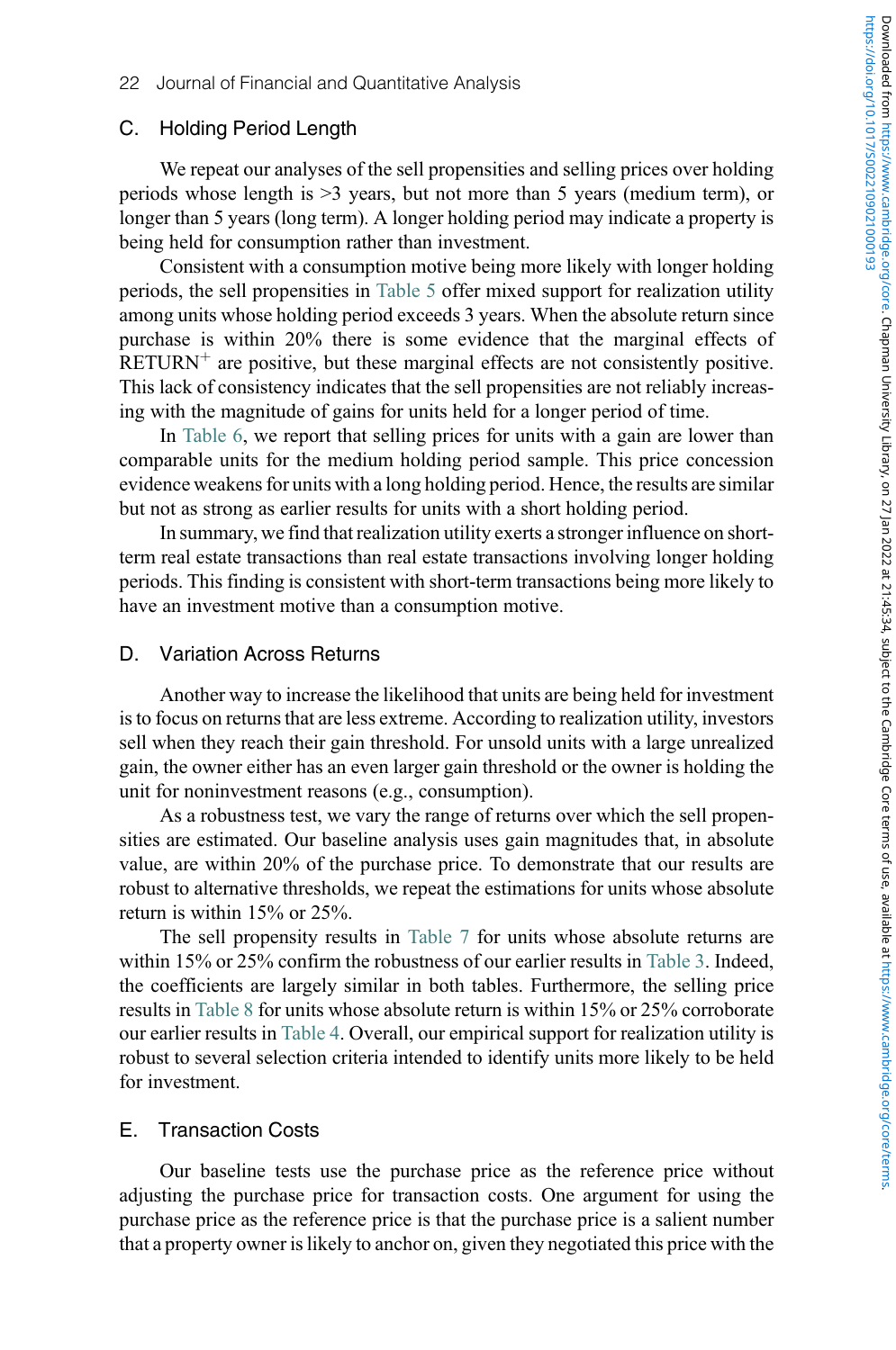### C. Holding Period Length

We repeat our analyses of the sell propensities and selling prices over holding periods whose length is >3 years, but not more than 5 years (medium term), or longer than 5 years (long term). A longer holding period may indicate a property is being held for consumption rather than investment.

Consistent with a consumption motive being more likely with longer holding periods, the sell propensities in Table 5 offer mixed support for realization utility among units whose holding period exceeds 3 years. When the absolute return since purchase is within 20% there is some evidence that the marginal effects of $\text{RETURN}^{+}$ are positive, but these marginal effects are not consistently positive. This lack of consistency indicates that the sell propensities are not reliably increasing with the magnitude of gains for units held for a longer period of time.

In Table 6, we report that selling prices for units with a gain are lower than comparable units for the medium holding period sample. This price concession evidence weakens for units with a long holding period. Hence, the results are similar but not as strong as earlier results for units with a short holding period.

In summary, we find that realization utility exerts a stronger influence on short-term real estate transactions than real estate transactions involving longer holding periods. This finding is consistent with short-term transactions being more likely to have an investment motive than a consumption motive.

### D. Variation Across Returns

Another way to increase the likelihood that units are being held for investment is to focus on returns that are less extreme. According to realization utility, investors sell when they reach their gain threshold. For unsold units with a large unrealized gain, the owner either has an even larger gain threshold or the owner is holding the unit for noninvestment reasons (e.g., consumption).

As a robustness test, we vary the range of returns over which the sell propensities are estimated. Our baseline analysis uses gain magnitudes that, in absolute value, are within 20% of the purchase price. To demonstrate that our results are robust to alternative thresholds, we repeat the estimations for units whose absolute return is within 15% or 25%.

The sell propensity results in Table 7 for units whose absolute returns are within 15% or 25% confirm the robustness of our earlier results in Table 3. Indeed, the coefficients are largely similar in both tables. Furthermore, the selling price results in Table 8 for units whose absolute return is within 15% or 25% corroborate our earlier results in Table 4. Overall, our empirical support for realization utility is robust to several selection criteria intended to identify units more likely to be held for investment.

### E. Transaction Costs

Our baseline tests use the purchase price as the reference price without adjusting the purchase price for transaction costs. One argument for using the purchase price as the reference price is that the purchase price is a salient number that a property owner is likely to anchor on, given they negotiated this price with the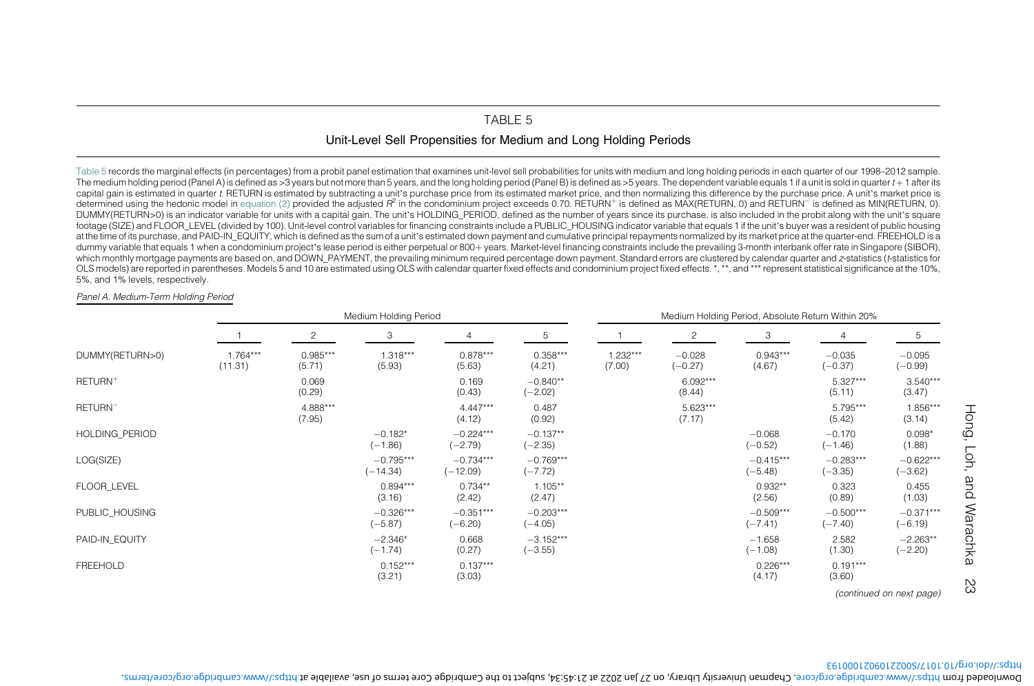## TABLE 5

### Unit-Level Sell Propensities for Medium and Long Holding Periods

Table 5 records the marginal effects (in percentages) from a probit panel estimation that examines unit-level sell probabilities for units with medium and long holding periods in each quarter of our 1998–2012 sample. The medium holding period (Panel A) is defined as >3 years but not more than 5 years, and the long holding period (Panel B) is defined as >5 years. The dependent variable equals 1 if a unit is sold in quarter $t+1$ after its capital gain is estimated in quarter $t$. RETURN is estimated by subtracting a unit's purchase price from its estimated market price, and then normalizing this difference by the purchase price. A unit's market price is determined using the hedonic model in equation (2) provided the adjusted $R^2$ in the condominium project exceeds 0.70. $\text{RETURN}^+$ is defined as MAX(RETURN, 0) and $\text{RETURN}^-$ is defined as MIN(RETURN, 0). DUMMY(RETURN>0) is an indicator variable for units with a capital gain. The unit's HOLDING_PERIOD, defined as the number of years since its purchase, is also included in the probit along with the unit's square footage (SIZE) and FLOOR_LEVEL (divided by 100). Unit-level control variables for financing constraints include a PUBLIC_HOUSING indicator variable that equals 1 if the unit's buyer was a resident of public housing at the time of its purchase, and PAID-IN_EQUITY, which is defined as the sum of a unit's estimated down payment and cumulative principal repayments normalized by its market price at the quarter-end. FREEHOLD is a dummy variable that equals 1 when a condominium project's lease period is either perpetual or 800+ years. Market-level financing constraints include the prevailing 3-month interbank offer rate in Singapore (SIBOR), which monthly mortgage payments are based on, and DOWN_PAYMENT, the prevailing minimum required percentage down payment. Standard errors are clustered by calendar quarter and $z$-statistics ($t$-statistics for OLS models) are reported in parentheses. Models 5 and 10 are estimated using OLS with calendar quarter fixed effects and condominium project fixed effects. *, **, and *** represent statistical significance at the 10%, 5%, and 1% levels, respectively.

*Panel A. Medium-Term Holding Period*

| | Medium Holding Period | | | | | Medium Holding Period, Absolute Return Within 20% | | | | |
|---|---|---|---|---|---|---|---|---|---|---|
| | 1 | 2 | 3 | 4 | 5 | 1 | 2 | 3 | 4 | 5 |
| DUMMY(RETURN>0) | 1.764*** | 0.985*** | 1.318*** | 0.878*** | 0.358*** | 1.232*** | −0.028 | 0.943*** | −0.035 | −0.095 |
| | (11.31) | (5.71) | (5.93) | (5.63) | (4.21) | (7.00) | (−0.27) | (4.67) | (−0.37) | (−0.99) |
| $\text{RETURN}^+$ | | 0.069 | | 0.169 | −0.840** | | 6.092*** | | 5.327*** | 3.540*** |
| | | (0.29) | | (0.43) | (−2.02) | | (8.44) | | (5.11) | (3.47) |
| $\text{RETURN}^-$ | | 4.888*** | | 4.447*** | 0.487 | | 5.623*** | | 5.795*** | 1.856*** |
| | | (7.95) | | (4.12) | (0.92) | | (7.17) | | (5.42) | (3.14) |
| HOLDING_PERIOD | | | −0.182* | −0.224*** | −0.137** | | | −0.068 | −0.170 | 0.098* |
| | | | (−1.86) | (−2.79) | (−2.35) | | | (−0.52) | (−1.46) | (1.88) |
| LOG(SIZE) | | | −0.795*** | −0.734*** | −0.769*** | | | −0.415*** | −0.283*** | −0.622*** |
| | | | (−14.34) | (−12.09) | (−7.72) | | | (−5.48) | (−3.35) | (−3.62) |
| FLOOR_LEVEL | | | 0.894*** | 0.734** | 1.105** | | | 0.932** | 0.323 | 0.455 |
| | | | (3.16) | (2.42) | (2.47) | | | (2.56) | (0.89) | (1.03) |
| PUBLIC_HOUSING | | | −0.326*** | −0.351*** | −0.203*** | | | −0.509*** | −0.500*** | −0.371*** |
| | | | (−5.87) | (−6.20) | (−4.05) | | | (−7.41) | (−7.40) | (−6.19) |
| PAID-IN_EQUITY | | | −2.346* | 0.668 | −3.152*** | | | −1.658 | 2.582 | −2.263** |
| | | | (−1.74) | (0.27) | (−3.55) | | | (−1.08) | (1.30) | (−2.20) |
| FREEHOLD | | | 0.152*** | 0.137*** | | | | 0.226*** | 0.191*** | |
| | | | (3.21) | (3.03) | | | | (4.17) | (3.60) | |

*(continued on next page)*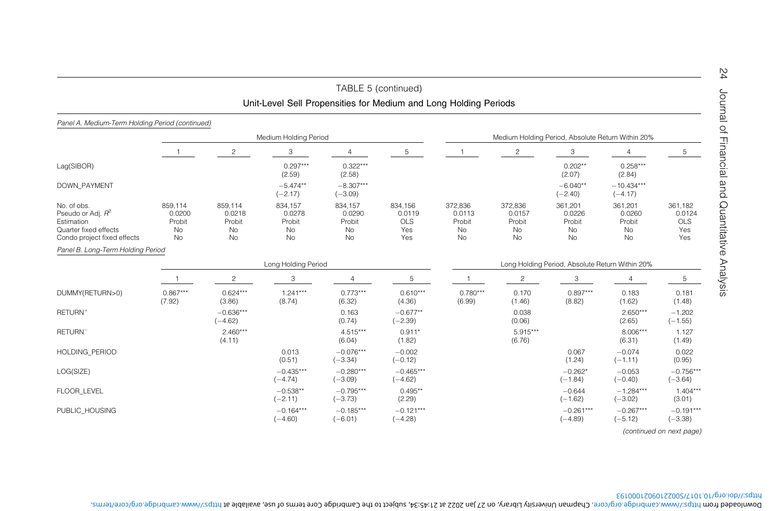### TABLE 5 (continued)

#### Unit-Level Sell Propensities for Medium and Long Holding Periods

*Panel A. Medium-Term Holding Period (continued)*

| | Medium Holding Period | | | | | Medium Holding Period, Absolute Return Within 20% | | | | |
|---|---|---|---|---|---|---|---|---|---|---|
| | 1 | 2 | 3 | 4 | 5 | 1 | 2 | 3 | 4 | 5 |
| Lag(SIBOR) | | | 0.297*** (2.59) | 0.322*** (2.58) | | | | 0.202** (2.07) | 0.258*** (2.84) | |
| DOWN_PAYMENT | | | −5.474** (−2.17) | −8.307*** (−3.09) | | | | −6.040** (−2.40) | −10.434*** (−4.17) | |
| No. of obs. | 859,114 | 859,114 | 834,157 | 834,157 | 834,156 | 372,836 | 372,836 | 361,201 | 361,201 | 361,182 |
| Pseudo or Adj. $R^2$ | 0.0200 | 0.0218 | 0.0278 | 0.0290 | 0.0119 | 0.0113 | 0.0157 | 0.0226 | 0.0260 | 0.0124 |
| Estimation | Probit | Probit | Probit | Probit | OLS | Probit | Probit | Probit | Probit | OLS |
| Quarter fixed effects | No | No | No | No | Yes | No | No | No | No | Yes |
| Condo project fixed effects | No | No | No | No | Yes | No | No | No | No | Yes |

*Panel B. Long-Term Holding Period*

| | Long Holding Period | | | | | Long Holding Period, Absolute Return Within 20% | | | | |
|---|---|---|---|---|---|---|---|---|---|---|
| | 1 | 2 | 3 | 4 | 5 | 1 | 2 | 3 | 4 | 5 |
| DUMMY(RETURN>0) | 0.867*** (7.92) | 0.624*** (3.86) | 1.241*** (8.74) | 0.773*** (6.32) | 0.610*** (4.36) | 0.780*** (6.99) | 0.170 (1.46) | 0.897*** (8.82) | 0.183 (1.62) | 0.181 (1.48) |
| RETURN$^+$ | | −0.636*** (−4.62) | | 0.163 (0.74) | −0.677** (−2.39) | | 0.038 (0.06) | | 2.650*** (2.65) | −1.202 (−1.55) |
| RETURN$^-$ | | 2.460*** (4.11) | | 4.515*** (6.04) | 0.911* (1.82) | | 5.915*** (6.76) | | 8.006*** (6.31) | 1.127 (1.49) |
| HOLDING_PERIOD | | | 0.013 (0.51) | −0.076*** (−3.34) | −0.002 (−0.12) | | | 0.067 (1.24) | −0.074 (−1.11) | 0.022 (0.95) |
| LOG(SIZE) | | | −0.435*** (−4.74) | −0.280*** (−3.09) | −0.465*** (−4.62) | | | −0.262* (−1.84) | −0.053 (−0.40) | −0.756*** (−3.64) |
| FLOOR_LEVEL | | | −0.538** (−2.11) | −0.795*** (−3.73) | 0.495** (2.29) | | | −0.644 (−1.62) | −1.284*** (−3.02) | 1.404*** (3.01) |
| PUBLIC_HOUSING | | | −0.164*** (−4.60) | −0.185*** (−6.01) | −0.121*** (−4.28) | | | −0.261*** (−4.89) | −0.267*** (−5.12) | −0.191*** (−3.38) |

*(continued on next page)*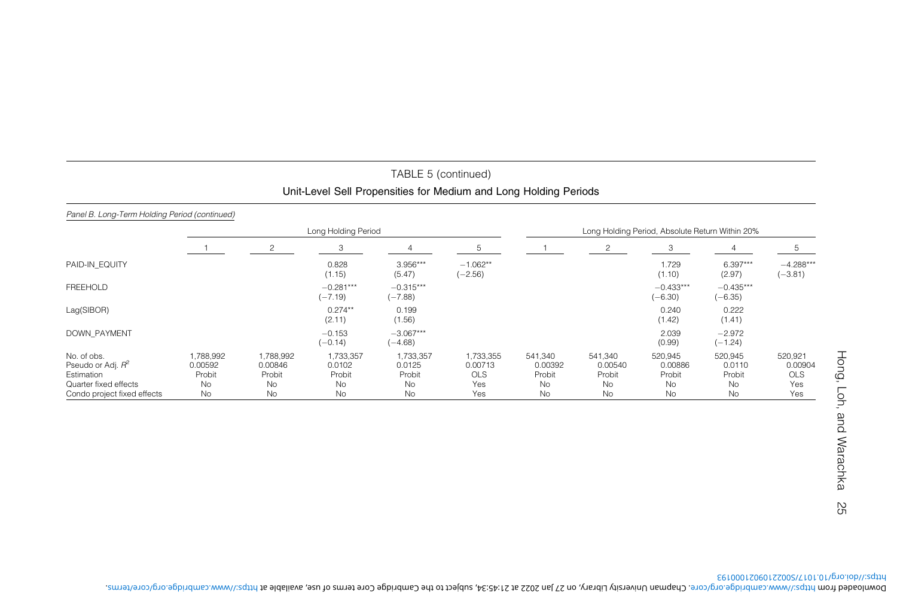TABLE 5 (continued)

**Unit-Level Sell Propensities for Medium and Long Holding Periods**

*Panel B. Long-Term Holding Period (continued)*

| | Long Holding Period | | | | | Long Holding Period, Absolute Return Within 20% | | | | |
|---|---|---|---|---|---|---|---|---|---|---|
| | 1 | 2 | 3 | 4 | 5 | 1 | 2 | 3 | 4 | 5 |
| PAID-IN_EQUITY | | | 0.828 (1.15) | 3.956*** (5.47) | −1.062** (−2.56) | | | 1.729 (1.10) | 6.397*** (2.97) | −4.288*** (−3.81) |
| FREEHOLD | | | −0.281*** (−7.19) | −0.315*** (−7.88) | | | | −0.433*** (−6.30) | −0.435*** (−6.35) | |
| Lag(SIBOR) | | | 0.274** (2.11) | 0.199 (1.56) | | | | 0.240 (1.42) | 0.222 (1.41) | |
| DOWN_PAYMENT | | | −0.153 (−0.14) | −3.067*** (−4.68) | | | | 2.039 (0.99) | −2.972 (−1.24) | |
| No. of obs. | 1,788,992 | 1,788,992 | 1,733,357 | 1,733,357 | 1,733,355 | 541,340 | 541,340 | 520,945 | 520,945 | 520,921 |
| Pseudo or Adj. $R^2$ | 0.00592 | 0.00846 | 0.0102 | 0.0125 | 0.00713 | 0.00392 | 0.00540 | 0.00886 | 0.0110 | 0.00904 |
| Estimation | Probit | Probit | Probit | Probit | OLS | Probit | Probit | Probit | Probit | OLS |
| Quarter fixed effects | No | No | No | No | Yes | No | No | No | No | Yes |
| Condo project fixed effects | No | No | No | No | Yes | No | No | No | No | Yes |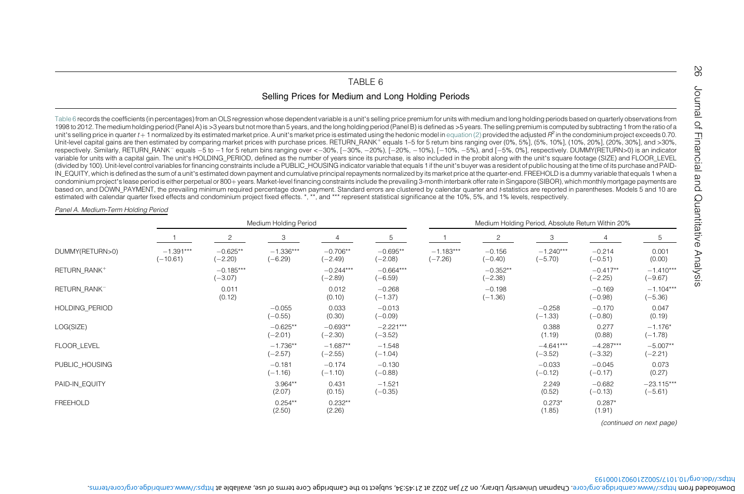TABLE 6

Selling Prices for Medium and Long Holding Periods

Table 6 records the coefficients (in percentages) from an OLS regression whose dependent variable is a unit's selling price premium for units with medium and long holding periods based on quarterly observations from 1998 to 2012. The medium holding period (Panel A) is >3 years but not more than 5 years, and the long holding period (Panel B) is defined as >5 years. The selling premium is computed by subtracting 1 from the ratio of a unit's selling price in quarter $t+1$ normalized by its estimated market price. A unit's market price is estimated using the hedonic model in equation (2) provided the adjusted $R^2$ in the condominium project exceeds 0.70. Unit-level capital gains are then estimated by comparing market prices with purchase prices. RETURN_RANK$^+$ equals 1–5 for 5 return bins ranging over (0%, 5%], (5%, 10%], (10%, 20%], (20%, 30%], and >30%, respectively. Similarly, RETURN_RANK$^-$ equals −5 to −1 for 5 return bins ranging over <−30%, [−30%, −20%), [−20%, −10%), [−10%, −5%), and [−5%, 0%], respectively. DUMMY(RETURN>0) is an indicator variable for units with a capital gain. The unit's HOLDING_PERIOD, defined as the number of years since its purchase, is also included in the probit along with the unit's square footage (SIZE) and FLOOR_LEVEL (divided by 100). Unit-level control variables for financing constraints include a PUBLIC_HOUSING indicator variable that equals 1 if the unit's buyer was a resident of public housing at the time of its purchase and PAID-IN_EQUITY, which is defined as the sum of a unit's estimated down payment and cumulative principal repayments normalized by its market price at the quarter-end. FREEHOLD is a dummy variable that equals 1 when a condominium project's lease period is either perpetual or 800+ years. Market-level financing constraints include the prevailing 3-month interbank offer rate in Singapore (SIBOR), which monthly mortgage payments are based on, and DOWN_PAYMENT, the prevailing minimum required percentage down payment. Standard errors are clustered by calendar quarter and $t$-statistics are reported in parentheses. Models 5 and 10 are estimated with calendar quarter fixed effects and condominium project fixed effects. *, **, and *** represent statistical significance at the 10%, 5%, and 1% levels, respectively.

*Panel A. Medium-Term Holding Period*

| | Medium Holding Period | | | | | Medium Holding Period, Absolute Return Within 20% | | | | |
|---|---|---|---|---|---|---|---|---|---|---|
| | 1 | 2 | 3 | 4 | 5 | 1 | 2 | 3 | 4 | 5 |
| DUMMY(RETURN>0) | −1.391*** | −0.625** | −1.336*** | −0.706** | −0.695** | −1.183*** | −0.156 | −1.240*** | −0.214 | 0.001 |
| | (−10.61) | (−2.20) | (−6.29) | (−2.49) | (−2.08) | (−7.26) | (−0.40) | (−5.70) | (−0.51) | (0.00) |
| RETURN_RANK$^+$ | | −0.185*** | | −0.244*** | −0.664*** | | −0.352** | | −0.417** | −1.410*** |
| | | (−3.07) | | (−2.89) | (−6.59) | | (−2.38) | | (−2.25) | (−9.67) |
| RETURN_RANK$^-$ | | 0.011 | | 0.012 | −0.268 | | −0.198 | | −0.169 | −1.104*** |
| | | (0.12) | | (0.10) | (−1.37) | | (−1.36) | | (−0.98) | (−5.36) |
| HOLDING_PERIOD | | | −0.055 | 0.033 | −0.013 | | | −0.258 | −0.170 | 0.047 |
| | | | (−0.55) | (0.30) | (−0.09) | | | (−1.33) | (−0.80) | (0.19) |
| LOG(SIZE) | | | −0.625** | −0.693** | −2.221*** | | | 0.388 | 0.277 | −1.176* |
| | | | (−2.01) | (−2.30) | (−3.52) | | | (1.19) | (0.88) | (−1.78) |
| FLOOR_LEVEL | | | −1.736** | −1.687** | −1.548 | | | −4.641*** | −4.287*** | −5.007** |
| | | | (−2.57) | (−2.55) | (−1.04) | | | (−3.52) | (−3.32) | (−2.21) |
| PUBLIC_HOUSING | | | −0.181 | −0.174 | −0.130 | | | −0.033 | −0.045 | 0.073 |
| | | | (−1.16) | (−1.10) | (−0.88) | | | (−0.12) | (−0.17) | (0.27) |
| PAID-IN_EQUITY | | | 3.964** | 0.431 | −1.521 | | | 2.249 | −0.682 | −23.115*** |
| | | | (2.07) | (0.15) | (−0.35) | | | (0.52) | (−0.13) | (−5.61) |
| FREEHOLD | | | 0.254** | 0.232** | | | | 0.273* | 0.287* | |
| | | | (2.50) | (2.26) | | | | (1.85) | (1.91) | |

*(continued on next page)*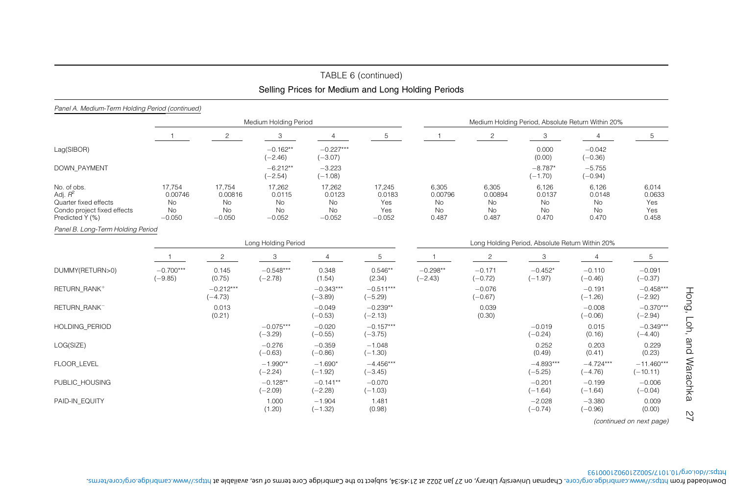TABLE 6 (continued)

Selling Prices for Medium and Long Holding Periods

*Panel A. Medium-Term Holding Period (continued)*

| | Medium Holding Period | | | | | Medium Holding Period, Absolute Return Within 20% | | | | |
|---|---|---|---|---|---|---|---|---|---|---|
| | 1 | 2 | 3 | 4 | 5 | 1 | 2 | 3 | 4 | 5 |
| Lag(SIBOR) | | | −0.162** (−2.46) | −0.227*** (−3.07) | | | | 0.000 (0.00) | −0.042 (−0.36) | |
| DOWN_PAYMENT | | | −6.212** (−2.54) | −3.223 (−1.08) | | | | −8.787* (−1.70) | −5.755 (−0.94) | |
| No. of obs. | 17,754 | 17,754 | 17,262 | 17,262 | 17,245 | 6,305 | 6,305 | 6,126 | 6,126 | 6,014 |
| Adj. $R^2$ | 0.00746 | 0.00816 | 0.0115 | 0.0123 | 0.0183 | 0.00796 | 0.00894 | 0.0137 | 0.0148 | 0.0633 |
| Quarter fixed effects | No | No | No | No | Yes | No | No | No | No | Yes |
| Condo project fixed effects | No | No | No | No | Yes | No | No | No | No | Yes |
| Predicted Y (%) | −0.050 | −0.050 | −0.052 | −0.052 | −0.052 | 0.487 | 0.487 | 0.470 | 0.470 | 0.458 |

*Panel B. Long-Term Holding Period*

| | Long Holding Period | | | | | Long Holding Period, Absolute Return Within 20% | | | | |
|---|---|---|---|---|---|---|---|---|---|---|
| | 1 | 2 | 3 | 4 | 5 | 1 | 2 | 3 | 4 | 5 |
| DUMMY(RETURN>0) | −0.700*** (−9.85) | 0.145 (0.75) | −0.548*** (−2.78) | 0.348 (1.54) | 0.546** (2.34) | −0.298** (−2.43) | −0.171 (−0.72) | −0.452* (−1.97) | −0.110 (−0.46) | −0.091 (−0.37) |
| RETURN_RANK$^+$ | | −0.212*** (−4.73) | | −0.343*** (−3.89) | −0.511*** (−5.29) | | −0.076 (−0.67) | | −0.191 (−1.26) | −0.458*** (−2.92) |
| RETURN_RANK$^-$ | | 0.013 (0.21) | | −0.049 (−0.53) | −0.239** (−2.13) | | 0.039 (0.30) | | −0.008 (−0.06) | −0.370*** (−2.94) |
| HOLDING_PERIOD | | | −0.075*** (−3.29) | −0.020 (−0.55) | −0.157*** (−3.75) | | | −0.019 (−0.24) | 0.015 (0.16) | −0.349*** (−4.40) |
| LOG(SIZE) | | | −0.276 (−0.63) | −0.359 (−0.86) | −1.048 (−1.30) | | | 0.252 (0.49) | 0.203 (0.41) | 0.229 (0.23) |
| FLOOR_LEVEL | | | −1.990** (−2.24) | −1.690* (−1.92) | −4.456*** (−3.45) | | | −4.893*** (−5.25) | −4.724*** (−4.76) | −11.460*** (−10.11) |
| PUBLIC_HOUSING | | | −0.128** (−2.09) | −0.141** (−2.28) | −0.070 (−1.03) | | | −0.201 (−1.64) | −0.199 (−1.64) | −0.006 (−0.04) |
| PAID-IN_EQUITY | | | 1.000 (1.20) | −1.904 (−1.32) | 1.481 (0.98) | | | −2.028 (−0.74) | −3.380 (−0.96) | 0.009 (0.00) |

*(continued on next page)*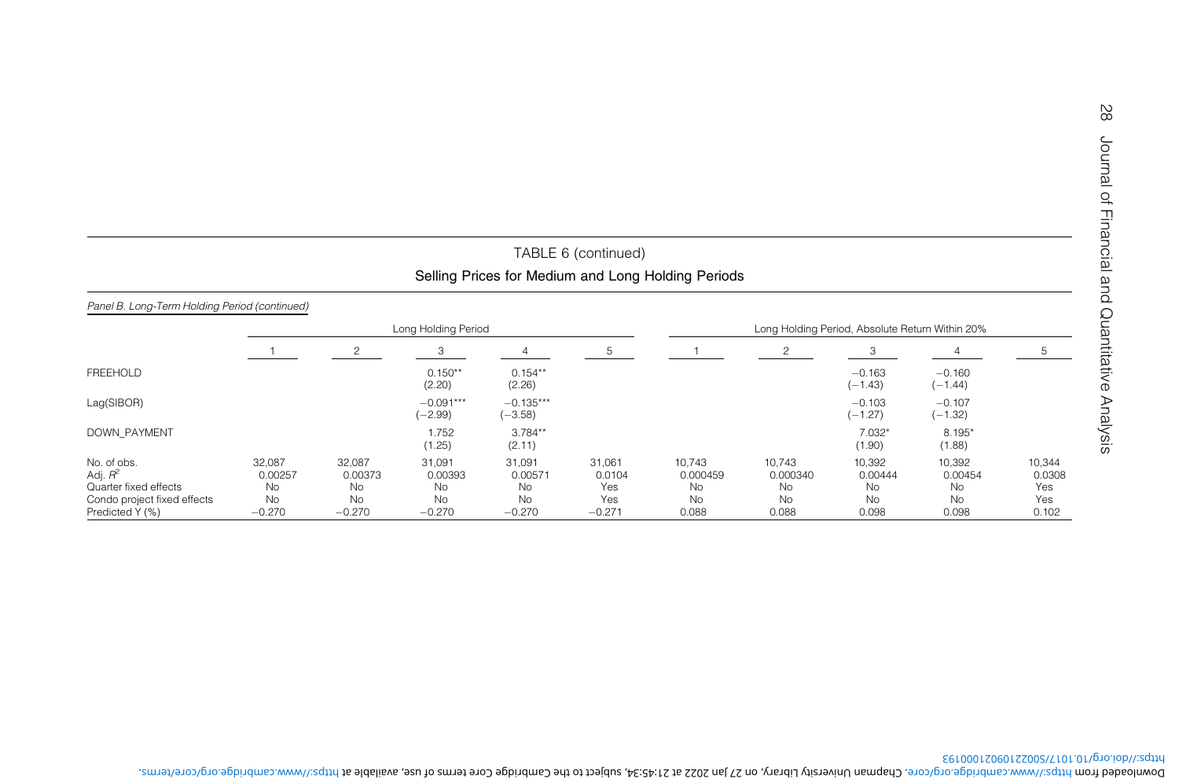TABLE 6 (continued)

**Selling Prices for Medium and Long Holding Periods**

*Panel B. Long-Term Holding Period (continued)*

| | Long Holding Period | | | | | Long Holding Period, Absolute Return Within 20% | | | | |
|---|---|---|---|---|---|---|---|---|---|---|
| | 1 | 2 | 3 | 4 | 5 | 1 | 2 | 3 | 4 | 5 |
| FREEHOLD | | | 0.150** (2.20) | 0.154** (2.26) | | | | −0.163 (−1.43) | −0.160 (−1.44) | |
| Lag(SIBOR) | | | −0.091*** (−2.99) | −0.135*** (−3.58) | | | | −0.103 (−1.27) | −0.107 (−1.32) | |
| DOWN_PAYMENT | | | 1.752 (1.25) | 3.784** (2.11) | | | | 7.032* (1.90) | 8.195* (1.88) | |
| No. of obs. | 32,087 | 32,087 | 31,091 | 31,091 | 31,061 | 10,743 | 10,743 | 10,392 | 10,392 | 10,344 |
| Adj. $R^2$ | 0.00257 | 0.00373 | 0.00393 | 0.00571 | 0.0104 | 0.000459 | 0.000340 | 0.00444 | 0.00454 | 0.0308 |
| Quarter fixed effects | No | No | No | No | Yes | No | No | No | No | Yes |
| Condo project fixed effects | No | No | No | No | Yes | No | No | No | No | Yes |
| Predicted Y (%) | −0.270 | −0.270 | −0.270 | −0.270 | −0.271 | 0.088 | 0.088 | 0.098 | 0.098 | 0.102 |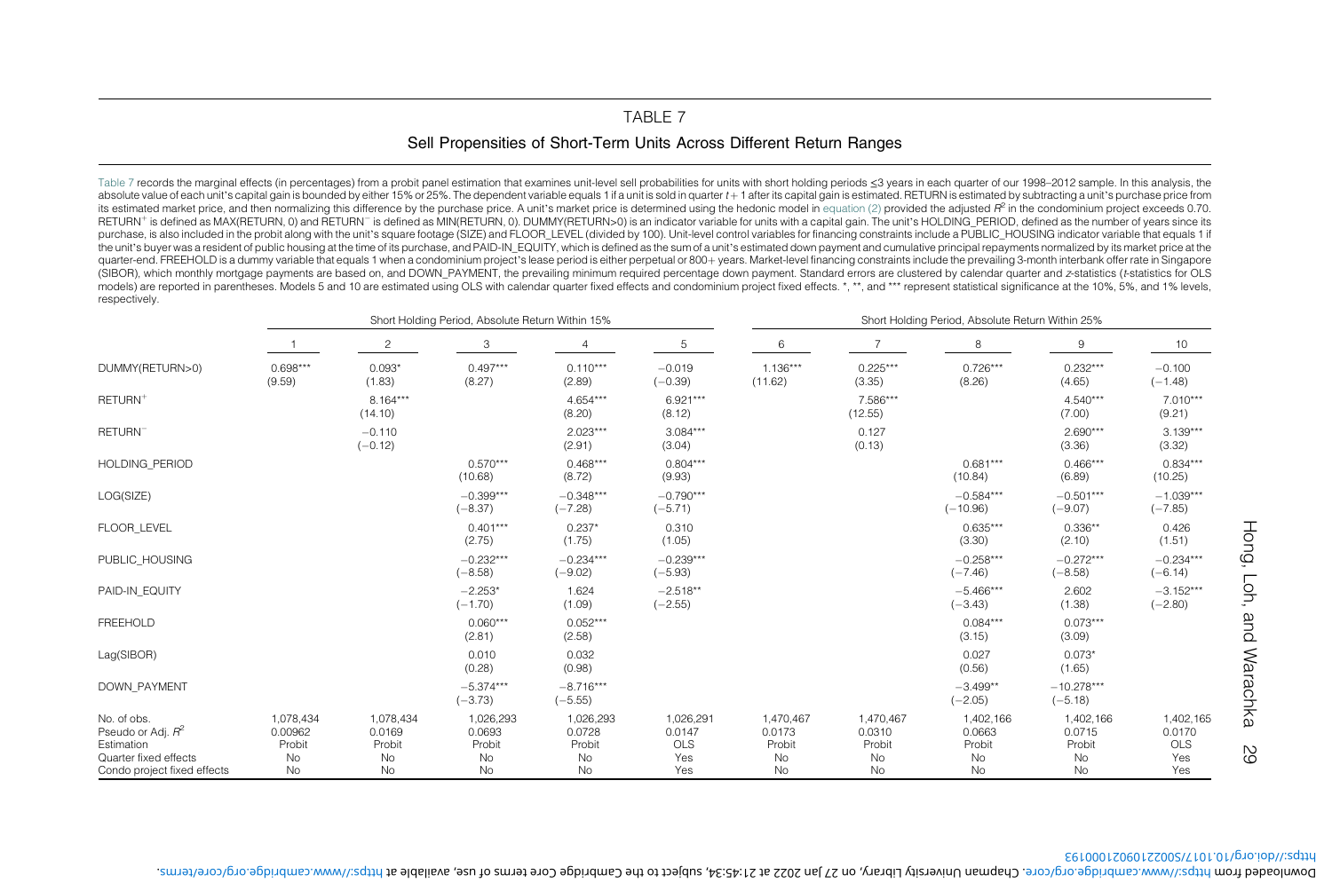## TABLE 7

### Sell Propensities of Short-Term Units Across Different Return Ranges

Table 7 records the marginal effects (in percentages) from a probit panel estimation that examines unit-level sell probabilities for units with short holding periods ≤3 years in each quarter of our 1998–2012 sample. In this analysis, the absolute value of each unit's capital gain is bounded by either 15% or 25%. The dependent variable equals 1 if a unit is sold in quarter $t+1$ after its capital gain is estimated. RETURN is estimated by subtracting a unit's purchase price from its estimated market price, and then normalizing this difference by the purchase price. A unit's market price is determined using the hedonic model in equation (2) provided the adjusted $R^2$ in the condominium project exceeds 0.70. RETURN$^+$ is defined as MAX(RETURN, 0) and RETURN$^-$ is defined as MIN(RETURN, 0). DUMMY(RETURN>0) is an indicator variable for units with a capital gain. The unit's HOLDING_PERIOD, defined as the number of years since its purchase, is also included in the probit along with the unit's square footage (SIZE) and FLOOR_LEVEL (divided by 100). Unit-level control variables for financing constraints include a PUBLIC_HOUSING indicator variable that equals 1 if the unit's buyer was a resident of public housing at the time of its purchase, and PAID-IN_EQUITY, which is defined as the sum of a unit's estimated down payment and cumulative principal repayments normalized by its market price at the quarter-end. FREEHOLD is a dummy variable that equals 1 when a condominium project's lease period is either perpetual or 800+ years. Market-level financing constraints include the prevailing 3-month interbank offer rate in Singapore (SIBOR), which monthly mortgage payments are based on, and DOWN_PAYMENT, the prevailing minimum required percentage down payment. Standard errors are clustered by calendar quarter and $z$-statistics ($t$-statistics for OLS models) are reported in parentheses. Models 5 and 10 are estimated using OLS with calendar quarter fixed effects and condominium project fixed effects. *, **, and *** represent statistical significance at the 10%, 5%, and 1% levels, respectively.

| | Short Holding Period, Absolute Return Within 15% | | | | | Short Holding Period, Absolute Return Within 25% | | | | |
|---|---|---|---|---|---|---|---|---|---|---|
| | 1 | 2 | 3 | 4 | 5 | 6 | 7 | 8 | 9 | 10 |
| DUMMY(RETURN>0) | 0.698*** | 0.093* | 0.497*** | 0.110*** | −0.019 | 1.136*** | 0.225*** | 0.726*** | 0.232*** | −0.100 |
| | (9.59) | (1.83) | (8.27) | (2.89) | (−0.39) | (11.62) | (3.35) | (8.26) | (4.65) | (−1.48) |
| RETURN$^+$ | | 8.164*** | | 4.654*** | 6.921*** | | 7.586*** | | 4.540*** | 7.010*** |
| | | (14.10) | | (8.20) | (8.12) | | (12.55) | | (7.00) | (9.21) |
| RETURN$^-$ | | −0.110 | | 2.023*** | 3.084*** | | 0.127 | | 2.690*** | 3.139*** |
| | | (−0.12) | | (2.91) | (3.04) | | (0.13) | | (3.36) | (3.32) |
| HOLDING_PERIOD | | | 0.570*** | 0.468*** | 0.804*** | | | 0.681*** | 0.466*** | 0.834*** |
| | | | (10.68) | (8.72) | (9.93) | | | (10.84) | (6.89) | (10.25) |
| LOG(SIZE) | | | −0.399*** | −0.348*** | −0.790*** | | | −0.584*** | −0.501*** | −1.039*** |
| | | | (−8.37) | (−7.28) | (−5.71) | | | (−10.96) | (−9.07) | (−7.85) |
| FLOOR_LEVEL | | | 0.401*** | 0.237* | 0.310 | | | 0.635*** | 0.336** | 0.426 |
| | | | (2.75) | (1.75) | (1.05) | | | (3.30) | (2.10) | (1.51) |
| PUBLIC_HOUSING | | | −0.232*** | −0.234*** | −0.239*** | | | −0.258*** | −0.272*** | −0.234*** |
| | | | (−8.58) | (−9.02) | (−5.93) | | | (−7.46) | (−8.58) | (−6.14) |
| PAID-IN_EQUITY | | | −2.253* | 1.624 | −2.518** | | | −5.466*** | 2.602 | −3.152*** |
| | | | (−1.70) | (1.09) | (−2.55) | | | (−3.43) | (1.38) | (−2.80) |
| FREEHOLD | | | 0.060*** | 0.052*** | | | | 0.084*** | 0.073*** | |
| | | | (2.81) | (2.58) | | | | (3.15) | (3.09) | |
| Lag(SIBOR) | | | 0.010 | 0.032 | | | | 0.027 | 0.073* | |
| | | | (0.28) | (0.98) | | | | (0.56) | (1.65) | |
| DOWN_PAYMENT | | | −5.374*** | −8.716*** | | | | −3.499** | −10.278*** | |
| | | | (−3.73) | (−5.55) | | | | (−2.05) | (−5.18) | |
| No. of obs. | 1,078,434 | 1,078,434 | 1,026,293 | 1,026,293 | 1,026,291 | 1,470,467 | 1,470,467 | 1,402,166 | 1,402,166 | 1,402,165 |
| Pseudo or Adj. $R^2$ | 0.00962 | 0.0169 | 0.0693 | 0.0728 | 0.0147 | 0.0173 | 0.0310 | 0.0663 | 0.0715 | 0.0170 |
| Estimation | Probit | Probit | Probit | Probit | OLS | Probit | Probit | Probit | Probit | OLS |
| Quarter fixed effects | No | No | No | No | Yes | No | No | No | No | Yes |
| Condo project fixed effects | No | No | No | No | Yes | No | No | No | No | Yes |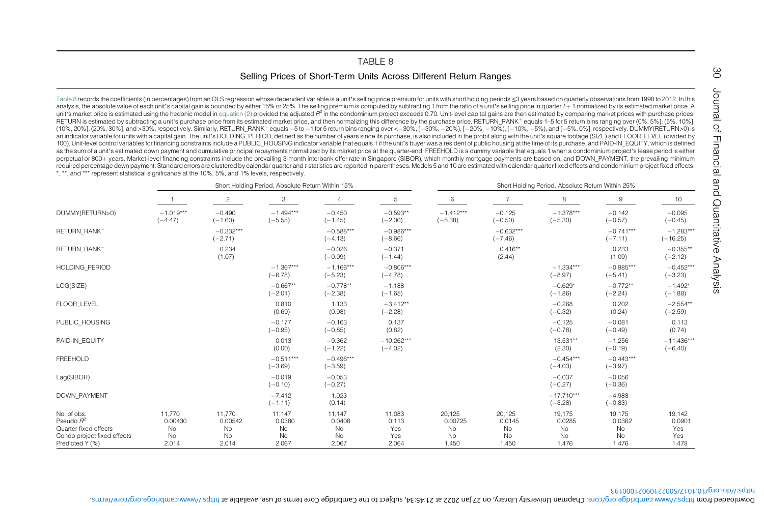# TABLE 8

## Selling Prices of Short-Term Units Across Different Return Ranges

Table 8 records the coefficients (in percentages) from an OLS regression whose dependent variable is a unit's selling price premium for units with short holding periods ≤3 years based on quarterly observations from 1998 to 2012. In this analysis, the absolute value of each unit's capital gain is bounded by either 15% or 25%. The selling premium is computed by subtracting 1 from the ratio of a unit's selling price in quarter $t+1$ normalized by its estimated market price. A unit's market price is estimated using the hedonic model in equation (2) provided the adjusted $R^2$ in the condominium project exceeds 0.70. Unit-level capital gains are then estimated by comparing market prices with purchase prices. RETURN is estimated by subtracting a unit's purchase price from its estimated market price, and then normalizing this difference by the purchase price. RETURN_RANK$^+$ equals 1–5 for 5 return bins ranging over (0%, 5%], (5%, 10%], (10%, 20%], (20%, 30%], and >30%, respectively. Similarly, RETURN_RANK$^-$ equals −5 to −1 for 5 return bins ranging over <−30%, [−30%, −20%), [−20%, −10%), [−10%, −5%), and [−5%, 0%], respectively. DUMMY(RETURN>0) is an indicator variable for units with a capital gain. The unit's HOLDING_PERIOD, defined as the number of years since its purchase, is also included in the probit along with the unit's square footage (SIZE) and FLOOR_LEVEL (divided by 100). Unit-level control variables for financing constraints include a PUBLIC_HOUSING indicator variable that equals 1 if the unit's buyer was a resident of public housing at the time of its purchase, and PAID-IN_EQUITY, which is defined as the sum of a unit's estimated down payment and cumulative principal repayments normalized by its market price at the quarter-end. FREEHOLD is a dummy variable that equals 1 when a condominium project's lease period is either perpetual or 800+ years. Market-level financing constraints include the prevailing 3-month interbank offer rate in Singapore (SIBOR), which monthly mortgage payments are based on, and DOWN_PAYMENT, the prevailing minimum required percentage down payment. Standard errors are clustered by calendar quarter and $t$-statistics are reported in parentheses. Models 5 and 10 are estimated with calendar quarter fixed effects and condominium project fixed effects. *, **, and *** represent statistical significance at the 10%, 5%, and 1% levels, respectively.

| | Short Holding Period, Absolute Return Within 15% | | | | | Short Holding Period, Absolute Return Within 25% | | | | |
|---|---|---|---|---|---|---|---|---|---|---|
| | 1 | 2 | 3 | 4 | 5 | 6 | 7 | 8 | 9 | 10 |
| DUMMY(RETURN>0) | −1.019*** | −0.490 | −1.494*** | −0.450 | −0.593** | −1.412*** | −0.125 | −1.378*** | −0.142 | −0.095 |
| | (−4.47) | (−1.60) | (−5.55) | (−1.45) | (−2.00) | (−5.38) | (−0.50) | (−5.30) | (−0.57) | (−0.45) |
| RETURN_RANK$^+$ | | −0.332*** | | −0.588*** | −0.986*** | | −0.632*** | | −0.741*** | −1.283*** |
| | | (−2.71) | | (−4.13) | (−8.66) | | (−7.46) | | (−7.11) | (−16.25) |
| RETURN_RANK$^-$ | | 0.234 | | −0.026 | −0.371 | | 0.416** | | 0.233 | −0.355** |
| | | (1.07) | | (−0.09) | (−1.44) | | (2.44) | | (1.09) | (−2.12) |
| HOLDING_PERIOD | | | −1.367*** | −1.166*** | −0.806*** | | | −1.334*** | −0.985*** | −0.452*** |
| | | | (−6.78) | (−5.23) | (−4.78) | | | (−8.97) | (−5.41) | (−3.23) |
| LOG(SIZE) | | | −0.667** | −0.778** | −1.188 | | | −0.629* | −0.772** | −1.492* |
| | | | (−2.01) | (−2.38) | (−1.65) | | | (−1.86) | (−2.24) | (−1.88) |
| FLOOR_LEVEL | | | 0.810 | 1.133 | −3.412** | | | −0.268 | 0.202 | −2.554** |
| | | | (0.69) | (0.98) | (−2.28) | | | (−0.32) | (0.24) | (−2.59) |
| PUBLIC_HOUSING | | | −0.177 | −0.163 | 0.137 | | | −0.125 | −0.081 | 0.113 |
| | | | (−0.95) | (−0.85) | (0.82) | | | (−0.78) | (−0.49) | (0.74) |
| PAID-IN_EQUITY | | | 0.013 | −9.362 | −10.262*** | | | 13.531** | −1.256 | −11.436*** |
| | | | (0.00) | (−1.22) | (−4.02) | | | (2.30) | (−0.19) | (−6.40) |
| FREEHOLD | | | −0.511*** | −0.496*** | | | | −0.454*** | −0.443*** | |
| | | | (−3.69) | (−3.59) | | | | (−4.03) | (−3.97) | |
| Lag(SIBOR) | | | −0.019 | −0.053 | | | | −0.037 | −0.056 | |
| | | | (−0.10) | (−0.27) | | | | (−0.27) | (−0.36) | |
| DOWN_PAYMENT | | | −7.412 | 1.023 | | | | −17.710*** | −4.988 | |
| | | | (−1.11) | (0.14) | | | | (−3.28) | (−0.83) | |
| No. of obs. | 11,770 | 11,770 | 11,147 | 11,147 | 11,083 | 20,125 | 20,125 | 19,175 | 19,175 | 19,142 |
| Pseudo $R^2$ | 0.00430 | 0.00542 | 0.0380 | 0.0408 | 0.113 | 0.00725 | 0.0145 | 0.0285 | 0.0362 | 0.0901 |
| Quarter fixed effects | No | No | No | No | Yes | No | No | No | No | Yes |
| Condo project fixed effects | No | No | No | No | Yes | No | No | No | No | Yes |
| Predicted Y (%) | 2.014 | 2.014 | 2.067 | 2.067 | 2.064 | 1.450 | 1.450 | 1.476 | 1.476 | 1.478 |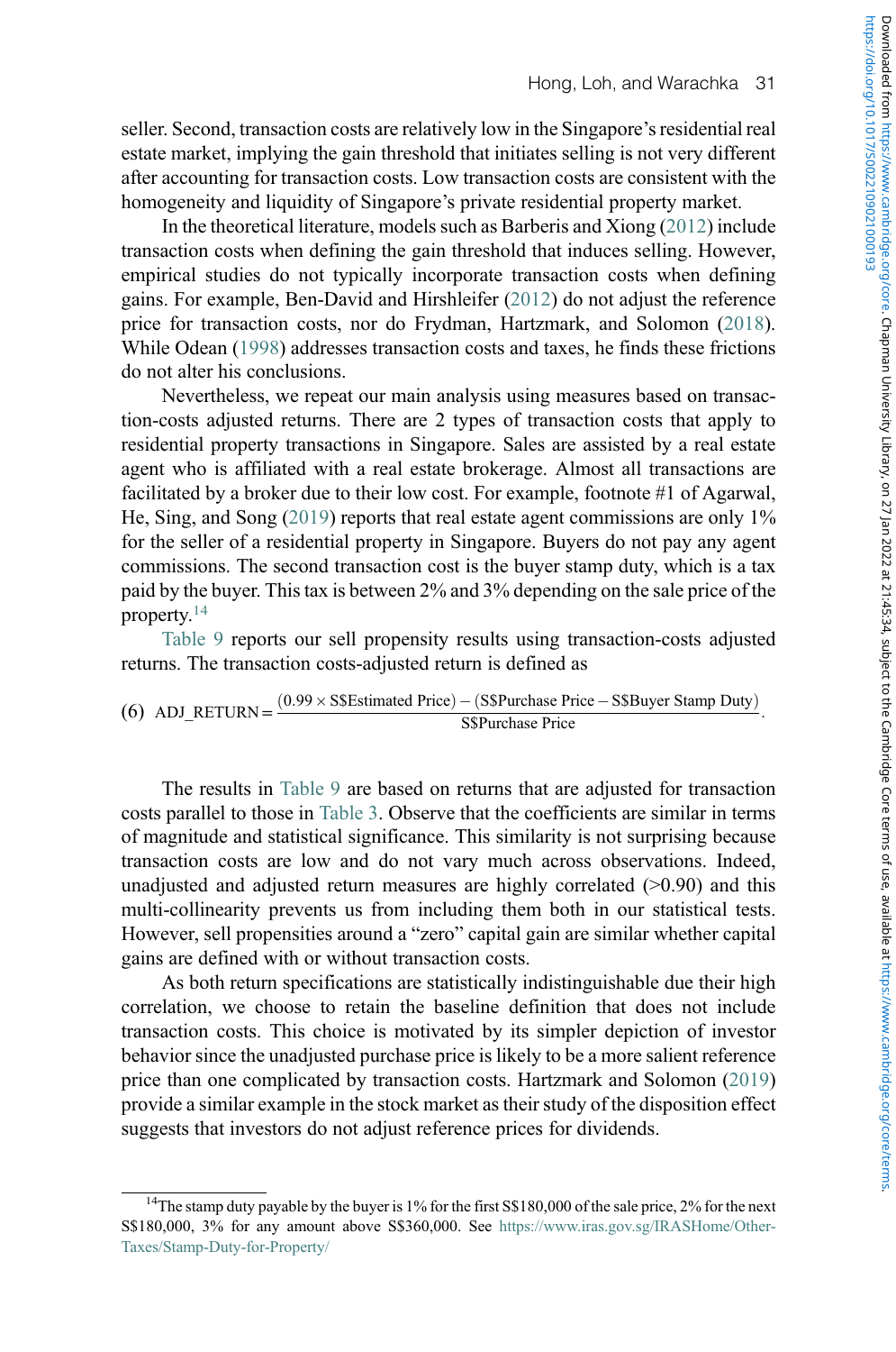seller. Second, transaction costs are relatively low in the Singapore's residential real estate market, implying the gain threshold that initiates selling is not very different after accounting for transaction costs. Low transaction costs are consistent with the homogeneity and liquidity of Singapore's private residential property market.

In the theoretical literature, models such as Barberis and Xiong (2012) include transaction costs when defining the gain threshold that induces selling. However, empirical studies do not typically incorporate transaction costs when defining gains. For example, Ben-David and Hirshleifer (2012) do not adjust the reference price for transaction costs, nor do Frydman, Hartzmark, and Solomon (2018). While Odean (1998) addresses transaction costs and taxes, he finds these frictions do not alter his conclusions.

Nevertheless, we repeat our main analysis using measures based on transaction-costs adjusted returns. There are 2 types of transaction costs that apply to residential property transactions in Singapore. Sales are assisted by a real estate agent who is affiliated with a real estate brokerage. Almost all transactions are facilitated by a broker due to their low cost. For example, footnote #1 of Agarwal, He, Sing, and Song (2019) reports that real estate agent commissions are only 1% for the seller of a residential property in Singapore. Buyers do not pay any agent commissions. The second transaction cost is the buyer stamp duty, which is a tax paid by the buyer. This tax is between 2% and 3% depending on the sale price of the property.[14]

Table 9 reports our sell propensity results using transaction-costs adjusted returns. The transaction costs-adjusted return is defined as

$$\text{(6)}\quad \text{ADJ\_RETURN} = \frac{(0.99 \times \text{S\\$Estimated Price}) - (\text{S\\$Purchase Price} - \text{S\\$Buyer Stamp Duty})}{\text{S\\$Purchase Price}}.$$

The results in Table 9 are based on returns that are adjusted for transaction costs parallel to those in Table 3. Observe that the coefficients are similar in terms of magnitude and statistical significance. This similarity is not surprising because transaction costs are low and do not vary much across observations. Indeed, unadjusted and adjusted return measures are highly correlated (>0.90) and this multi-collinearity prevents us from including them both in our statistical tests. However, sell propensities around a "zero" capital gain are similar whether capital gains are defined with or without transaction costs.

As both return specifications are statistically indistinguishable due their high correlation, we choose to retain the baseline definition that does not include transaction costs. This choice is motivated by its simpler depiction of investor behavior since the unadjusted purchase price is likely to be a more salient reference price than one complicated by transaction costs. Hartzmark and Solomon (2019) provide a similar example in the stock market as their study of the disposition effect suggests that investors do not adjust reference prices for dividends.

[14]The stamp duty payable by the buyer is 1% for the first S$180,000 of the sale price, 2% for the next S$180,000, 3% for any amount above S$360,000. See https://www.iras.gov.sg/IRASHome/Other-Taxes/Stamp-Duty-for-Property/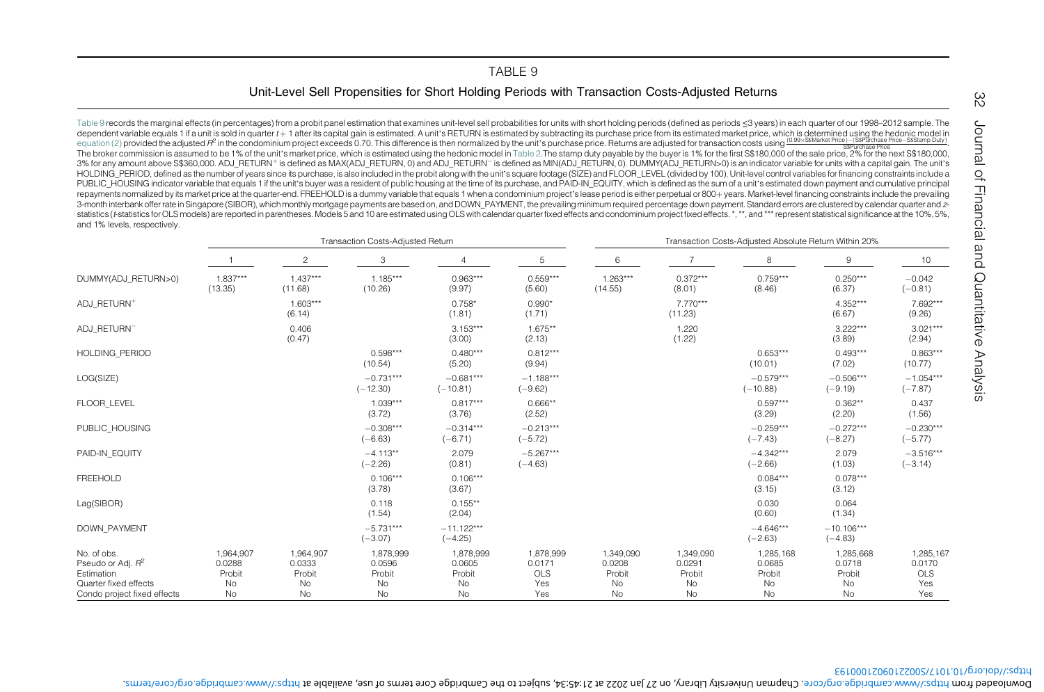# TABLE 9

## Unit-Level Sell Propensities for Short Holding Periods with Transaction Costs-Adjusted Returns

Table 9 records the marginal effects (in percentages) from a probit panel estimation that examines unit-level sell probabilities for units with short holding periods (defined as periods ≤3 years) in each quarter of our 1998–2012 sample. The dependent variable equals 1 if a unit is sold in quarter $t+1$ after its capital gain is estimated. A unit's RETURN is estimated by subtracting its purchase price from its estimated market price, which is determined using the hedonic model in equation (2) provided the adjusted $R^2$ in the condominium project exceeds 0.70. This difference is then normalized by the unit's purchase price. Returns are adjusted for transaction costs using $\frac{(0.99 \times \text{S\$Market Price}) - (\text{S\$Purchase Price} - \text{S\$Stamp Duty})}{\text{S\$Purchase Price}}$. The broker commission is assumed to be 1% of the unit's market price, which is estimated using the hedonic model in Table 2. The stamp duty payable by the buyer is 1% for the first S\$180,000 of the sale price, 2% for the next S\$180,000, 3% for any amount above S\$360,000. ADJ_RETURN$^+$ is defined as MAX(ADJ_RETURN, 0) and ADJ_RETURN$^-$ is defined as MIN(ADJ_RETURN, 0). DUMMY(ADJ_RETURN>0) is an indicator variable for units with a capital gain. The unit's HOLDING_PERIOD, defined as the number of years since its purchase, is also included in the probit along with the unit's square footage (SIZE) and FLOOR_LEVEL (divided by 100). Unit-level control variables for financing constraints include a PUBLIC_HOUSING indicator variable that equals 1 if the unit's buyer was a resident of public housing at the time of its purchase, and PAID-IN_EQUITY, which is defined as the sum of a unit's estimated down payment and cumulative principal repayments normalized by its market price at the quarter-end. FREEHOLD is a dummy variable that equals 1 when a condominium project's lease period is either perpetual or 800+ years. Market-level financing constraints include the prevailing 3-month interbank offer rate in Singapore (SIBOR), which monthly mortgage payments are based on, and DOWN_PAYMENT, the prevailing minimum required percentage down payment. Standard errors are clustered by calendar quarter and $z$-statistics ($t$-statistics for OLS models) are reported in parentheses. Models 5 and 10 are estimated using OLS with calendar quarter fixed effects and condominium project fixed effects. *, **, and *** represent statistical significance at the 10%, 5%, and 1% levels, respectively.

| | Transaction Costs-Adjusted Return | | | | | Transaction Costs-Adjusted Absolute Return Within 20% | | | | |
|---|---|---|---|---|---|---|---|---|---|---|
| | 1 | 2 | 3 | 4 | 5 | 6 | 7 | 8 | 9 | 10 |
| DUMMY(ADJ_RETURN>0) | 1.837*** | 1.437*** | 1.185*** | 0.963*** | 0.559*** | 1.263*** | 0.372*** | 0.759*** | 0.250*** | −0.042 |
| | (13.35) | (11.68) | (10.26) | (9.97) | (5.60) | (14.55) | (8.01) | (8.46) | (6.37) | (−0.81) |
| ADJ_RETURN$^+$ | | 1.603*** | | 0.758* | 0.990* | | 7.770*** | | 4.352*** | 7.692*** |
| | | (6.14) | | (1.81) | (1.71) | | (11.23) | | (6.67) | (9.26) |
| ADJ_RETURN$^-$ | | 0.406 | | 3.153*** | 1.675** | | 1.220 | | 3.222*** | 3.021*** |
| | | (0.47) | | (3.00) | (2.13) | | (1.22) | | (3.89) | (2.94) |
| HOLDING_PERIOD | | | 0.598*** | 0.480*** | 0.812*** | | | 0.653*** | 0.493*** | 0.863*** |
| | | | (10.54) | (5.20) | (9.94) | | | (10.01) | (7.02) | (10.77) |
| LOG(SIZE) | | | −0.731*** | −0.681*** | −1.188*** | | | −0.579*** | −0.506*** | −1.054*** |
| | | | (−12.30) | (−10.81) | (−9.62) | | | (−10.88) | (−9.19) | (−7.87) |
| FLOOR_LEVEL | | | 1.039*** | 0.817*** | 0.666** | | | 0.597*** | 0.362** | 0.437 |
| | | | (3.72) | (3.76) | (2.52) | | | (3.29) | (2.20) | (1.56) |
| PUBLIC_HOUSING | | | −0.308*** | −0.314*** | −0.213*** | | | −0.259*** | −0.272*** | −0.230*** |
| | | | (−6.63) | (−6.71) | (−5.72) | | | (−7.43) | (−8.27) | (−5.77) |
| PAID-IN_EQUITY | | | −4.113** | 2.079 | −5.267*** | | | −4.342*** | 2.079 | −3.516*** |
| | | | (−2.26) | (0.81) | (−4.63) | | | (−2.66) | (1.03) | (−3.14) |
| FREEHOLD | | | 0.106*** | 0.106*** | | | | 0.084*** | 0.078*** | |
| | | | (3.78) | (3.67) | | | | (3.15) | (3.12) | |
| Lag(SIBOR) | | | 0.118 | 0.155** | | | | 0.030 | 0.064 | |
| | | | (1.54) | (2.04) | | | | (0.60) | (1.34) | |
| DOWN_PAYMENT | | | −5.731*** | −11.122*** | | | | −4.646*** | −10.106*** | |
| | | | (−3.07) | (−4.25) | | | | (−2.63) | (−4.83) | |
| No. of obs. | 1,964,907 | 1,964,907 | 1,878,999 | 1,878,999 | 1,878,999 | 1,349,090 | 1,349,090 | 1,285,168 | 1,285,668 | 1,285,167 |
| Pseudo or Adj. $R^2$ | 0.0288 | 0.0333 | 0.0596 | 0.0605 | 0.0171 | 0.0208 | 0.0291 | 0.0685 | 0.0718 | 0.0170 |
| Estimation | Probit | Probit | Probit | Probit | OLS | Probit | Probit | Probit | Probit | OLS |
| Quarter fixed effects | No | No | No | No | Yes | No | No | No | No | Yes |
| Condo project fixed effects | No | No | No | No | Yes | No | No | No | No | Yes |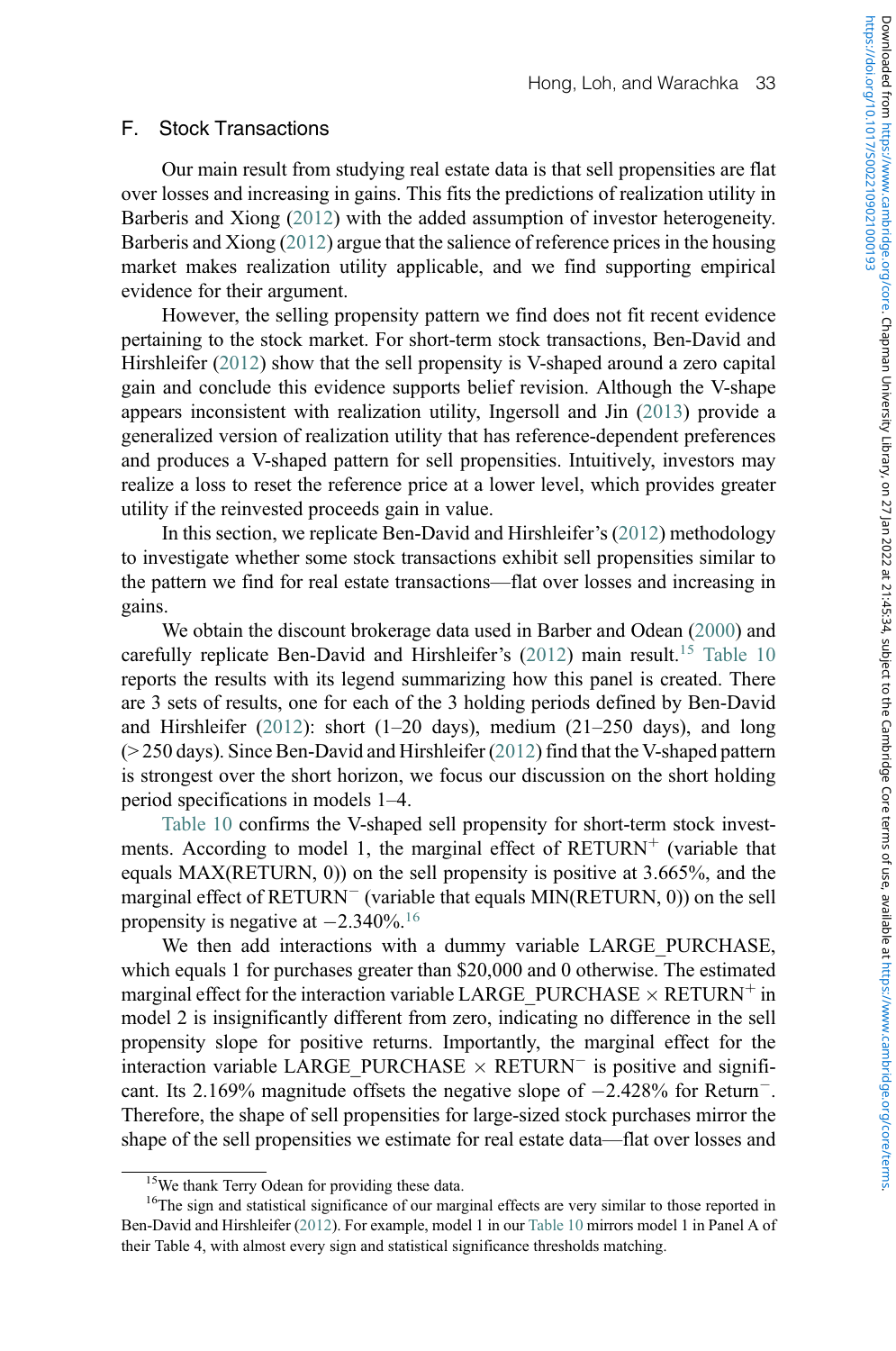## F. Stock Transactions

Our main result from studying real estate data is that sell propensities are flat over losses and increasing in gains. This fits the predictions of realization utility in Barberis and Xiong (2012) with the added assumption of investor heterogeneity. Barberis and Xiong (2012) argue that the salience of reference prices in the housing market makes realization utility applicable, and we find supporting empirical evidence for their argument.

However, the selling propensity pattern we find does not fit recent evidence pertaining to the stock market. For short-term stock transactions, Ben-David and Hirshleifer (2012) show that the sell propensity is V-shaped around a zero capital gain and conclude this evidence supports belief revision. Although the V-shape appears inconsistent with realization utility, Ingersoll and Jin (2013) provide a generalized version of realization utility that has reference-dependent preferences and produces a V-shaped pattern for sell propensities. Intuitively, investors may realize a loss to reset the reference price at a lower level, which provides greater utility if the reinvested proceeds gain in value.

In this section, we replicate Ben-David and Hirshleifer's (2012) methodology to investigate whether some stock transactions exhibit sell propensities similar to the pattern we find for real estate transactions—flat over losses and increasing in gains.

We obtain the discount brokerage data used in Barber and Odean (2000) and carefully replicate Ben-David and Hirshleifer's (2012) main result.[15] Table 10 reports the results with its legend summarizing how this panel is created. There are 3 sets of results, one for each of the 3 holding periods defined by Ben-David and Hirshleifer (2012): short (1–20 days), medium (21–250 days), and long (> 250 days). Since Ben-David and Hirshleifer (2012) find that the V-shaped pattern is strongest over the short horizon, we focus our discussion on the short holding period specifications in models 1–4.

Table 10 confirms the V-shaped sell propensity for short-term stock investments. According to model 1, the marginal effect of $\text{RETURN}^{+}$ (variable that equals MAX(RETURN, 0)) on the sell propensity is positive at 3.665%, and the marginal effect of $\text{RETURN}^{-}$ (variable that equals MIN(RETURN, 0)) on the sell propensity is negative at −2.340%.[16]

We then add interactions with a dummy variable LARGE_PURCHASE, which equals 1 for purchases greater than $20,000 and 0 otherwise. The estimated marginal effect for the interaction variable LARGE_PURCHASE × $\text{RETURN}^{+}$ in model 2 is insignificantly different from zero, indicating no difference in the sell propensity slope for positive returns. Importantly, the marginal effect for the interaction variable LARGE_PURCHASE × $\text{RETURN}^{-}$ is positive and significant. Its 2.169% magnitude offsets the negative slope of −2.428% for $\text{Return}^{-}$. Therefore, the shape of sell propensities for large-sized stock purchases mirror the shape of the sell propensities we estimate for real estate data—flat over losses and

[15] We thank Terry Odean for providing these data.

[16] The sign and statistical significance of our marginal effects are very similar to those reported in Ben-David and Hirshleifer (2012). For example, model 1 in our Table 10 mirrors model 1 in Panel A of their Table 4, with almost every sign and statistical significance thresholds matching.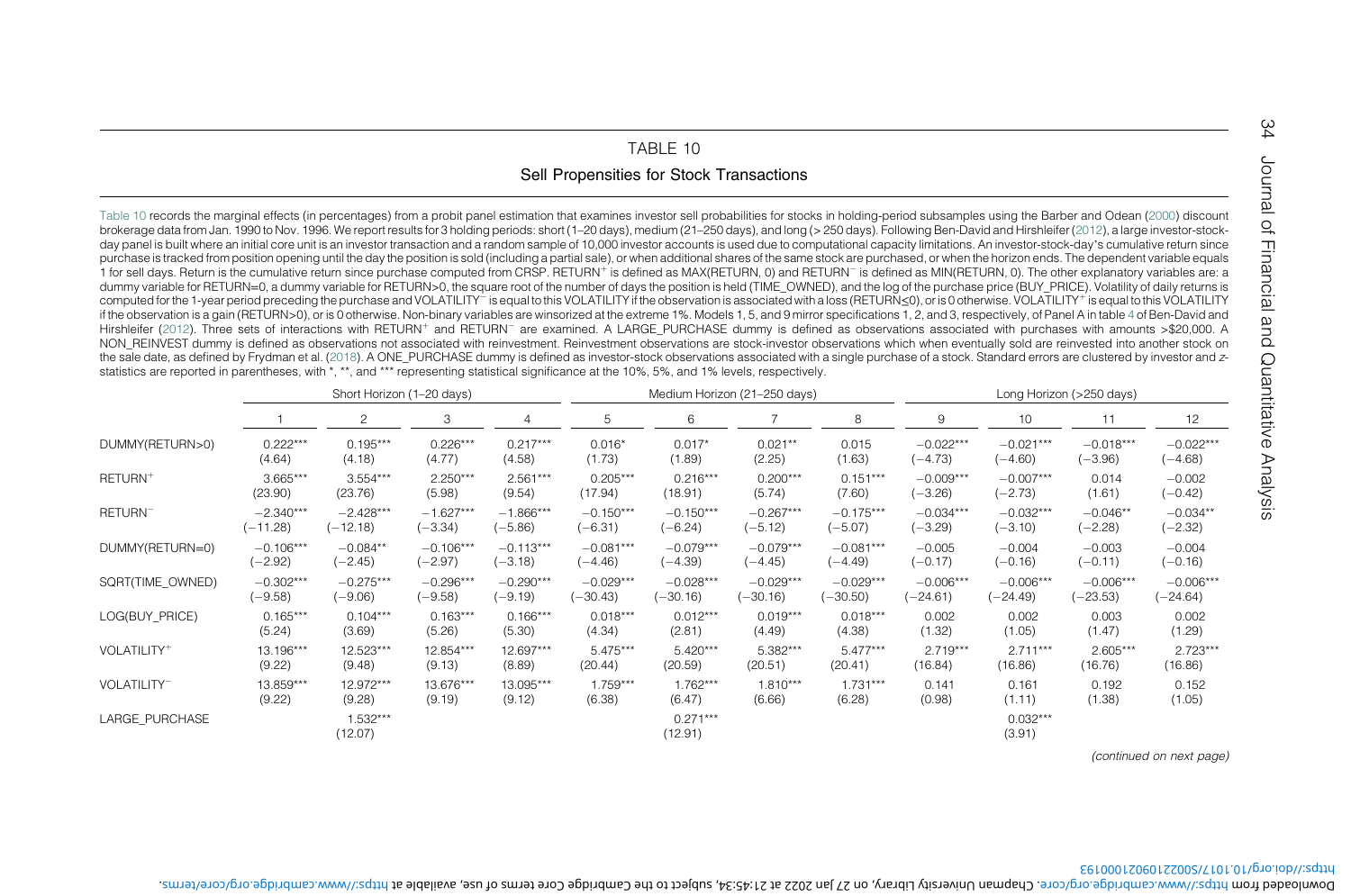TABLE 10

Sell Propensities for Stock Transactions

Table 10 records the marginal effects (in percentages) from a probit panel estimation that examines investor sell probabilities for stocks in holding-period subsamples using the Barber and Odean (2000) discount brokerage data from Jan. 1990 to Nov. 1996. We report results for 3 holding periods: short (1–20 days), medium (21–250 days), and long (> 250 days). Following Ben-David and Hirshleifer (2012), a large investor-stock-day panel is built where an initial core unit is an investor transaction and a random sample of 10,000 investor accounts is used due to computational capacity limitations. An investor-stock-day's cumulative return since purchase is tracked from position opening until the day the position is sold (including a partial sale), or when additional shares of the same stock are purchased, or when the horizon ends. The dependent variable equals 1 for sell days. Return is the cumulative return since purchase computed from CRSP. RETURN$^+$ is defined as MAX(RETURN, 0) and RETURN$^-$ is defined as MIN(RETURN, 0). The other explanatory variables are: a dummy variable for RETURN=0, a dummy variable for RETURN>0, the square root of the number of days the position is held (TIME_OWNED), and the log of the purchase price (BUY_PRICE). Volatility of daily returns is computed for the 1-year period preceding the purchase and VOLATILITY$^-$ is equal to this VOLATILITY if the observation is associated with a loss (RETURN≤0), or is 0 otherwise. VOLATILITY$^+$ is equal to this VOLATILITY if the observation is a gain (RETURN>0), or is 0 otherwise. Non-binary variables are winsorized at the extreme 1%. Models 1, 5, and 9 mirror specifications 1, 2, and 3, respectively, of Panel A in table 4 of Ben-David and Hirshleifer (2012). Three sets of interactions with RETURN$^+$ and RETURN$^-$ are examined. A LARGE_PURCHASE dummy is defined as observations associated with purchases with amounts >$20,000. A NON_REINVEST dummy is defined as observations not associated with reinvestment. Reinvestment observations are stock-investor observations which when eventually sold are reinvested into another stock on the sale date, as defined by Frydman et al. (2018). A ONE_PURCHASE dummy is defined as investor-stock observations associated with a single purchase of a stock. Standard errors are clustered by investor and z-statistics are reported in parentheses, with *, **, and *** representing statistical significance at the 10%, 5%, and 1% levels, respectively.

| | Short Horizon (1–20 days) | | | | Medium Horizon (21–250 days) | | | | Long Horizon (>250 days) | | | |
|---|---|---|---|---|---|---|---|---|---|---|---|---|
| | 1 | 2 | 3 | 4 | 5 | 6 | 7 | 8 | 9 | 10 | 11 | 12 |
| DUMMY(RETURN>0) | 0.222*** | 0.195*** | 0.226*** | 0.217*** | 0.016* | 0.017* | 0.021** | 0.015 | −0.022*** | −0.021*** | −0.018*** | −0.022*** |
| | (4.64) | (4.18) | (4.77) | (4.58) | (1.73) | (1.89) | (2.25) | (1.63) | (−4.73) | (−4.60) | (−3.96) | (−4.68) |
| RETURN$^+$ | 3.665*** | 3.554*** | 2.250*** | 2.561*** | 0.205*** | 0.216*** | 0.200*** | 0.151*** | −0.009*** | −0.007*** | 0.014 | −0.002 |
| | (23.90) | (23.76) | (5.98) | (9.54) | (17.94) | (18.91) | (5.74) | (7.60) | (−3.26) | (−2.73) | (1.61) | (−0.42) |
| RETURN$^-$ | −2.340*** | −2.428*** | −1.627*** | −1.866*** | −0.150*** | −0.150*** | −0.267*** | −0.175*** | −0.034*** | −0.032*** | −0.046** | −0.034** |
| | (−11.28) | (−12.18) | (−3.34) | (−5.86) | (−6.31) | (−6.24) | (−5.12) | (−5.07) | (−3.29) | (−3.10) | (−2.28) | (−2.32) |
| DUMMY(RETURN=0) | −0.106*** | −0.084** | −0.106*** | −0.113*** | −0.081*** | −0.079*** | −0.079*** | −0.081*** | −0.005 | −0.004 | −0.003 | −0.004 |
| | (−2.92) | (−2.45) | (−2.97) | (−3.18) | (−4.46) | (−4.39) | (−4.45) | (−4.49) | (−0.17) | (−0.16) | (−0.11) | (−0.16) |
| SQRT(TIME_OWNED) | −0.302*** | −0.275*** | −0.296*** | −0.290*** | −0.029*** | −0.028*** | −0.029*** | −0.029*** | −0.006*** | −0.006*** | −0.006*** | −0.006*** |
| | (−9.58) | (−9.06) | (−9.58) | (−9.19) | (−30.43) | (−30.16) | (−30.16) | (−30.50) | (−24.61) | (−24.49) | (−23.53) | (−24.64) |
| LOG(BUY_PRICE) | 0.165*** | 0.104*** | 0.163*** | 0.166*** | 0.018*** | 0.012*** | 0.019*** | 0.018*** | 0.002 | 0.002 | 0.003 | 0.002 |
| | (5.24) | (3.69) | (5.26) | (5.30) | (4.34) | (2.81) | (4.49) | (4.38) | (1.32) | (1.05) | (1.47) | (1.29) |
| VOLATILITY$^+$ | 13.196*** | 12.523*** | 12.854*** | 12.697*** | 5.475*** | 5.420*** | 5.382*** | 5.477*** | 2.719*** | 2.711*** | 2.605*** | 2.723*** |
| | (9.22) | (9.48) | (9.13) | (8.89) | (20.44) | (20.59) | (20.51) | (20.41) | (16.84) | (16.86) | (16.76) | (16.86) |
| VOLATILITY$^-$ | 13.859*** | 12.972*** | 13.676*** | 13.095*** | 1.759*** | 1.762*** | 1.810*** | 1.731*** | 0.141 | 0.161 | 0.192 | 0.152 |
| | (9.22) | (9.28) | (9.19) | (9.12) | (6.38) | (6.47) | (6.66) | (6.28) | (0.98) | (1.11) | (1.38) | (1.05) |
| LARGE_PURCHASE | | 1.532*** | | | | 0.271*** | | | | 0.032*** | | |
| | | (12.07) | | | | (12.91) | | | | (3.91) | | |

*(continued on next page)*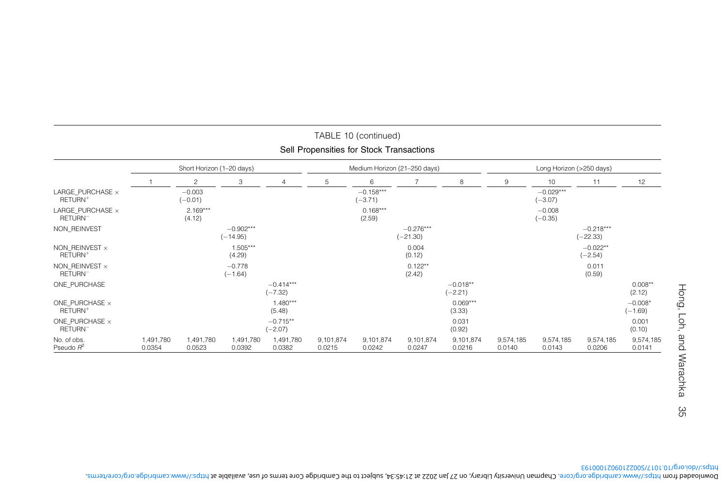TABLE 10 (continued)

Sell Propensities for Stock Transactions

| | Short Horizon (1–20 days) | | | | Medium Horizon (21–250 days) | | | | Long Horizon (>250 days) | | | |
|---|---|---|---|---|---|---|---|---|---|---|---|---|
| | 1 | 2 | 3 | 4 | 5 | 6 | 7 | 8 | 9 | 10 | 11 | 12 |
| LARGE_PURCHASE × RETURN$^+$ | | −0.003 (−0.01) | | | | −0.158*** (−3.71) | | | | −0.029*** (−3.07) | | |
| LARGE_PURCHASE × RETURN$^-$ | | 2.169*** (4.12) | | | | 0.168*** (2.59) | | | | −0.008 (−0.35) | | |
| NON_REINVEST | | | −0.902*** (−14.95) | | | | −0.276*** (−21.30) | | | | −0.218*** (−22.33) | |
| NON_REINVEST × RETURN$^+$ | | | 1.505*** (4.29) | | | | 0.004 (0.12) | | | | −0.022** (−2.54) | |
| NON_REINVEST × RETURN$^-$ | | | −0.778 (−1.64) | | | | 0.122** (2.42) | | | | 0.011 (0.59) | |
| ONE_PURCHASE | | | | −0.414*** (−7.32) | | | | −0.018** (−2.21) | | | | 0.008** (2.12) |
| ONE_PURCHASE × RETURN$^+$ | | | | 1.480*** (5.48) | | | | 0.069*** (3.33) | | | | −0.008* (−1.69) |
| ONE_PURCHASE × RETURN$^-$ | | | | −0.715** (−2.07) | | | | 0.031 (0.92) | | | | 0.001 (0.10) |
| No. of obs. | 1,491,780 | 1,491,780 | 1,491,780 | 1,491,780 | 9,101,874 | 9,101,874 | 9,101,874 | 9,101,874 | 9,574,185 | 9,574,185 | 9,574,185 | 9,574,185 |
| Pseudo $R^2$ | 0.0354 | 0.0523 | 0.0392 | 0.0382 | 0.0215 | 0.0242 | 0.0247 | 0.0216 | 0.0140 | 0.0143 | 0.0206 | 0.0141 |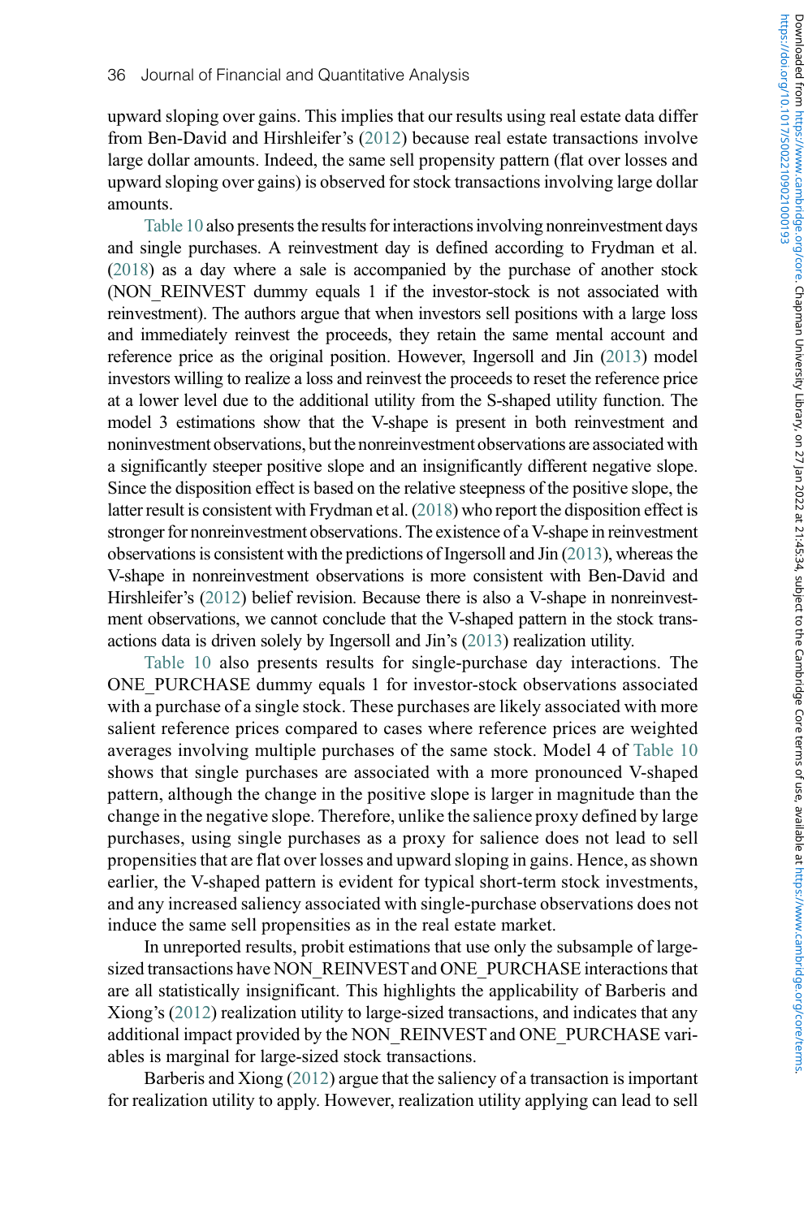upward sloping over gains. This implies that our results using real estate data differ from Ben-David and Hirshleifer's (2012) because real estate transactions involve large dollar amounts. Indeed, the same sell propensity pattern (flat over losses and upward sloping over gains) is observed for stock transactions involving large dollar amounts.

Table 10 also presents the results for interactions involving nonreinvestment days and single purchases. A reinvestment day is defined according to Frydman et al. (2018) as a day where a sale is accompanied by the purchase of another stock (NON_REINVEST dummy equals 1 if the investor-stock is not associated with reinvestment). The authors argue that when investors sell positions with a large loss and immediately reinvest the proceeds, they retain the same mental account and reference price as the original position. However, Ingersoll and Jin (2013) model investors willing to realize a loss and reinvest the proceeds to reset the reference price at a lower level due to the additional utility from the S-shaped utility function. The model 3 estimations show that the V-shape is present in both reinvestment and noninvestment observations, but the nonreinvestment observations are associated with a significantly steeper positive slope and an insignificantly different negative slope. Since the disposition effect is based on the relative steepness of the positive slope, the latter result is consistent with Frydman et al. (2018) who report the disposition effect is stronger for nonreinvestment observations. The existence of a V-shape in reinvestment observations is consistent with the predictions of Ingersoll and Jin (2013), whereas the V-shape in nonreinvestment observations is more consistent with Ben-David and Hirshleifer's (2012) belief revision. Because there is also a V-shape in nonreinvestment observations, we cannot conclude that the V-shaped pattern in the stock transactions data is driven solely by Ingersoll and Jin's (2013) realization utility.

Table 10 also presents results for single-purchase day interactions. The ONE_PURCHASE dummy equals 1 for investor-stock observations associated with a purchase of a single stock. These purchases are likely associated with more salient reference prices compared to cases where reference prices are weighted averages involving multiple purchases of the same stock. Model 4 of Table 10 shows that single purchases are associated with a more pronounced V-shaped pattern, although the change in the positive slope is larger in magnitude than the change in the negative slope. Therefore, unlike the salience proxy defined by large purchases, using single purchases as a proxy for salience does not lead to sell propensities that are flat over losses and upward sloping in gains. Hence, as shown earlier, the V-shaped pattern is evident for typical short-term stock investments, and any increased saliency associated with single-purchase observations does not induce the same sell propensities as in the real estate market.

In unreported results, probit estimations that use only the subsample of large-sized transactions have NON_REINVEST and ONE_PURCHASE interactions that are all statistically insignificant. This highlights the applicability of Barberis and Xiong's (2012) realization utility to large-sized transactions, and indicates that any additional impact provided by the NON_REINVEST and ONE_PURCHASE variables is marginal for large-sized stock transactions.

Barberis and Xiong (2012) argue that the saliency of a transaction is important for realization utility to apply. However, realization utility applying can lead to sell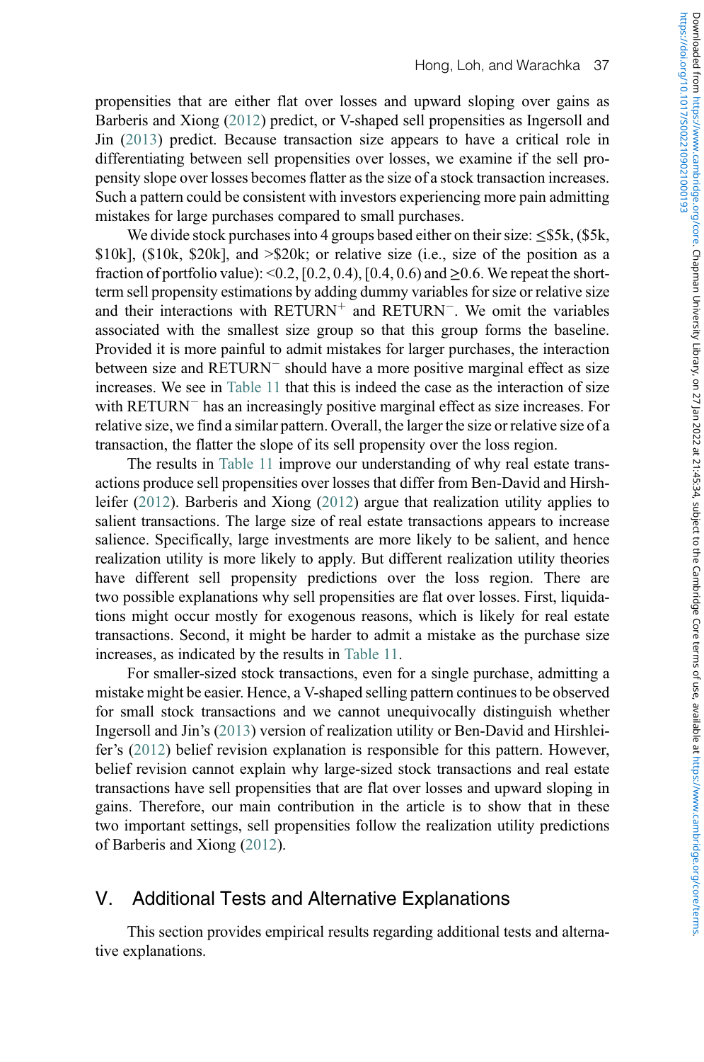propensities that are either flat over losses and upward sloping over gains as Barberis and Xiong (2012) predict, or V-shaped sell propensities as Ingersoll and Jin (2013) predict. Because transaction size appears to have a critical role in differentiating between sell propensities over losses, we examine if the sell propensity slope over losses becomes flatter as the size of a stock transaction increases. Such a pattern could be consistent with investors experiencing more pain admitting mistakes for large purchases compared to small purchases.

We divide stock purchases into 4 groups based either on their size: ≤\$5k, (\$5k, \$10k], (\$10k, \$20k], and >\$20k; or relative size (i.e., size of the position as a fraction of portfolio value): <0.2, [0.2, 0.4), [0.4, 0.6) and ≥0.6. We repeat the short-term sell propensity estimations by adding dummy variables for size or relative size and their interactions with $\text{RETURN}^{+}$ and $\text{RETURN}^{-}$. We omit the variables associated with the smallest size group so that this group forms the baseline. Provided it is more painful to admit mistakes for larger purchases, the interaction between size and $\text{RETURN}^{-}$ should have a more positive marginal effect as size increases. We see in Table 11 that this is indeed the case as the interaction of size with $\text{RETURN}^{-}$ has an increasingly positive marginal effect as size increases. For relative size, we find a similar pattern. Overall, the larger the size or relative size of a transaction, the flatter the slope of its sell propensity over the loss region.

The results in Table 11 improve our understanding of why real estate transactions produce sell propensities over losses that differ from Ben-David and Hirshleifer (2012). Barberis and Xiong (2012) argue that realization utility applies to salient transactions. The large size of real estate transactions appears to increase salience. Specifically, large investments are more likely to be salient, and hence realization utility is more likely to apply. But different realization utility theories have different sell propensity predictions over the loss region. There are two possible explanations why sell propensities are flat over losses. First, liquidations might occur mostly for exogenous reasons, which is likely for real estate transactions. Second, it might be harder to admit a mistake as the purchase size increases, as indicated by the results in Table 11.

For smaller-sized stock transactions, even for a single purchase, admitting a mistake might be easier. Hence, a V-shaped selling pattern continues to be observed for small stock transactions and we cannot unequivocally distinguish whether Ingersoll and Jin's (2013) version of realization utility or Ben-David and Hirshleifer's (2012) belief revision explanation is responsible for this pattern. However, belief revision cannot explain why large-sized stock transactions and real estate transactions have sell propensities that are flat over losses and upward sloping in gains. Therefore, our main contribution in the article is to show that in these two important settings, sell propensities follow the realization utility predictions of Barberis and Xiong (2012).

## V. Additional Tests and Alternative Explanations

This section provides empirical results regarding additional tests and alternative explanations.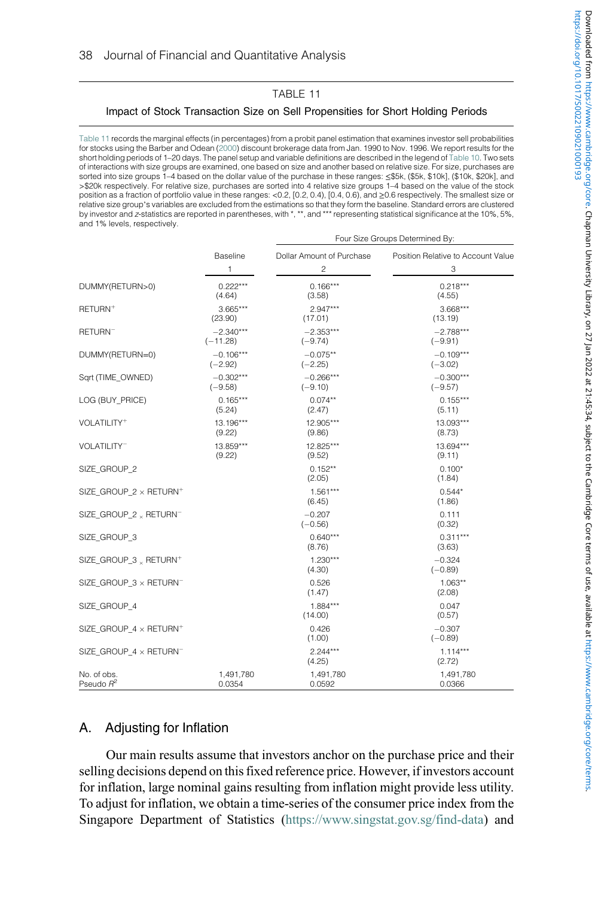TABLE 11

Impact of Stock Transaction Size on Sell Propensities for Short Holding Periods

Table 11 records the marginal effects (in percentages) from a probit panel estimation that examines investor sell probabilities for stocks using the Barber and Odean (2000) discount brokerage data from Jan. 1990 to Nov. 1996. We report results for the short holding periods of 1–20 days. The panel setup and variable definitions are described in the legend of Table 10. Two sets of interactions with size groups are examined, one based on size and another based on relative size. For size, purchases are sorted into size groups 1–4 based on the dollar value of the purchase in these ranges: ≤\$5k, (\$5k, \$10k], (\$10k, \$20k], and >\$20k respectively. For relative size, purchases are sorted into 4 relative size groups 1–4 based on the value of the stock position as a fraction of portfolio value in these ranges: <0.2, [0.2, 0.4), [0.4, 0.6), and ≥0.6 respectively. The smallest size or relative size group's variables are excluded from the estimations so that they form the baseline. Standard errors are clustered by investor and *z*-statistics are reported in parentheses, with *, **, and *** representing statistical significance at the 10%, 5%, and 1% levels, respectively.

| | Baseline | Four Size Groups Determined By: Dollar Amount of Purchase | Four Size Groups Determined By: Position Relative to Account Value |
|---|---|---|---|
| | 1 | 2 | 3 |
| DUMMY(RETURN>0) | 0.222*** (4.64) | 0.166*** (3.58) | 0.218*** (4.55) |
| $RETURN^+$ | 3.665*** (23.90) | 2.947*** (17.01) | 3.668*** (13.19) |
| $RETURN^-$ | −2.340*** (−11.28) | −2.353*** (−9.74) | −2.788*** (−9.91) |
| DUMMY(RETURN=0) | −0.106*** (−2.92) | −0.075** (−2.25) | −0.109*** (−3.02) |
| Sqrt (TIME_OWNED) | −0.302*** (−9.58) | −0.266*** (−9.10) | −0.300*** (−9.57) |
| LOG (BUY_PRICE) | 0.165*** (5.24) | 0.074** (2.47) | 0.155*** (5.11) |
| $VOLATILITY^+$ | 13.196*** (9.22) | 12.905*** (9.86) | 13.093*** (8.73) |
| $VOLATILITY^-$ | 13.859*** (9.22) | 12.825*** (9.52) | 13.694*** (9.11) |
| SIZE_GROUP_2 | | 0.152** (2.05) | 0.100* (1.84) |
| SIZE_GROUP_2 × $RETURN^+$ | | 1.561*** (6.45) | 0.544* (1.86) |
| SIZE_GROUP_2 × $RETURN^-$ | | −0.207 (−0.56) | 0.111 (0.32) |
| SIZE_GROUP_3 | | 0.640*** (8.76) | 0.311*** (3.63) |
| SIZE_GROUP_3 × $RETURN^+$ | | 1.230*** (4.30) | −0.324 (−0.89) |
| SIZE_GROUP_3 × $RETURN^-$ | | 0.526 (1.47) | 1.063** (2.08) |
| SIZE_GROUP_4 | | 1.884*** (14.00) | 0.047 (0.57) |
| SIZE_GROUP_4 × $RETURN^+$ | | 0.426 (1.00) | −0.307 (−0.89) |
| SIZE_GROUP_4 × $RETURN^-$ | | 2.244*** (4.25) | 1.114*** (2.72) |
| No. of obs. | 1,491,780 | 1,491,780 | 1,491,780 |
| Pseudo $R^2$ | 0.0354 | 0.0592 | 0.0366 |

## A. Adjusting for Inflation

Our main results assume that investors anchor on the purchase price and their selling decisions depend on this fixed reference price. However, if investors account for inflation, large nominal gains resulting from inflation might provide less utility. To adjust for inflation, we obtain a time-series of the consumer price index from the Singapore Department of Statistics (https://www.singstat.gov.sg/find-data) and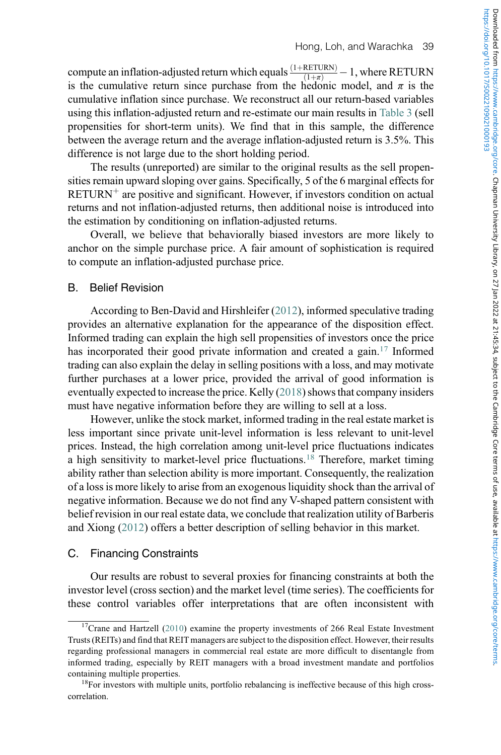compute an inflation-adjusted return which equals $\frac{(1+\text{RETURN})}{(1+\pi)} - 1$, where RETURN is the cumulative return since purchase from the hedonic model, and $\pi$ is the cumulative inflation since purchase. We reconstruct all our return-based variables using this inflation-adjusted return and re-estimate our main results in Table 3 (sell propensities for short-term units). We find that in this sample, the difference between the average return and the average inflation-adjusted return is 3.5%. This difference is not large due to the short holding period.

The results (unreported) are similar to the original results as the sell propensities remain upward sloping over gains. Specifically, 5 of the 6 marginal effects for $\text{RETURN}^{+}$ are positive and significant. However, if investors condition on actual returns and not inflation-adjusted returns, then additional noise is introduced into the estimation by conditioning on inflation-adjusted returns.

Overall, we believe that behaviorally biased investors are more likely to anchor on the simple purchase price. A fair amount of sophistication is required to compute an inflation-adjusted purchase price.

## B. Belief Revision

According to Ben-David and Hirshleifer (2012), informed speculative trading provides an alternative explanation for the appearance of the disposition effect. Informed trading can explain the high sell propensities of investors once the price has incorporated their good private information and created a gain.[17] Informed trading can also explain the delay in selling positions with a loss, and may motivate further purchases at a lower price, provided the arrival of good information is eventually expected to increase the price. Kelly (2018) shows that company insiders must have negative information before they are willing to sell at a loss.

However, unlike the stock market, informed trading in the real estate market is less important since private unit-level information is less relevant to unit-level prices. Instead, the high correlation among unit-level price fluctuations indicates a high sensitivity to market-level price fluctuations.[18] Therefore, market timing ability rather than selection ability is more important. Consequently, the realization of a loss is more likely to arise from an exogenous liquidity shock than the arrival of negative information. Because we do not find any V-shaped pattern consistent with belief revision in our real estate data, we conclude that realization utility of Barberis and Xiong (2012) offers a better description of selling behavior in this market.

## C. Financing Constraints

Our results are robust to several proxies for financing constraints at both the investor level (cross section) and the market level (time series). The coefficients for these control variables offer interpretations that are often inconsistent with

[17] Crane and Hartzell (2010) examine the property investments of 266 Real Estate Investment Trusts (REITs) and find that REIT managers are subject to the disposition effect. However, their results regarding professional managers in commercial real estate are more difficult to disentangle from informed trading, especially by REIT managers with a broad investment mandate and portfolios containing multiple properties.

[18] For investors with multiple units, portfolio rebalancing is ineffective because of this high cross-correlation.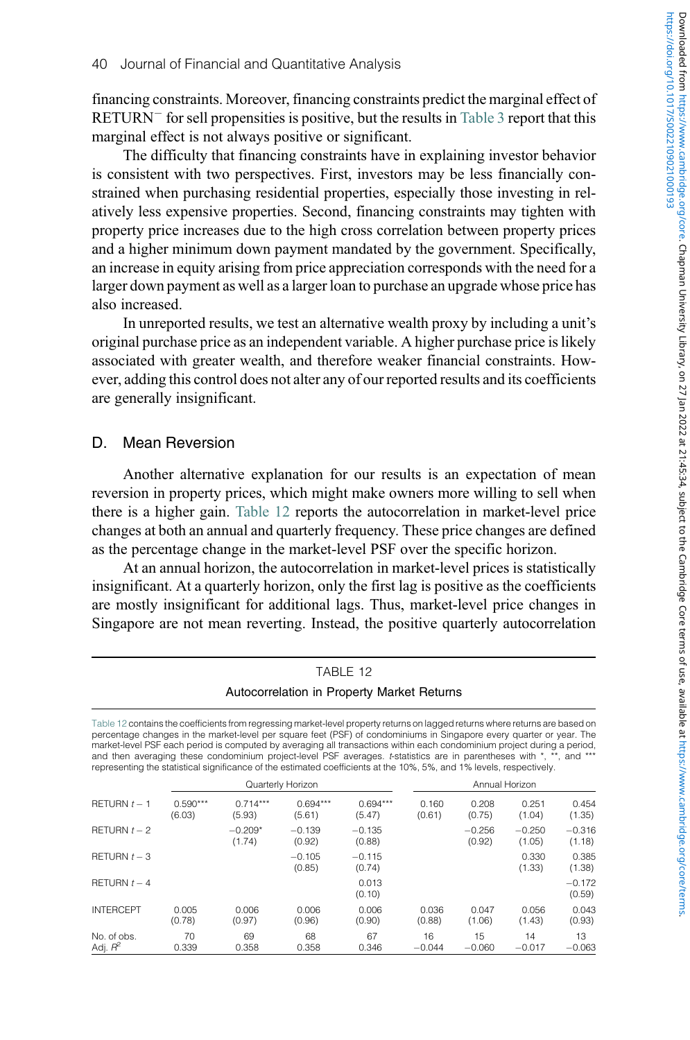financing constraints. Moreover, financing constraints predict the marginal effect of $\text{RETURN}^{-}$ for sell propensities is positive, but the results in Table 3 report that this marginal effect is not always positive or significant.

The difficulty that financing constraints have in explaining investor behavior is consistent with two perspectives. First, investors may be less financially constrained when purchasing residential properties, especially those investing in relatively less expensive properties. Second, financing constraints may tighten with property price increases due to the high cross correlation between property prices and a higher minimum down payment mandated by the government. Specifically, an increase in equity arising from price appreciation corresponds with the need for a larger down payment as well as a larger loan to purchase an upgrade whose price has also increased.

In unreported results, we test an alternative wealth proxy by including a unit's original purchase price as an independent variable. A higher purchase price is likely associated with greater wealth, and therefore weaker financial constraints. However, adding this control does not alter any of our reported results and its coefficients are generally insignificant.

## D. Mean Reversion

Another alternative explanation for our results is an expectation of mean reversion in property prices, which might make owners more willing to sell when there is a higher gain. Table 12 reports the autocorrelation in market-level price changes at both an annual and quarterly frequency. These price changes are defined as the percentage change in the market-level PSF over the specific horizon.

At an annual horizon, the autocorrelation in market-level prices is statistically insignificant. At a quarterly horizon, only the first lag is positive as the coefficients are mostly insignificant for additional lags. Thus, market-level price changes in Singapore are not mean reverting. Instead, the positive quarterly autocorrelation

TABLE 12

Autocorrelation in Property Market Returns

Table 12 contains the coefficients from regressing market-level property returns on lagged returns where returns are based on percentage changes in the market-level per square feet (PSF) of condominiums in Singapore every quarter or year. The market-level PSF each period is computed by averaging all transactions within each condominium project during a period, and then averaging these condominium project-level PSF averages. $t$-statistics are in parentheses with *, **, and *** representing the statistical significance of the estimated coefficients at the 10%, 5%, and 1% levels, respectively.

| | Quarterly Horizon | | | | Annual Horizon | | | |
|---|---|---|---|---|---|---|---|---|
| RETURN $t-1$ | 0.590*** (6.03) | 0.714*** (5.93) | 0.694*** (5.61) | 0.694*** (5.47) | 0.160 (0.61) | 0.208 (0.75) | 0.251 (1.04) | 0.454 (1.35) |
| RETURN $t-2$ | | −0.209* (1.74) | −0.139 (0.92) | −0.135 (0.88) | | −0.256 (0.92) | −0.250 (1.05) | −0.316 (1.18) |
| RETURN $t-3$ | | | −0.105 (0.85) | −0.115 (0.74) | | | 0.330 (1.33) | 0.385 (1.38) |
| RETURN $t-4$ | | | | 0.013 (0.10) | | | | −0.172 (0.59) |
| INTERCEPT | 0.005 (0.78) | 0.006 (0.97) | 0.006 (0.96) | 0.006 (0.90) | 0.036 (0.88) | 0.047 (1.06) | 0.056 (1.43) | 0.043 (0.93) |
| No. of obs. | 70 | 69 | 68 | 67 | 16 | 15 | 14 | 13 |
| Adj. $R^2$ | 0.339 | 0.358 | 0.358 | 0.346 | −0.044 | −0.060 | −0.017 | −0.063 |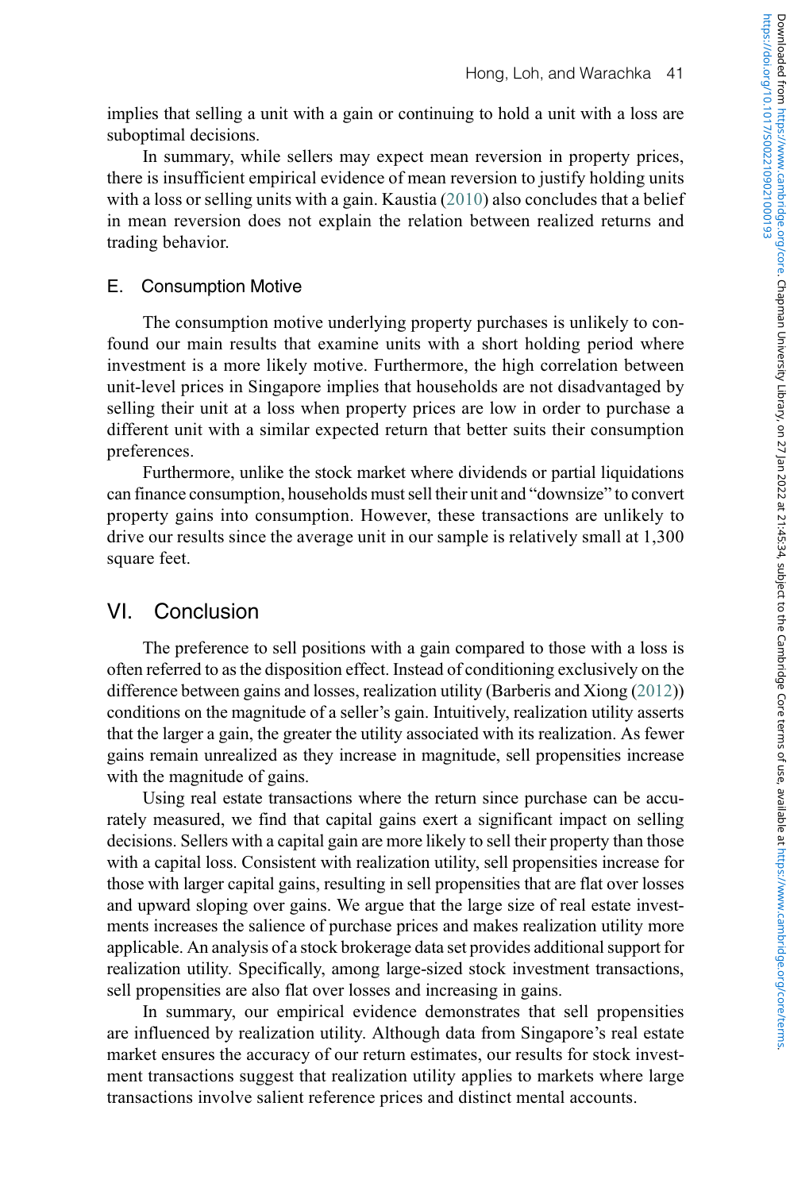implies that selling a unit with a gain or continuing to hold a unit with a loss are suboptimal decisions.

In summary, while sellers may expect mean reversion in property prices, there is insufficient empirical evidence of mean reversion to justify holding units with a loss or selling units with a gain. Kaustia (2010) also concludes that a belief in mean reversion does not explain the relation between realized returns and trading behavior.

### E. Consumption Motive

The consumption motive underlying property purchases is unlikely to confound our main results that examine units with a short holding period where investment is a more likely motive. Furthermore, the high correlation between unit-level prices in Singapore implies that households are not disadvantaged by selling their unit at a loss when property prices are low in order to purchase a different unit with a similar expected return that better suits their consumption preferences.

Furthermore, unlike the stock market where dividends or partial liquidations can finance consumption, households must sell their unit and "downsize" to convert property gains into consumption. However, these transactions are unlikely to drive our results since the average unit in our sample is relatively small at 1,300 square feet.

## VI. Conclusion

The preference to sell positions with a gain compared to those with a loss is often referred to as the disposition effect. Instead of conditioning exclusively on the difference between gains and losses, realization utility (Barberis and Xiong (2012)) conditions on the magnitude of a seller's gain. Intuitively, realization utility asserts that the larger a gain, the greater the utility associated with its realization. As fewer gains remain unrealized as they increase in magnitude, sell propensities increase with the magnitude of gains.

Using real estate transactions where the return since purchase can be accurately measured, we find that capital gains exert a significant impact on selling decisions. Sellers with a capital gain are more likely to sell their property than those with a capital loss. Consistent with realization utility, sell propensities increase for those with larger capital gains, resulting in sell propensities that are flat over losses and upward sloping over gains. We argue that the large size of real estate investments increases the salience of purchase prices and makes realization utility more applicable. An analysis of a stock brokerage data set provides additional support for realization utility. Specifically, among large-sized stock investment transactions, sell propensities are also flat over losses and increasing in gains.

In summary, our empirical evidence demonstrates that sell propensities are influenced by realization utility. Although data from Singapore's real estate market ensures the accuracy of our return estimates, our results for stock investment transactions suggest that realization utility applies to markets where large transactions involve salient reference prices and distinct mental accounts.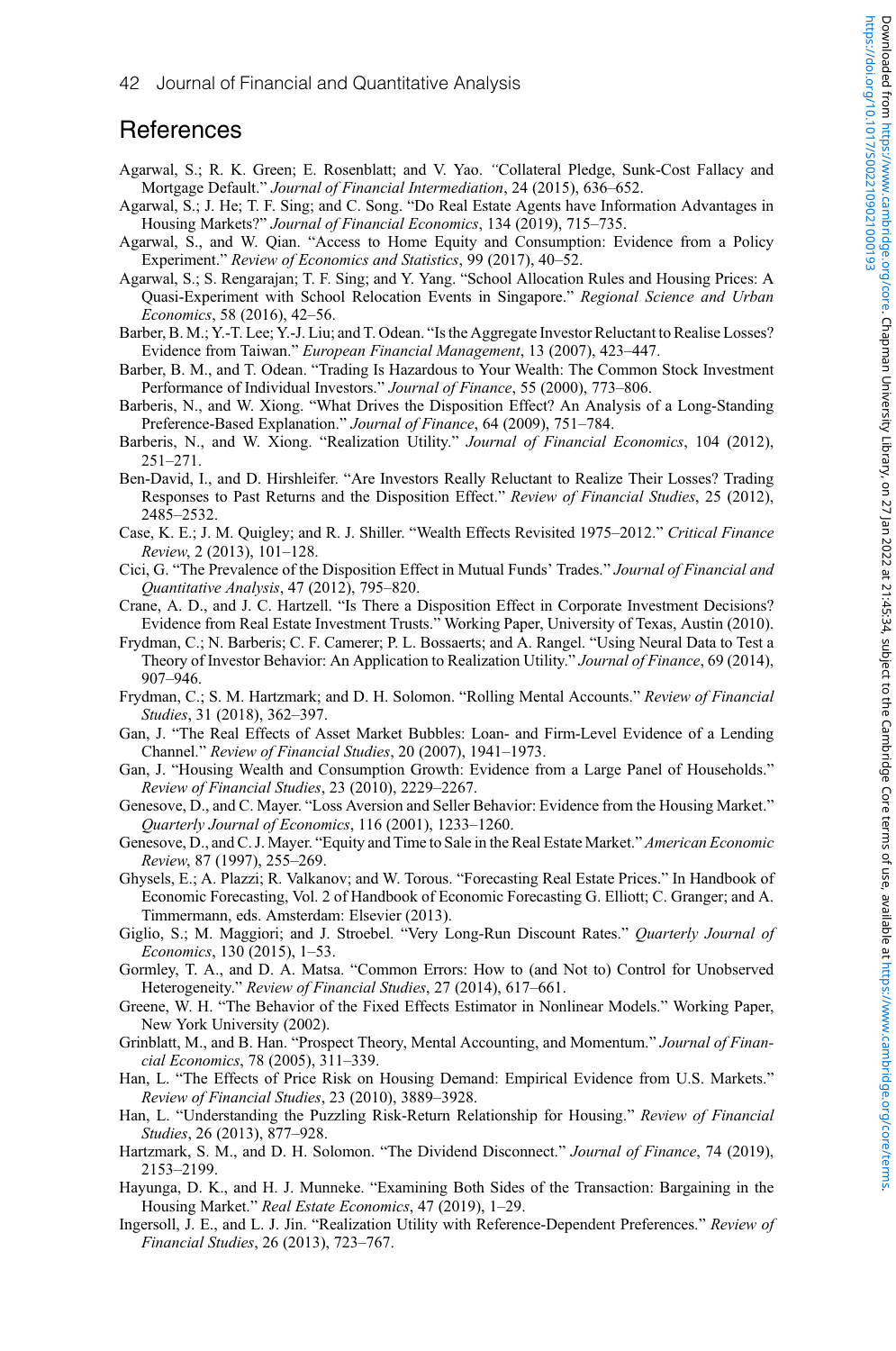## References

Agarwal, S.; R. K. Green; E. Rosenblatt; and V. Yao. "Collateral Pledge, Sunk-Cost Fallacy and Mortgage Default." *Journal of Financial Intermediation*, 24 (2015), 636–652.

Agarwal, S.; J. He; T. F. Sing; and C. Song. "Do Real Estate Agents have Information Advantages in Housing Markets?" *Journal of Financial Economics*, 134 (2019), 715–735.

Agarwal, S., and W. Qian. "Access to Home Equity and Consumption: Evidence from a Policy Experiment." *Review of Economics and Statistics*, 99 (2017), 40–52.

Agarwal, S.; S. Rengarajan; T. F. Sing; and Y. Yang. "School Allocation Rules and Housing Prices: A Quasi-Experiment with School Relocation Events in Singapore." *Regional Science and Urban Economics*, 58 (2016), 42–56.

Barber, B. M.; Y.-T. Lee; Y.-J. Liu; and T. Odean. "Is the Aggregate Investor Reluctant to Realise Losses? Evidence from Taiwan." *European Financial Management*, 13 (2007), 423–447.

Barber, B. M., and T. Odean. "Trading Is Hazardous to Your Wealth: The Common Stock Investment Performance of Individual Investors." *Journal of Finance*, 55 (2000), 773–806.

Barberis, N., and W. Xiong. "What Drives the Disposition Effect? An Analysis of a Long-Standing Preference-Based Explanation." *Journal of Finance*, 64 (2009), 751–784.

Barberis, N., and W. Xiong. "Realization Utility." *Journal of Financial Economics*, 104 (2012), 251–271.

Ben-David, I., and D. Hirshleifer. "Are Investors Really Reluctant to Realize Their Losses? Trading Responses to Past Returns and the Disposition Effect." *Review of Financial Studies*, 25 (2012), 2485–2532.

Case, K. E.; J. M. Quigley; and R. J. Shiller. "Wealth Effects Revisited 1975–2012." *Critical Finance Review*, 2 (2013), 101–128.

Cici, G. "The Prevalence of the Disposition Effect in Mutual Funds' Trades." *Journal of Financial and Quantitative Analysis*, 47 (2012), 795–820.

Crane, A. D., and J. C. Hartzell. "Is There a Disposition Effect in Corporate Investment Decisions? Evidence from Real Estate Investment Trusts." Working Paper, University of Texas, Austin (2010).

Frydman, C.; N. Barberis; C. F. Camerer; P. L. Bossaerts; and A. Rangel. "Using Neural Data to Test a Theory of Investor Behavior: An Application to Realization Utility." *Journal of Finance*, 69 (2014), 907–946.

Frydman, C.; S. M. Hartzmark; and D. H. Solomon. "Rolling Mental Accounts." *Review of Financial Studies*, 31 (2018), 362–397.

Gan, J. "The Real Effects of Asset Market Bubbles: Loan- and Firm-Level Evidence of a Lending Channel." *Review of Financial Studies*, 20 (2007), 1941–1973.

Gan, J. "Housing Wealth and Consumption Growth: Evidence from a Large Panel of Households." *Review of Financial Studies*, 23 (2010), 2229–2267.

Genesove, D., and C. Mayer. "Loss Aversion and Seller Behavior: Evidence from the Housing Market." *Quarterly Journal of Economics*, 116 (2001), 1233–1260.

Genesove, D., and C. J. Mayer. "Equity and Time to Sale in the Real Estate Market." *American Economic Review*, 87 (1997), 255–269.

Ghysels, E.; A. Plazzi; R. Valkanov; and W. Torous. "Forecasting Real Estate Prices." In Handbook of Economic Forecasting, Vol. 2 of Handbook of Economic Forecasting G. Elliott; C. Granger; and A. Timmermann, eds. Amsterdam: Elsevier (2013).

Giglio, S.; M. Maggiori; and J. Stroebel. "Very Long-Run Discount Rates." *Quarterly Journal of Economics*, 130 (2015), 1–53.

Gormley, T. A., and D. A. Matsa. "Common Errors: How to (and Not to) Control for Unobserved Heterogeneity." *Review of Financial Studies*, 27 (2014), 617–661.

Greene, W. H. "The Behavior of the Fixed Effects Estimator in Nonlinear Models." Working Paper, New York University (2002).

Grinblatt, M., and B. Han. "Prospect Theory, Mental Accounting, and Momentum." *Journal of Financial Economics*, 78 (2005), 311–339.

Han, L. "The Effects of Price Risk on Housing Demand: Empirical Evidence from U.S. Markets." *Review of Financial Studies*, 23 (2010), 3889–3928.

Han, L. "Understanding the Puzzling Risk-Return Relationship for Housing." *Review of Financial Studies*, 26 (2013), 877–928.

Hartzmark, S. M., and D. H. Solomon. "The Dividend Disconnect." *Journal of Finance*, 74 (2019), 2153–2199.

Hayunga, D. K., and H. J. Munneke. "Examining Both Sides of the Transaction: Bargaining in the Housing Market." *Real Estate Economics*, 47 (2019), 1–29.

Ingersoll, J. E., and L. J. Jin. "Realization Utility with Reference-Dependent Preferences." *Review of Financial Studies*, 26 (2013), 723–767.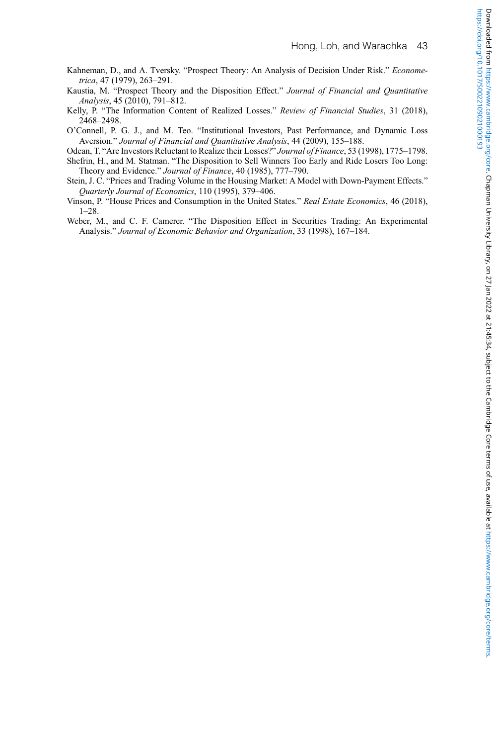Kahneman, D., and A. Tversky. "Prospect Theory: An Analysis of Decision Under Risk." *Econometrica*, 47 (1979), 263–291.

Kaustia, M. "Prospect Theory and the Disposition Effect." *Journal of Financial and Quantitative Analysis*, 45 (2010), 791–812.

Kelly, P. "The Information Content of Realized Losses." *Review of Financial Studies*, 31 (2018), 2468–2498.

O'Connell, P. G. J., and M. Teo. "Institutional Investors, Past Performance, and Dynamic Loss Aversion." *Journal of Financial and Quantitative Analysis*, 44 (2009), 155–188.

Odean, T. "Are Investors Reluctant to Realize their Losses?" *Journal of Finance*, 53 (1998), 1775–1798.

Shefrin, H., and M. Statman. "The Disposition to Sell Winners Too Early and Ride Losers Too Long: Theory and Evidence." *Journal of Finance*, 40 (1985), 777–790.

Stein, J. C. "Prices and Trading Volume in the Housing Market: A Model with Down-Payment Effects." *Quarterly Journal of Economics*, 110 (1995), 379–406.

Vinson, P. "House Prices and Consumption in the United States." *Real Estate Economics*, 46 (2018), 1–28.

Weber, M., and C. F. Camerer. "The Disposition Effect in Securities Trading: An Experimental Analysis." *Journal of Economic Behavior and Organization*, 33 (1998), 167–184.